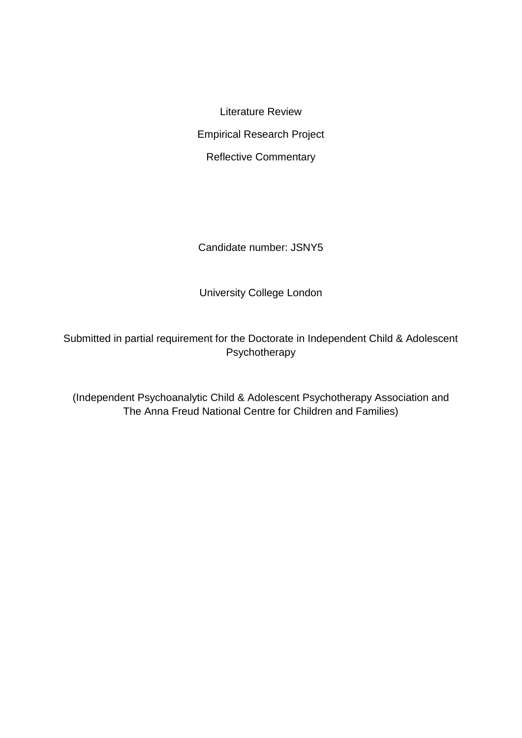Literature Review

Empirical Research Project

Reflective Commentary

Candidate number: JSNY5

University College London

Submitted in partial requirement for the Doctorate in Independent Child & Adolescent Psychotherapy

(Independent Psychoanalytic Child & Adolescent Psychotherapy Association and The Anna Freud National Centre for Children and Families)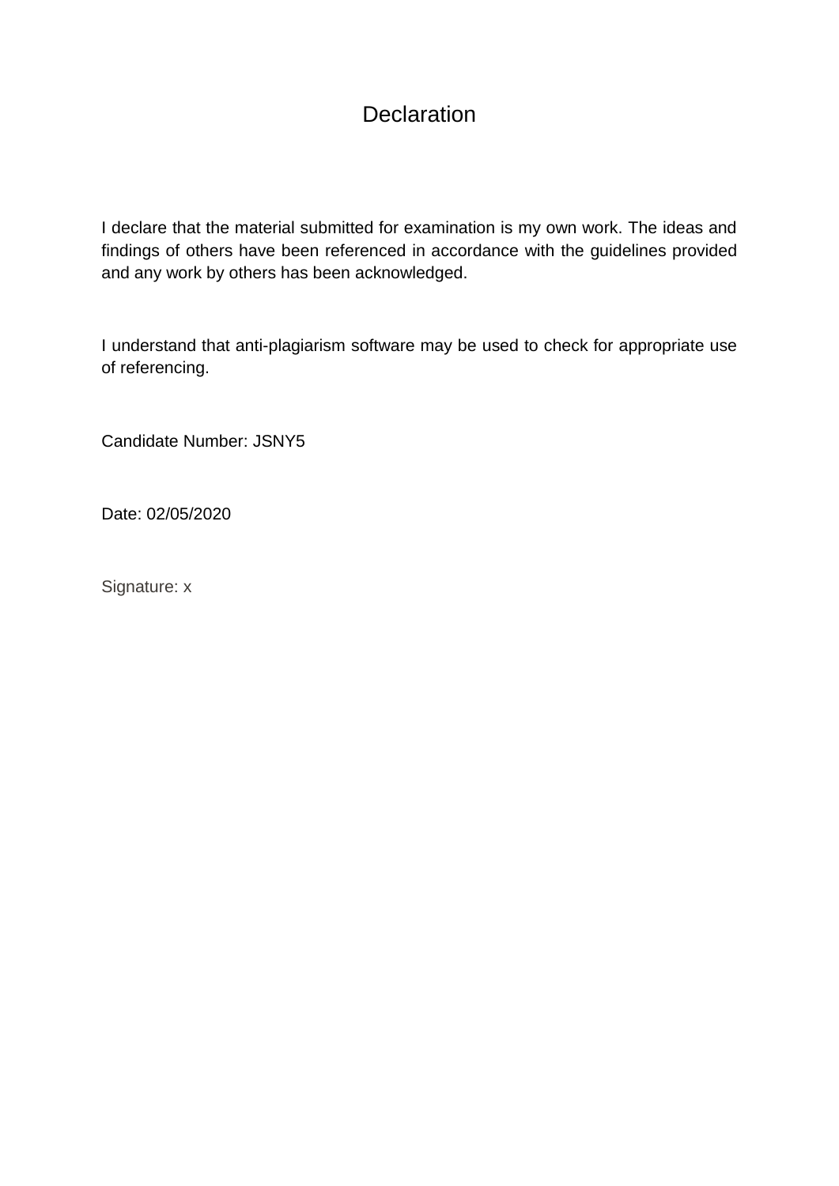# Declaration

I declare that the material submitted for examination is my own work. The ideas and findings of others have been referenced in accordance with the guidelines provided and any work by others has been acknowledged.

I understand that anti-plagiarism software may be used to check for appropriate use of referencing.

Candidate Number: JSNY5

Date: 02/05/2020

Signature: x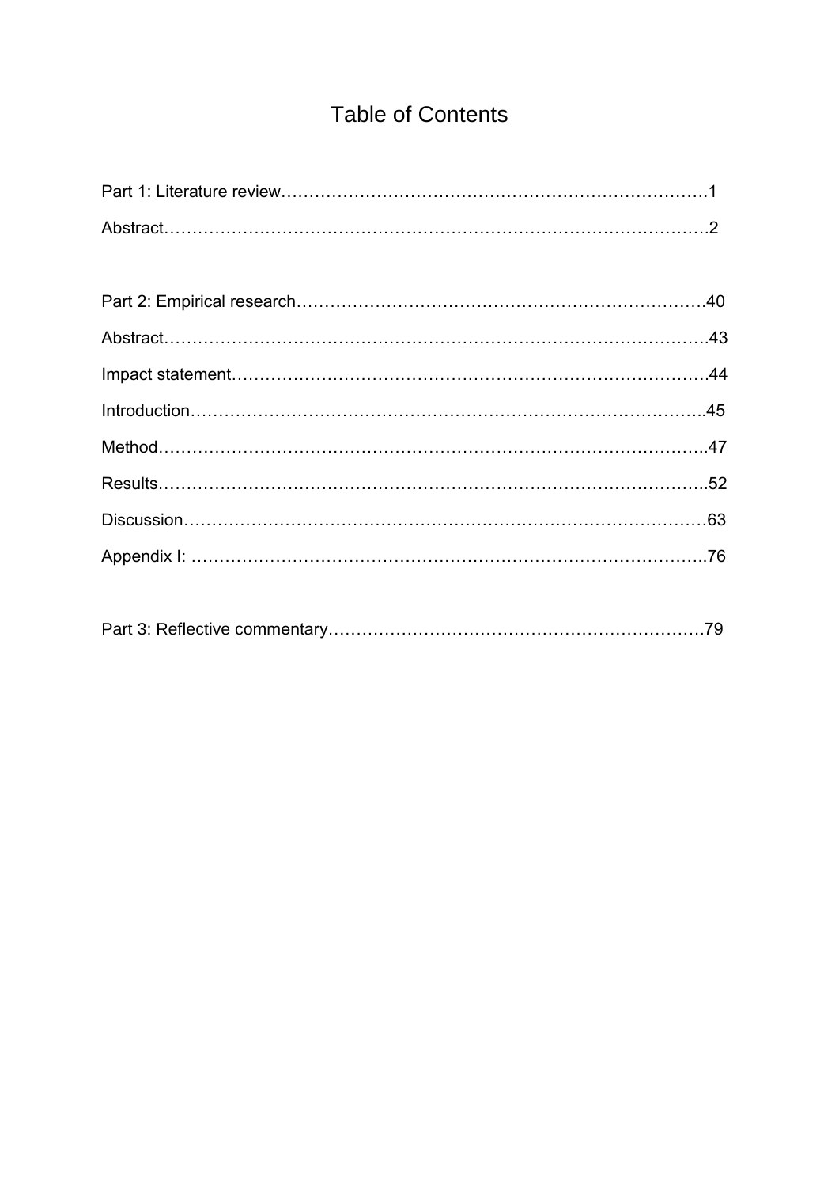# Table of Contents

Part 1: Literature review……………………………………………………………………….1

Abstract……………………………………………………………………………………….2

Part 2: Empirical research…………………………………………………………………40

Abstract……………………………………………………………………………………….43

Impact statement…………………………………………………………………………….44

Introduction…………………………………………………………………………………..45

Method………………………………………………………………………………………..47

Results………………………………………………………………………………………..52

Discussion……………………………………………………………………………………63

Appendix I: …………………………………………………………………………………..76

Part 3: Reflective commentary……………………………………………………………79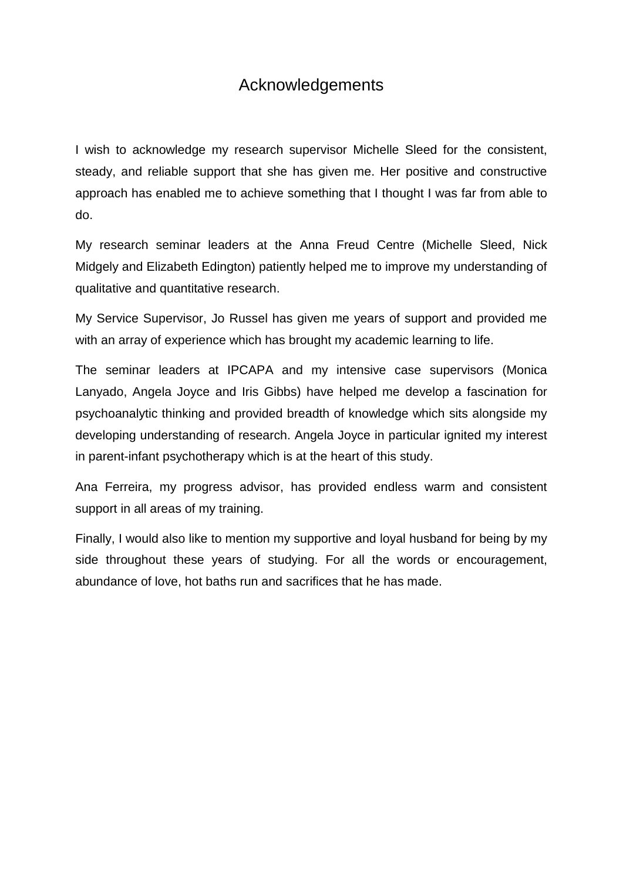# Acknowledgements

I wish to acknowledge my research supervisor Michelle Sleed for the consistent, steady, and reliable support that she has given me. Her positive and constructive approach has enabled me to achieve something that I thought I was far from able to do.

My research seminar leaders at the Anna Freud Centre (Michelle Sleed, Nick Midgely and Elizabeth Edington) patiently helped me to improve my understanding of qualitative and quantitative research.

My Service Supervisor, Jo Russel has given me years of support and provided me with an array of experience which has brought my academic learning to life.

The seminar leaders at IPCAPA and my intensive case supervisors (Monica Lanyado, Angela Joyce and Iris Gibbs) have helped me develop a fascination for psychoanalytic thinking and provided breadth of knowledge which sits alongside my developing understanding of research. Angela Joyce in particular ignited my interest in parent-infant psychotherapy which is at the heart of this study.

Ana Ferreira, my progress advisor, has provided endless warm and consistent support in all areas of my training.

Finally, I would also like to mention my supportive and loyal husband for being by my side throughout these years of studying. For all the words or encouragement, abundance of love, hot baths run and sacrifices that he has made.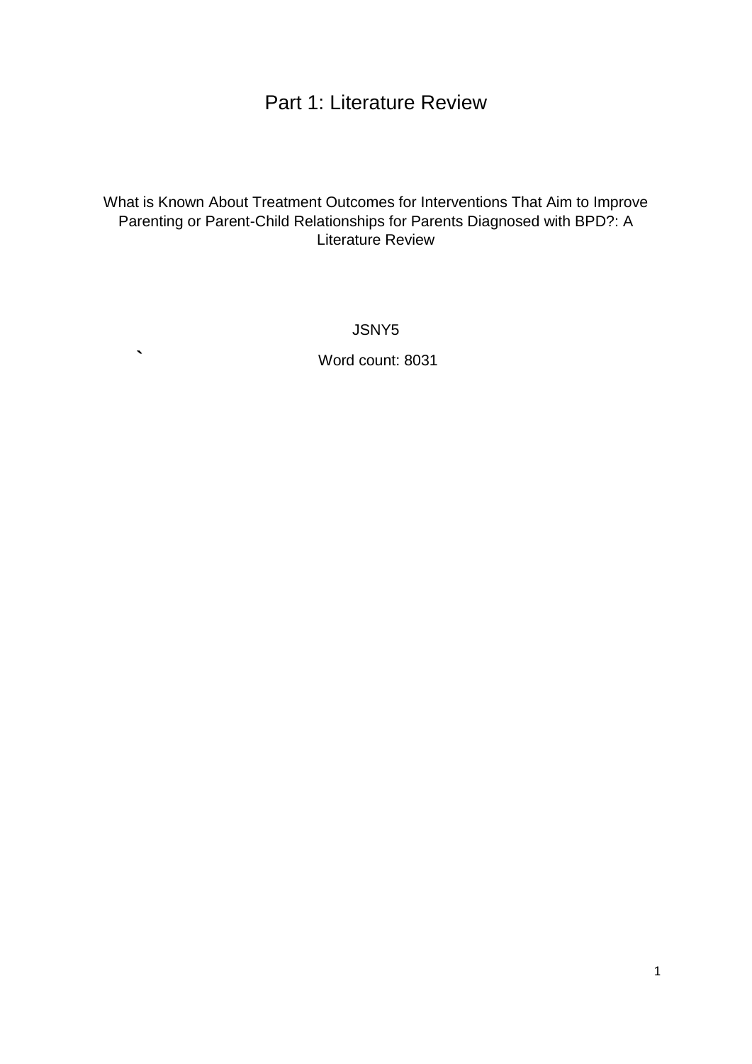# Part 1: Literature Review

What is Known About Treatment Outcomes for Interventions That Aim to Improve Parenting or Parent-Child Relationships for Parents Diagnosed with BPD?: A Literature Review

JSNY5

`

Word count: 8031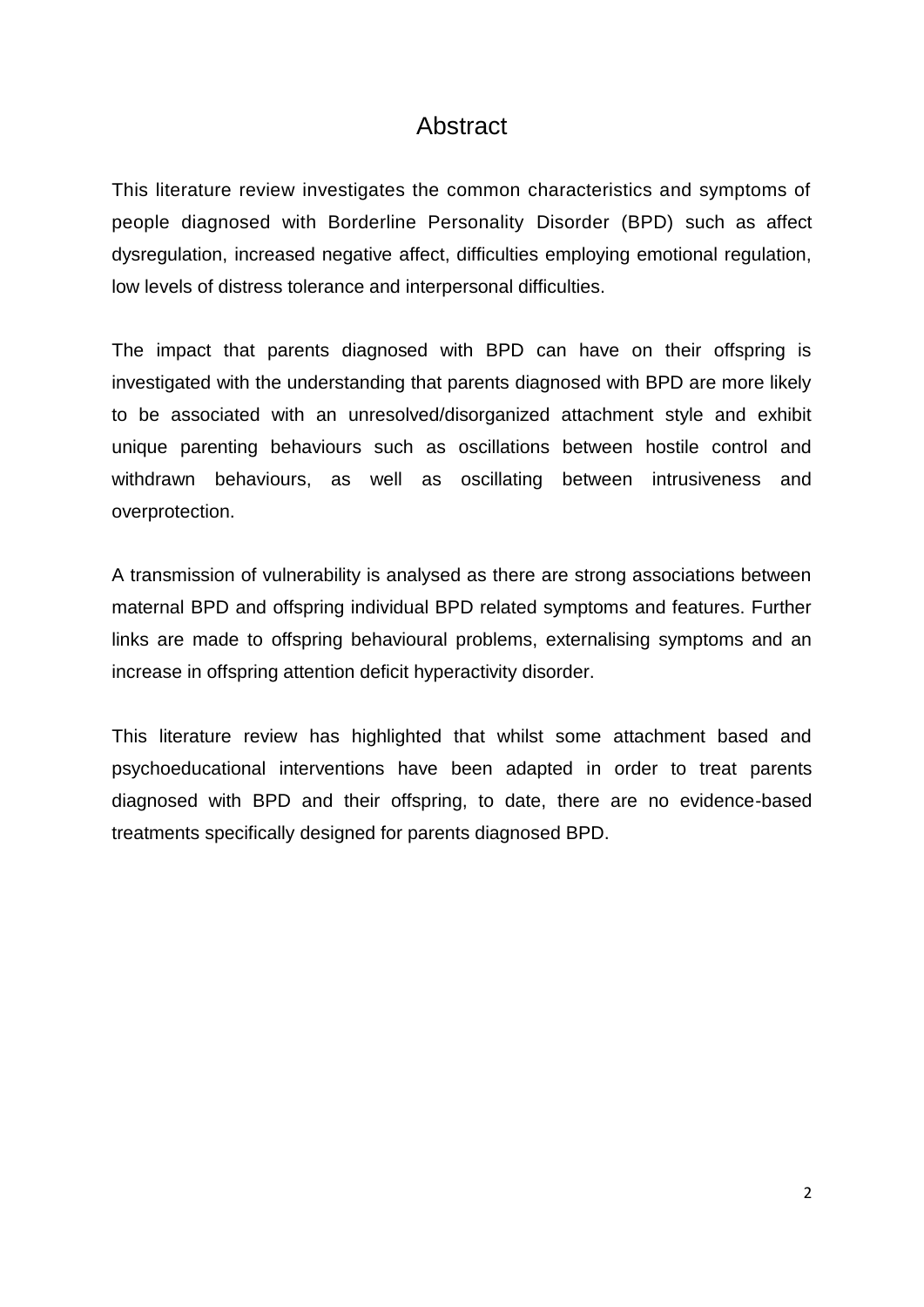# Abstract

This literature review investigates the common characteristics and symptoms of people diagnosed with Borderline Personality Disorder (BPD) such as affect dysregulation, increased negative affect, difficulties employing emotional regulation, low levels of distress tolerance and interpersonal difficulties.

The impact that parents diagnosed with BPD can have on their offspring is investigated with the understanding that parents diagnosed with BPD are more likely to be associated with an unresolved/disorganized attachment style and exhibit unique parenting behaviours such as oscillations between hostile control and withdrawn behaviours, as well as oscillating between intrusiveness and overprotection.

A transmission of vulnerability is analysed as there are strong associations between maternal BPD and offspring individual BPD related symptoms and features. Further links are made to offspring behavioural problems, externalising symptoms and an increase in offspring attention deficit hyperactivity disorder.

This literature review has highlighted that whilst some attachment based and psychoeducational interventions have been adapted in order to treat parents diagnosed with BPD and their offspring, to date, there are no evidence-based treatments specifically designed for parents diagnosed BPD.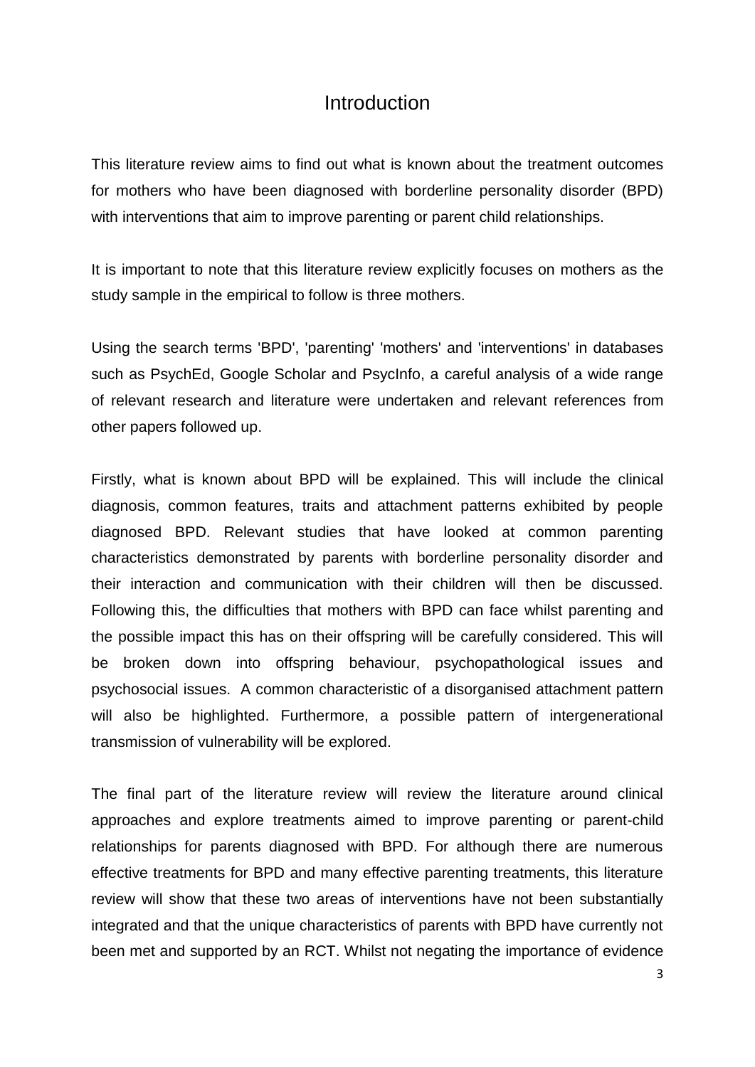# Introduction

This literature review aims to find out what is known about the treatment outcomes for mothers who have been diagnosed with borderline personality disorder (BPD) with interventions that aim to improve parenting or parent child relationships.

It is important to note that this literature review explicitly focuses on mothers as the study sample in the empirical to follow is three mothers.

Using the search terms 'BPD', 'parenting' 'mothers' and 'interventions' in databases such as PsychEd, Google Scholar and PsycInfo, a careful analysis of a wide range of relevant research and literature were undertaken and relevant references from other papers followed up.

Firstly, what is known about BPD will be explained. This will include the clinical diagnosis, common features, traits and attachment patterns exhibited by people diagnosed BPD. Relevant studies that have looked at common parenting characteristics demonstrated by parents with borderline personality disorder and their interaction and communication with their children will then be discussed. Following this, the difficulties that mothers with BPD can face whilst parenting and the possible impact this has on their offspring will be carefully considered. This will be broken down into offspring behaviour, psychopathological issues and psychosocial issues. A common characteristic of a disorganised attachment pattern will also be highlighted. Furthermore, a possible pattern of intergenerational transmission of vulnerability will be explored.

The final part of the literature review will review the literature around clinical approaches and explore treatments aimed to improve parenting or parent-child relationships for parents diagnosed with BPD. For although there are numerous effective treatments for BPD and many effective parenting treatments, this literature review will show that these two areas of interventions have not been substantially integrated and that the unique characteristics of parents with BPD have currently not been met and supported by an RCT. Whilst not negating the importance of evidence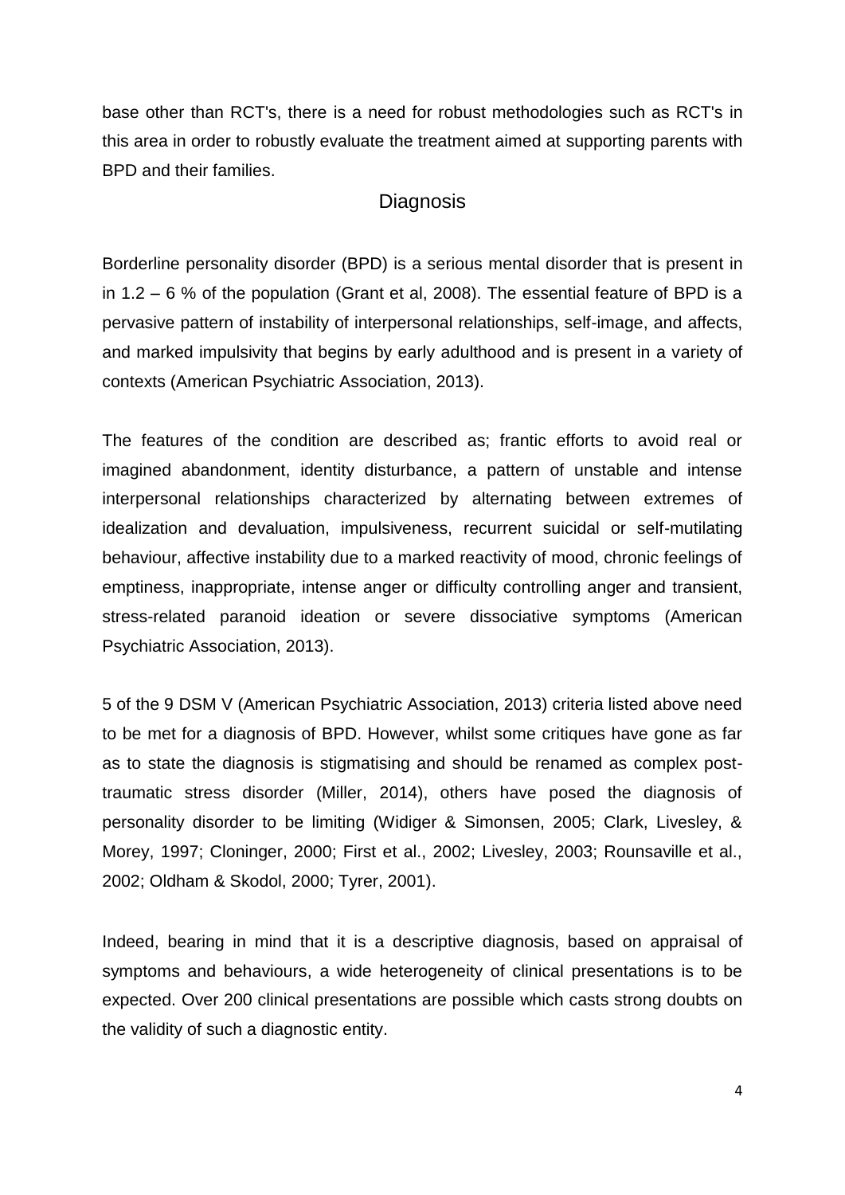base other than RCT's, there is a need for robust methodologies such as RCT's in this area in order to robustly evaluate the treatment aimed at supporting parents with BPD and their families.

## Diagnosis

Borderline personality disorder (BPD) is a serious mental disorder that is present in in 1.2 – 6 % of the population (Grant et al, 2008). The essential feature of BPD is a pervasive pattern of instability of interpersonal relationships, self-image, and affects, and marked impulsivity that begins by early adulthood and is present in a variety of contexts (American Psychiatric Association, 2013).

The features of the condition are described as; frantic efforts to avoid real or imagined abandonment, identity disturbance, a pattern of unstable and intense interpersonal relationships characterized by alternating between extremes of idealization and devaluation, impulsiveness, recurrent suicidal or self-mutilating behaviour, affective instability due to a marked reactivity of mood, chronic feelings of emptiness, inappropriate, intense anger or difficulty controlling anger and transient, stress-related paranoid ideation or severe dissociative symptoms (American Psychiatric Association, 2013).

5 of the 9 DSM V (American Psychiatric Association, 2013) criteria listed above need to be met for a diagnosis of BPD. However, whilst some critiques have gone as far as to state the diagnosis is stigmatising and should be renamed as complex post-traumatic stress disorder (Miller, 2014), others have posed the diagnosis of personality disorder to be limiting (Widiger & Simonsen, 2005; Clark, Livesley, & Morey, 1997; Cloninger, 2000; First et al., 2002; Livesley, 2003; Rounsaville et al., 2002; Oldham & Skodol, 2000; Tyrer, 2001).

Indeed, bearing in mind that it is a descriptive diagnosis, based on appraisal of symptoms and behaviours, a wide heterogeneity of clinical presentations is to be expected. Over 200 clinical presentations are possible which casts strong doubts on the validity of such a diagnostic entity.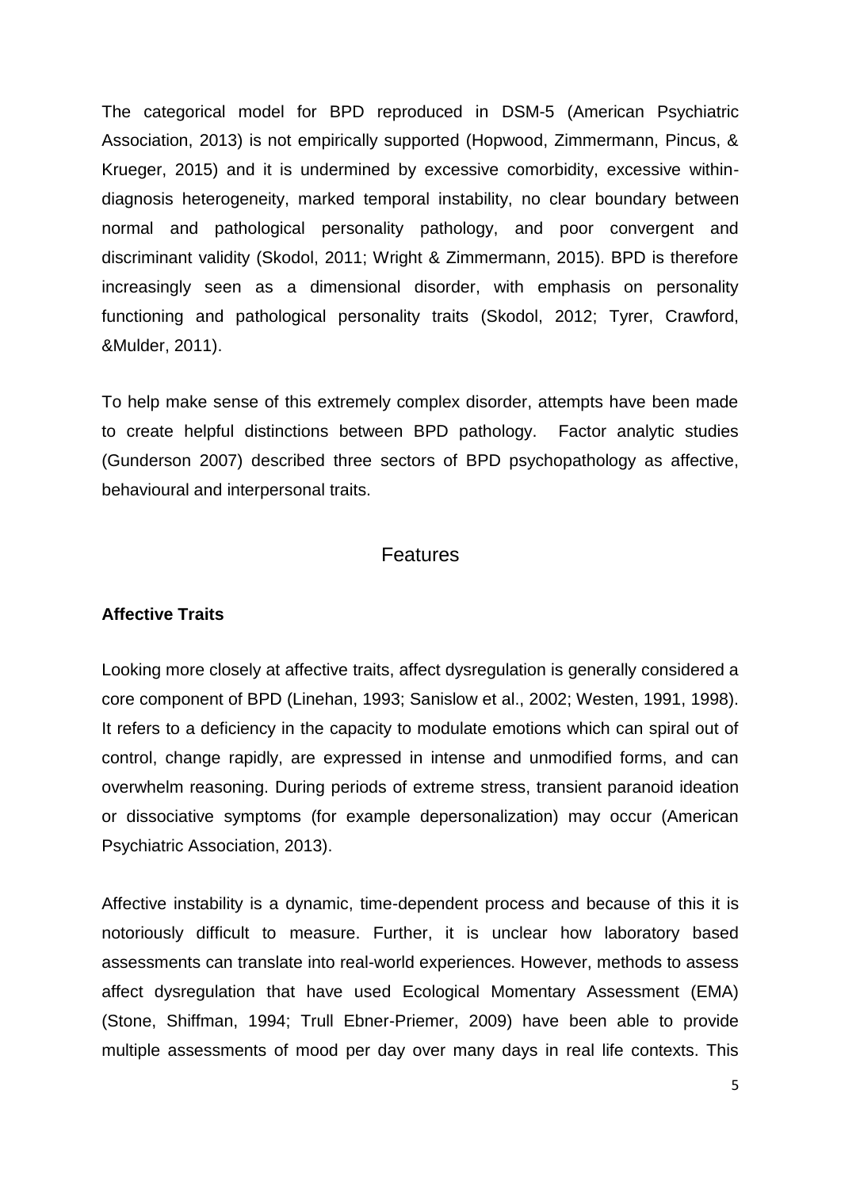The categorical model for BPD reproduced in DSM-5 (American Psychiatric Association, 2013) is not empirically supported (Hopwood, Zimmermann, Pincus, & Krueger, 2015) and it is undermined by excessive comorbidity, excessive within-diagnosis heterogeneity, marked temporal instability, no clear boundary between normal and pathological personality pathology, and poor convergent and discriminant validity (Skodol, 2011; Wright & Zimmermann, 2015). BPD is therefore increasingly seen as a dimensional disorder, with emphasis on personality functioning and pathological personality traits (Skodol, 2012; Tyrer, Crawford, &Mulder, 2011).

To help make sense of this extremely complex disorder, attempts have been made to create helpful distinctions between BPD pathology. Factor analytic studies (Gunderson 2007) described three sectors of BPD psychopathology as affective, behavioural and interpersonal traits.

## Features

**Affective Traits**

Looking more closely at affective traits, affect dysregulation is generally considered a core component of BPD (Linehan, 1993; Sanislow et al., 2002; Westen, 1991, 1998). It refers to a deficiency in the capacity to modulate emotions which can spiral out of control, change rapidly, are expressed in intense and unmodified forms, and can overwhelm reasoning. During periods of extreme stress, transient paranoid ideation or dissociative symptoms (for example depersonalization) may occur (American Psychiatric Association, 2013).

Affective instability is a dynamic, time-dependent process and because of this it is notoriously difficult to measure. Further, it is unclear how laboratory based assessments can translate into real-world experiences. However, methods to assess affect dysregulation that have used Ecological Momentary Assessment (EMA) (Stone, Shiffman, 1994; Trull Ebner-Priemer, 2009) have been able to provide multiple assessments of mood per day over many days in real life contexts. This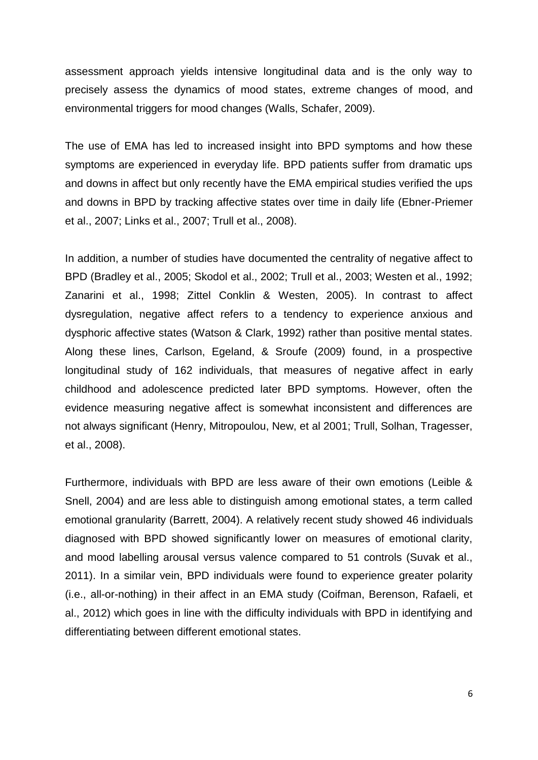assessment approach yields intensive longitudinal data and is the only way to precisely assess the dynamics of mood states, extreme changes of mood, and environmental triggers for mood changes (Walls, Schafer, 2009).

The use of EMA has led to increased insight into BPD symptoms and how these symptoms are experienced in everyday life. BPD patients suffer from dramatic ups and downs in affect but only recently have the EMA empirical studies verified the ups and downs in BPD by tracking affective states over time in daily life (Ebner-Priemer et al., 2007; Links et al., 2007; Trull et al., 2008).

In addition, a number of studies have documented the centrality of negative affect to BPD (Bradley et al., 2005; Skodol et al., 2002; Trull et al., 2003; Westen et al., 1992; Zanarini et al., 1998; Zittel Conklin & Westen, 2005). In contrast to affect dysregulation, negative affect refers to a tendency to experience anxious and dysphoric affective states (Watson & Clark, 1992) rather than positive mental states. Along these lines, Carlson, Egeland, & Sroufe (2009) found, in a prospective longitudinal study of 162 individuals, that measures of negative affect in early childhood and adolescence predicted later BPD symptoms. However, often the evidence measuring negative affect is somewhat inconsistent and differences are not always significant (Henry, Mitropoulou, New, et al 2001; Trull, Solhan, Tragesser, et al., 2008).

Furthermore, individuals with BPD are less aware of their own emotions (Leible & Snell, 2004) and are less able to distinguish among emotional states, a term called emotional granularity (Barrett, 2004). A relatively recent study showed 46 individuals diagnosed with BPD showed significantly lower on measures of emotional clarity, and mood labelling arousal versus valence compared to 51 controls (Suvak et al., 2011). In a similar vein, BPD individuals were found to experience greater polarity (i.e., all-or-nothing) in their affect in an EMA study (Coifman, Berenson, Rafaeli, et al., 2012) which goes in line with the difficulty individuals with BPD in identifying and differentiating between different emotional states.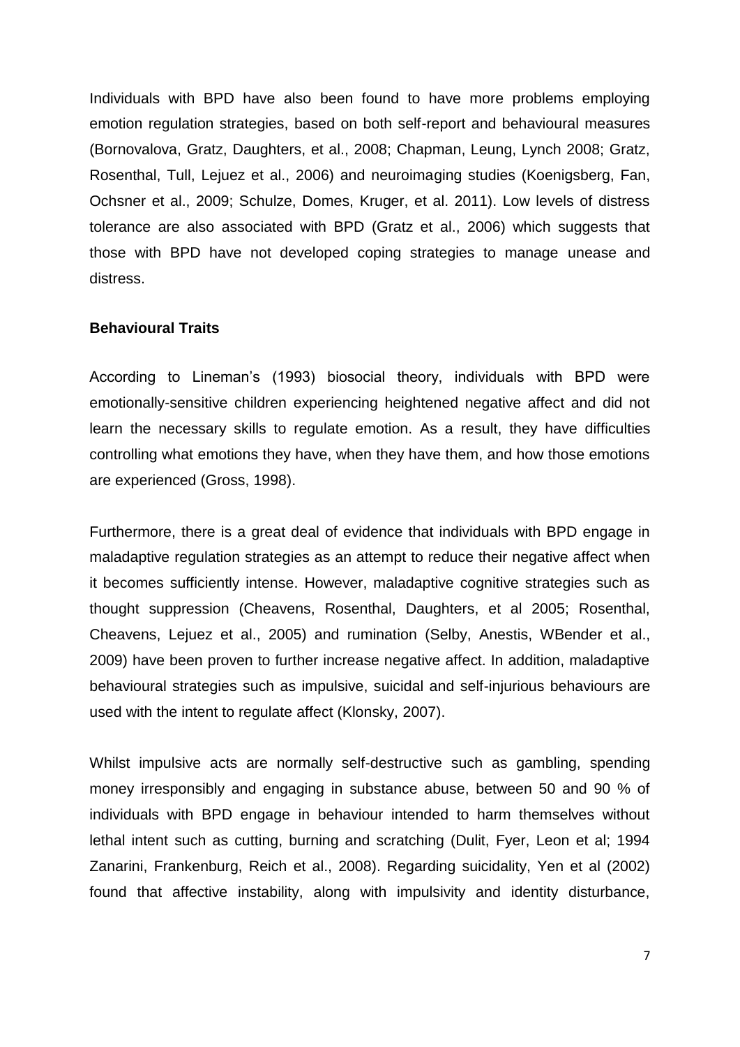Individuals with BPD have also been found to have more problems employing emotion regulation strategies, based on both self-report and behavioural measures (Bornovalova, Gratz, Daughters, et al., 2008; Chapman, Leung, Lynch 2008; Gratz, Rosenthal, Tull, Lejuez et al., 2006) and neuroimaging studies (Koenigsberg, Fan, Ochsner et al., 2009; Schulze, Domes, Kruger, et al. 2011). Low levels of distress tolerance are also associated with BPD (Gratz et al., 2006) which suggests that those with BPD have not developed coping strategies to manage unease and distress.

**Behavioural Traits**

According to Lineman's (1993) biosocial theory, individuals with BPD were emotionally-sensitive children experiencing heightened negative affect and did not learn the necessary skills to regulate emotion. As a result, they have difficulties controlling what emotions they have, when they have them, and how those emotions are experienced (Gross, 1998).

Furthermore, there is a great deal of evidence that individuals with BPD engage in maladaptive regulation strategies as an attempt to reduce their negative affect when it becomes sufficiently intense. However, maladaptive cognitive strategies such as thought suppression (Cheavens, Rosenthal, Daughters, et al 2005; Rosenthal, Cheavens, Lejuez et al., 2005) and rumination (Selby, Anestis, WBender et al., 2009) have been proven to further increase negative affect. In addition, maladaptive behavioural strategies such as impulsive, suicidal and self-injurious behaviours are used with the intent to regulate affect (Klonsky, 2007).

Whilst impulsive acts are normally self-destructive such as gambling, spending money irresponsibly and engaging in substance abuse, between 50 and 90 % of individuals with BPD engage in behaviour intended to harm themselves without lethal intent such as cutting, burning and scratching (Dulit, Fyer, Leon et al; 1994 Zanarini, Frankenburg, Reich et al., 2008). Regarding suicidality, Yen et al (2002) found that affective instability, along with impulsivity and identity disturbance,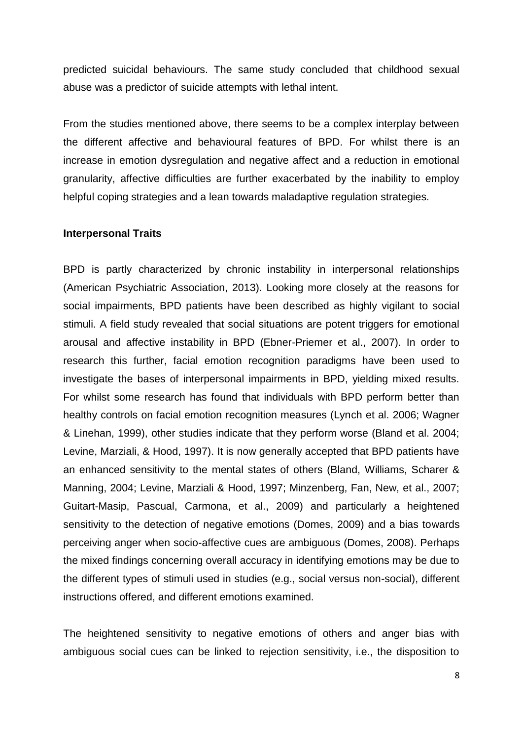predicted suicidal behaviours. The same study concluded that childhood sexual abuse was a predictor of suicide attempts with lethal intent.

From the studies mentioned above, there seems to be a complex interplay between the different affective and behavioural features of BPD. For whilst there is an increase in emotion dysregulation and negative affect and a reduction in emotional granularity, affective difficulties are further exacerbated by the inability to employ helpful coping strategies and a lean towards maladaptive regulation strategies.

**Interpersonal Traits**

BPD is partly characterized by chronic instability in interpersonal relationships (American Psychiatric Association, 2013). Looking more closely at the reasons for social impairments, BPD patients have been described as highly vigilant to social stimuli. A field study revealed that social situations are potent triggers for emotional arousal and affective instability in BPD (Ebner-Priemer et al., 2007). In order to research this further, facial emotion recognition paradigms have been used to investigate the bases of interpersonal impairments in BPD, yielding mixed results. For whilst some research has found that individuals with BPD perform better than healthy controls on facial emotion recognition measures (Lynch et al. 2006; Wagner & Linehan, 1999), other studies indicate that they perform worse (Bland et al. 2004; Levine, Marziali, & Hood, 1997). It is now generally accepted that BPD patients have an enhanced sensitivity to the mental states of others (Bland, Williams, Scharer & Manning, 2004; Levine, Marziali & Hood, 1997; Minzenberg, Fan, New, et al., 2007; Guitart-Masip, Pascual, Carmona, et al., 2009) and particularly a heightened sensitivity to the detection of negative emotions (Domes, 2009) and a bias towards perceiving anger when socio-affective cues are ambiguous (Domes, 2008). Perhaps the mixed findings concerning overall accuracy in identifying emotions may be due to the different types of stimuli used in studies (e.g., social versus non-social), different instructions offered, and different emotions examined.

The heightened sensitivity to negative emotions of others and anger bias with ambiguous social cues can be linked to rejection sensitivity, i.e., the disposition to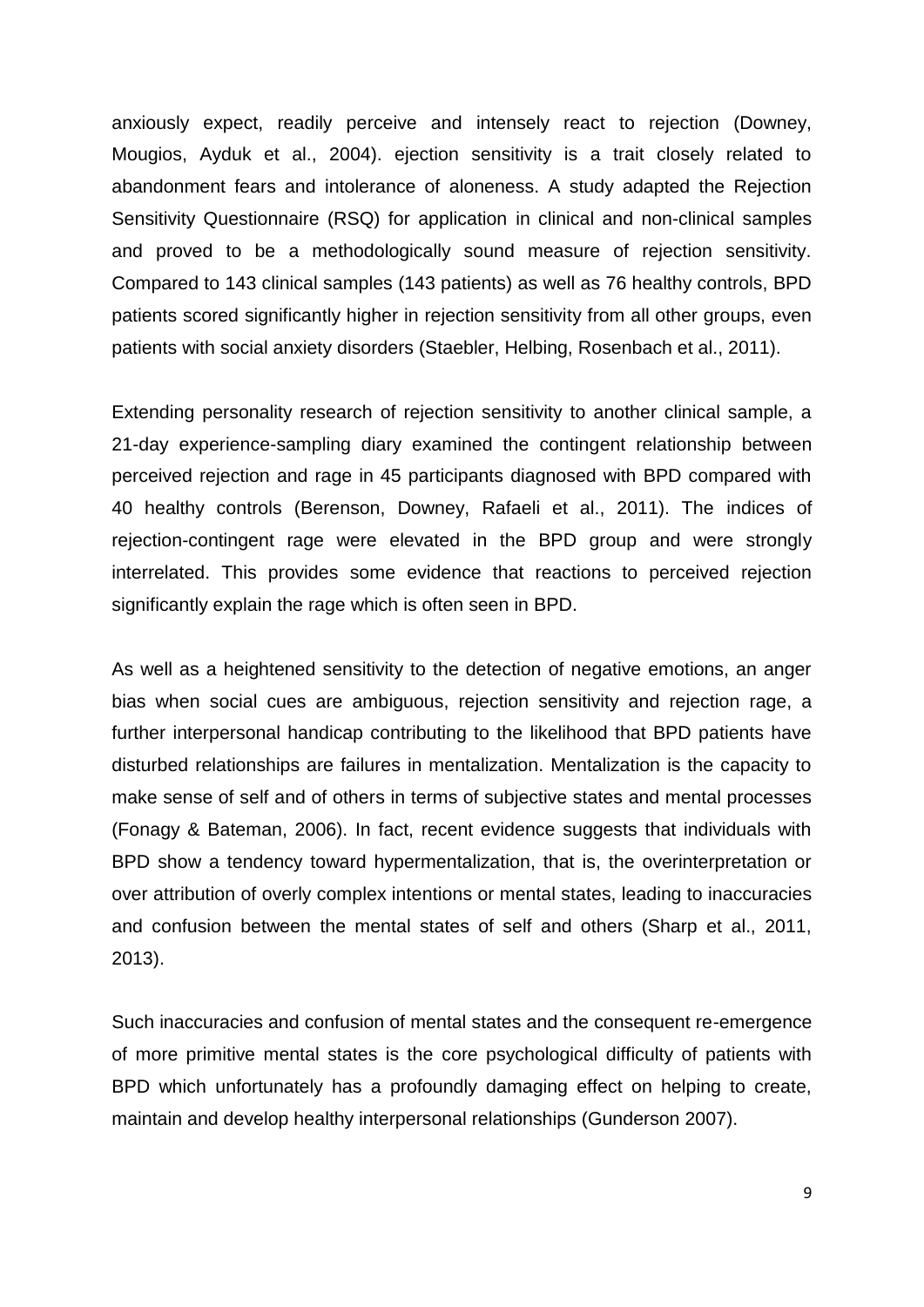anxiously expect, readily perceive and intensely react to rejection (Downey, Mougios, Ayduk et al., 2004). ejection sensitivity is a trait closely related to abandonment fears and intolerance of aloneness. A study adapted the Rejection Sensitivity Questionnaire (RSQ) for application in clinical and non-clinical samples and proved to be a methodologically sound measure of rejection sensitivity. Compared to 143 clinical samples (143 patients) as well as 76 healthy controls, BPD patients scored significantly higher in rejection sensitivity from all other groups, even patients with social anxiety disorders (Staebler, Helbing, Rosenbach et al., 2011).

Extending personality research of rejection sensitivity to another clinical sample, a 21-day experience-sampling diary examined the contingent relationship between perceived rejection and rage in 45 participants diagnosed with BPD compared with 40 healthy controls (Berenson, Downey, Rafaeli et al., 2011). The indices of rejection-contingent rage were elevated in the BPD group and were strongly interrelated. This provides some evidence that reactions to perceived rejection significantly explain the rage which is often seen in BPD.

As well as a heightened sensitivity to the detection of negative emotions, an anger bias when social cues are ambiguous, rejection sensitivity and rejection rage, a further interpersonal handicap contributing to the likelihood that BPD patients have disturbed relationships are failures in mentalization. Mentalization is the capacity to make sense of self and of others in terms of subjective states and mental processes (Fonagy & Bateman, 2006). In fact, recent evidence suggests that individuals with BPD show a tendency toward hypermentalization, that is, the overinterpretation or over attribution of overly complex intentions or mental states, leading to inaccuracies and confusion between the mental states of self and others (Sharp et al., 2011, 2013).

Such inaccuracies and confusion of mental states and the consequent re-emergence of more primitive mental states is the core psychological difficulty of patients with BPD which unfortunately has a profoundly damaging effect on helping to create, maintain and develop healthy interpersonal relationships (Gunderson 2007).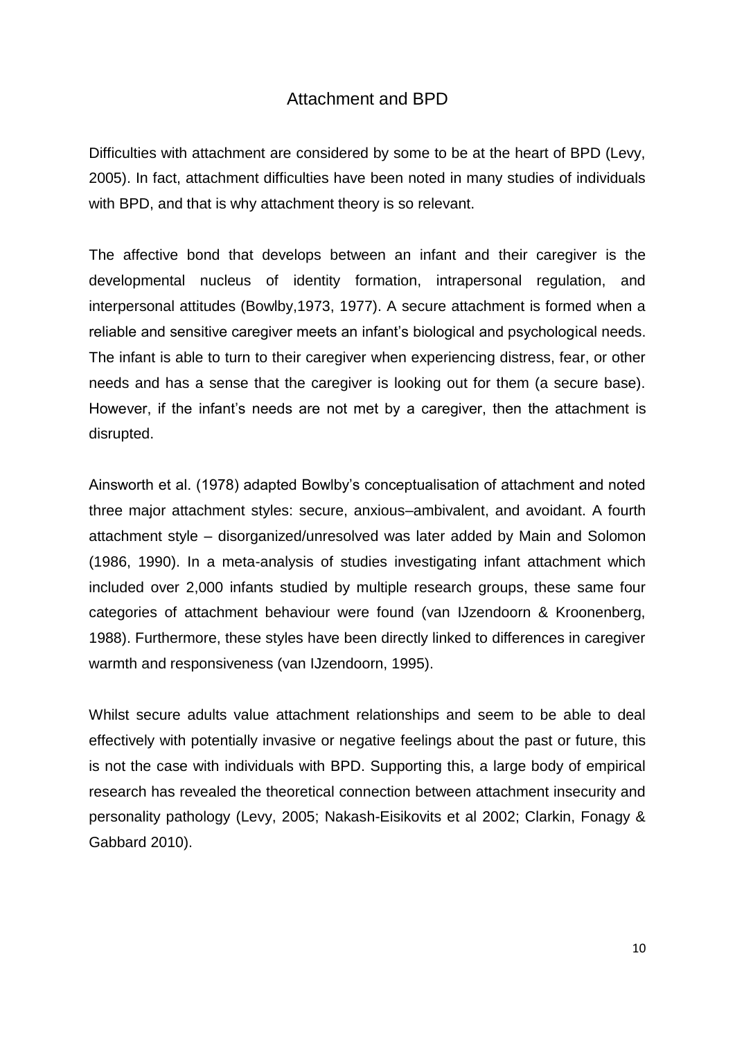## Attachment and BPD

Difficulties with attachment are considered by some to be at the heart of BPD (Levy, 2005). In fact, attachment difficulties have been noted in many studies of individuals with BPD, and that is why attachment theory is so relevant.

The affective bond that develops between an infant and their caregiver is the developmental nucleus of identity formation, intrapersonal regulation, and interpersonal attitudes (Bowlby,1973, 1977). A secure attachment is formed when a reliable and sensitive caregiver meets an infant's biological and psychological needs. The infant is able to turn to their caregiver when experiencing distress, fear, or other needs and has a sense that the caregiver is looking out for them (a secure base). However, if the infant's needs are not met by a caregiver, then the attachment is disrupted.

Ainsworth et al. (1978) adapted Bowlby's conceptualisation of attachment and noted three major attachment styles: secure, anxious–ambivalent, and avoidant. A fourth attachment style – disorganized/unresolved was later added by Main and Solomon (1986, 1990). In a meta-analysis of studies investigating infant attachment which included over 2,000 infants studied by multiple research groups, these same four categories of attachment behaviour were found (van IJzendoorn & Kroonenberg, 1988). Furthermore, these styles have been directly linked to differences in caregiver warmth and responsiveness (van IJzendoorn, 1995).

Whilst secure adults value attachment relationships and seem to be able to deal effectively with potentially invasive or negative feelings about the past or future, this is not the case with individuals with BPD. Supporting this, a large body of empirical research has revealed the theoretical connection between attachment insecurity and personality pathology (Levy, 2005; Nakash-Eisikovits et al 2002; Clarkin, Fonagy & Gabbard 2010).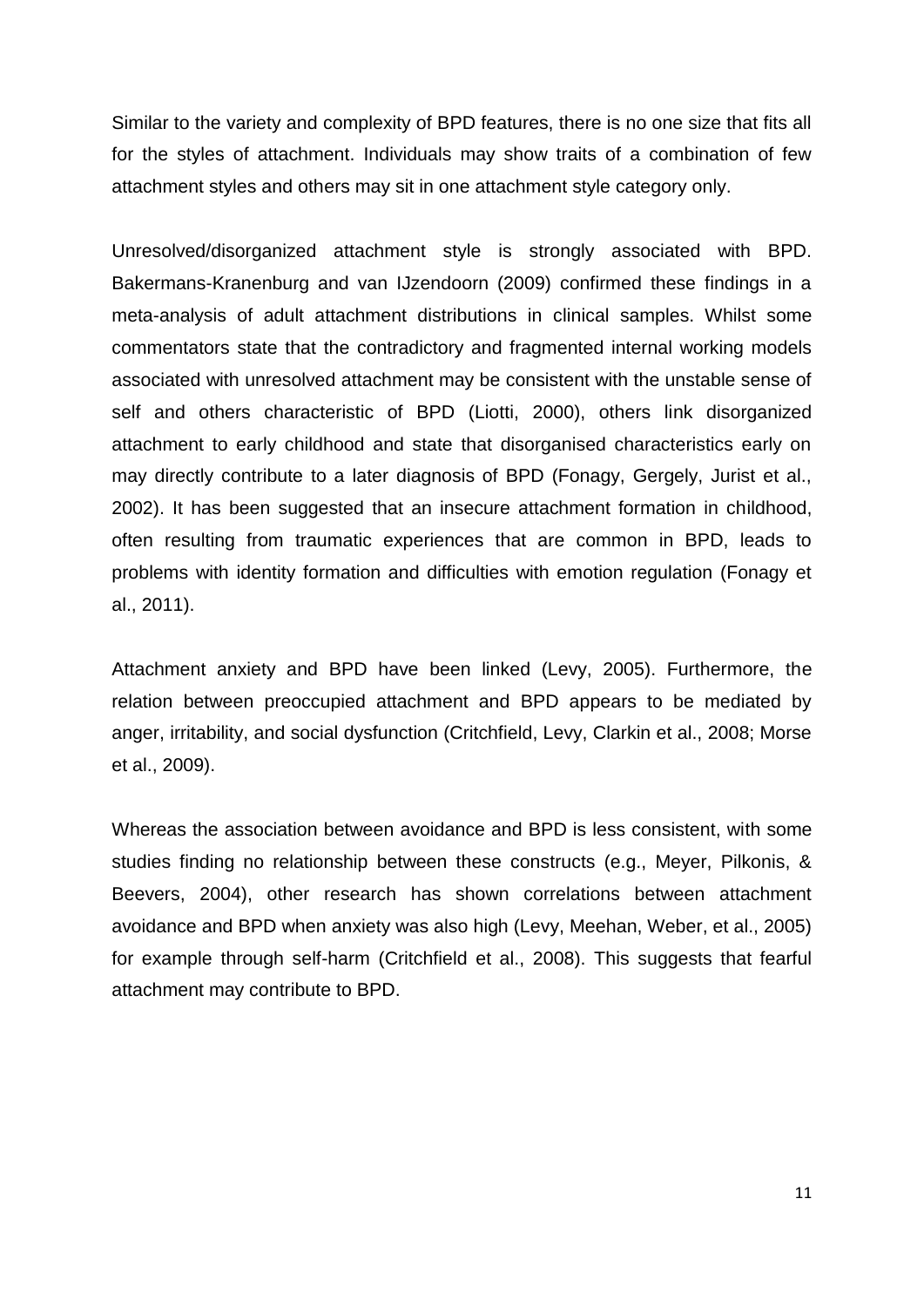Similar to the variety and complexity of BPD features, there is no one size that fits all for the styles of attachment. Individuals may show traits of a combination of few attachment styles and others may sit in one attachment style category only.

Unresolved/disorganized attachment style is strongly associated with BPD. Bakermans-Kranenburg and van IJzendoorn (2009) confirmed these findings in a meta-analysis of adult attachment distributions in clinical samples. Whilst some commentators state that the contradictory and fragmented internal working models associated with unresolved attachment may be consistent with the unstable sense of self and others characteristic of BPD (Liotti, 2000), others link disorganized attachment to early childhood and state that disorganised characteristics early on may directly contribute to a later diagnosis of BPD (Fonagy, Gergely, Jurist et al., 2002). It has been suggested that an insecure attachment formation in childhood, often resulting from traumatic experiences that are common in BPD, leads to problems with identity formation and difficulties with emotion regulation (Fonagy et al., 2011).

Attachment anxiety and BPD have been linked (Levy, 2005). Furthermore, the relation between preoccupied attachment and BPD appears to be mediated by anger, irritability, and social dysfunction (Critchfield, Levy, Clarkin et al., 2008; Morse et al., 2009).

Whereas the association between avoidance and BPD is less consistent, with some studies finding no relationship between these constructs (e.g., Meyer, Pilkonis, & Beevers, 2004), other research has shown correlations between attachment avoidance and BPD when anxiety was also high (Levy, Meehan, Weber, et al., 2005) for example through self-harm (Critchfield et al., 2008). This suggests that fearful attachment may contribute to BPD.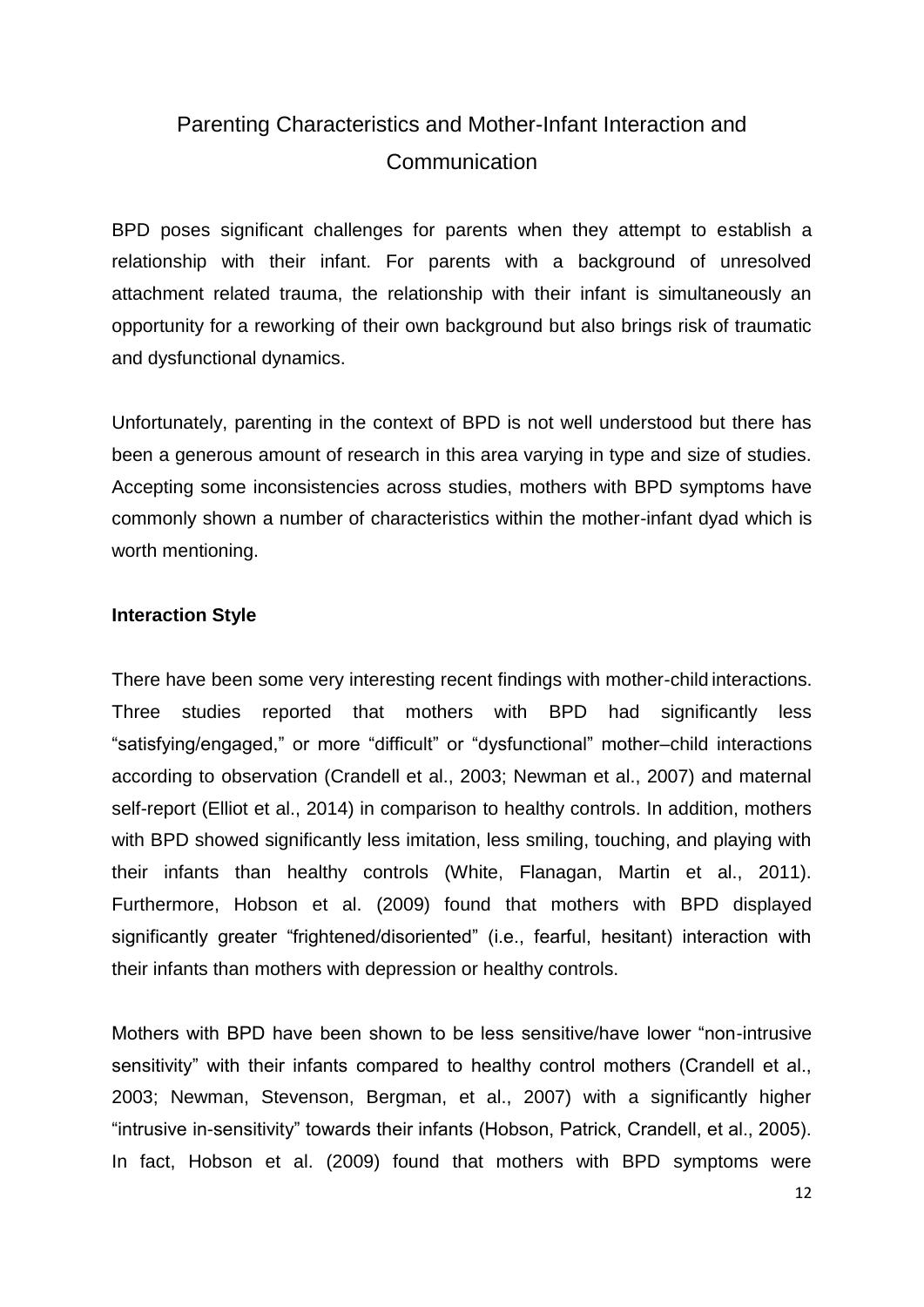## Parenting Characteristics and Mother-Infant Interaction and Communication

BPD poses significant challenges for parents when they attempt to establish a relationship with their infant. For parents with a background of unresolved attachment related trauma, the relationship with their infant is simultaneously an opportunity for a reworking of their own background but also brings risk of traumatic and dysfunctional dynamics.

Unfortunately, parenting in the context of BPD is not well understood but there has been a generous amount of research in this area varying in type and size of studies. Accepting some inconsistencies across studies, mothers with BPD symptoms have commonly shown a number of characteristics within the mother-infant dyad which is worth mentioning.

**Interaction Style**

There have been some very interesting recent findings with mother-child interactions. Three studies reported that mothers with BPD had significantly less "satisfying/engaged," or more "difficult" or "dysfunctional" mother–child interactions according to observation (Crandell et al., 2003; Newman et al., 2007) and maternal self-report (Elliot et al., 2014) in comparison to healthy controls. In addition, mothers with BPD showed significantly less imitation, less smiling, touching, and playing with their infants than healthy controls (White, Flanagan, Martin et al., 2011). Furthermore, Hobson et al. (2009) found that mothers with BPD displayed significantly greater "frightened/disoriented" (i.e., fearful, hesitant) interaction with their infants than mothers with depression or healthy controls.

Mothers with BPD have been shown to be less sensitive/have lower "non-intrusive sensitivity" with their infants compared to healthy control mothers (Crandell et al., 2003; Newman, Stevenson, Bergman, et al., 2007) with a significantly higher "intrusive in-sensitivity" towards their infants (Hobson, Patrick, Crandell, et al., 2005). In fact, Hobson et al. (2009) found that mothers with BPD symptoms were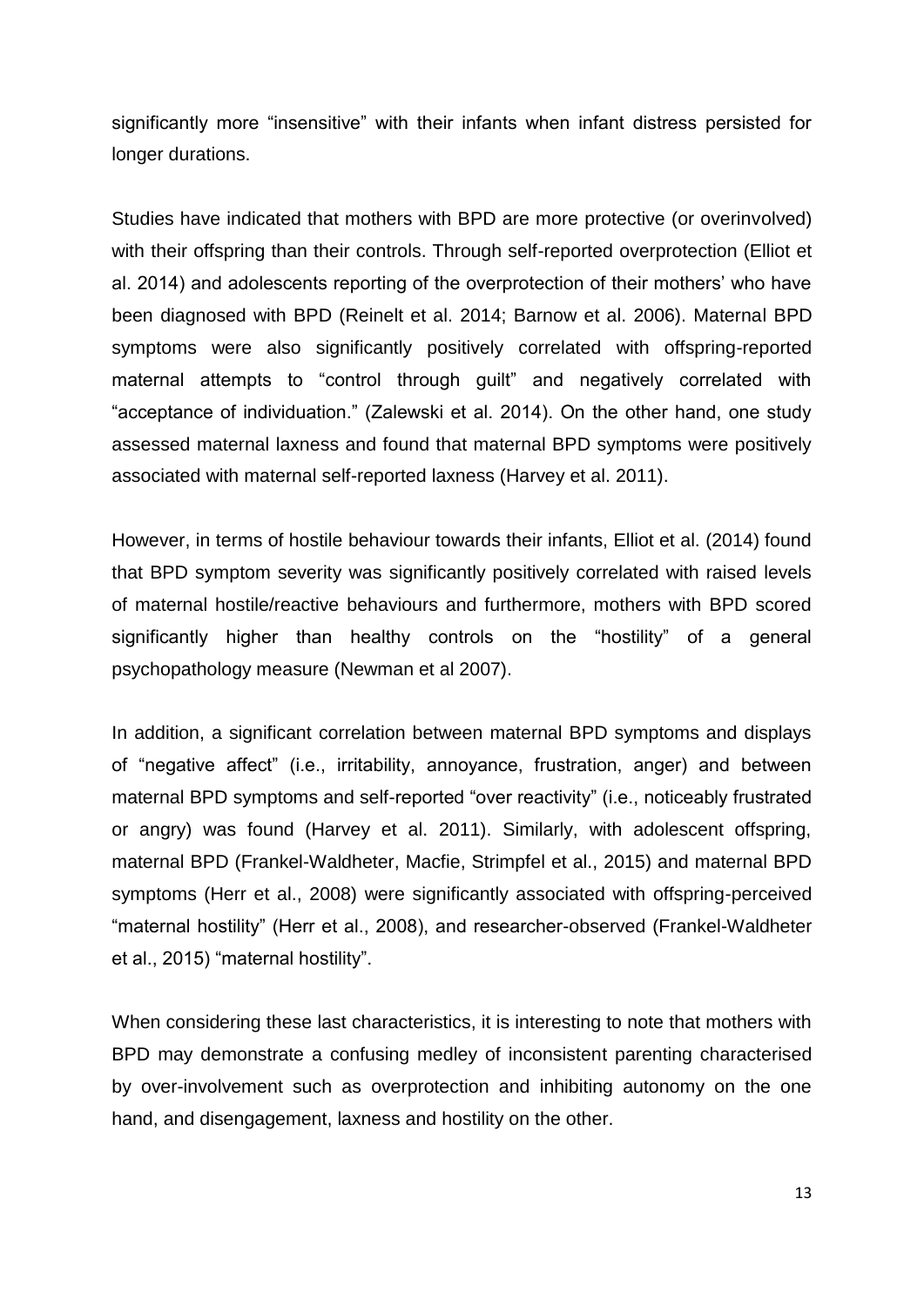significantly more "insensitive" with their infants when infant distress persisted for longer durations.

Studies have indicated that mothers with BPD are more protective (or overinvolved) with their offspring than their controls. Through self-reported overprotection (Elliot et al. 2014) and adolescents reporting of the overprotection of their mothers' who have been diagnosed with BPD (Reinelt et al. 2014; Barnow et al. 2006). Maternal BPD symptoms were also significantly positively correlated with offspring-reported maternal attempts to "control through guilt" and negatively correlated with "acceptance of individuation." (Zalewski et al. 2014). On the other hand, one study assessed maternal laxness and found that maternal BPD symptoms were positively associated with maternal self-reported laxness (Harvey et al. 2011).

However, in terms of hostile behaviour towards their infants, Elliot et al. (2014) found that BPD symptom severity was significantly positively correlated with raised levels of maternal hostile/reactive behaviours and furthermore, mothers with BPD scored significantly higher than healthy controls on the "hostility" of a general psychopathology measure (Newman et al 2007).

In addition, a significant correlation between maternal BPD symptoms and displays of "negative affect" (i.e., irritability, annoyance, frustration, anger) and between maternal BPD symptoms and self-reported "over reactivity" (i.e., noticeably frustrated or angry) was found (Harvey et al. 2011). Similarly, with adolescent offspring, maternal BPD (Frankel-Waldheter, Macfie, Strimpfel et al., 2015) and maternal BPD symptoms (Herr et al., 2008) were significantly associated with offspring-perceived "maternal hostility" (Herr et al., 2008), and researcher-observed (Frankel-Waldheter et al., 2015) "maternal hostility".

When considering these last characteristics, it is interesting to note that mothers with BPD may demonstrate a confusing medley of inconsistent parenting characterised by over-involvement such as overprotection and inhibiting autonomy on the one hand, and disengagement, laxness and hostility on the other.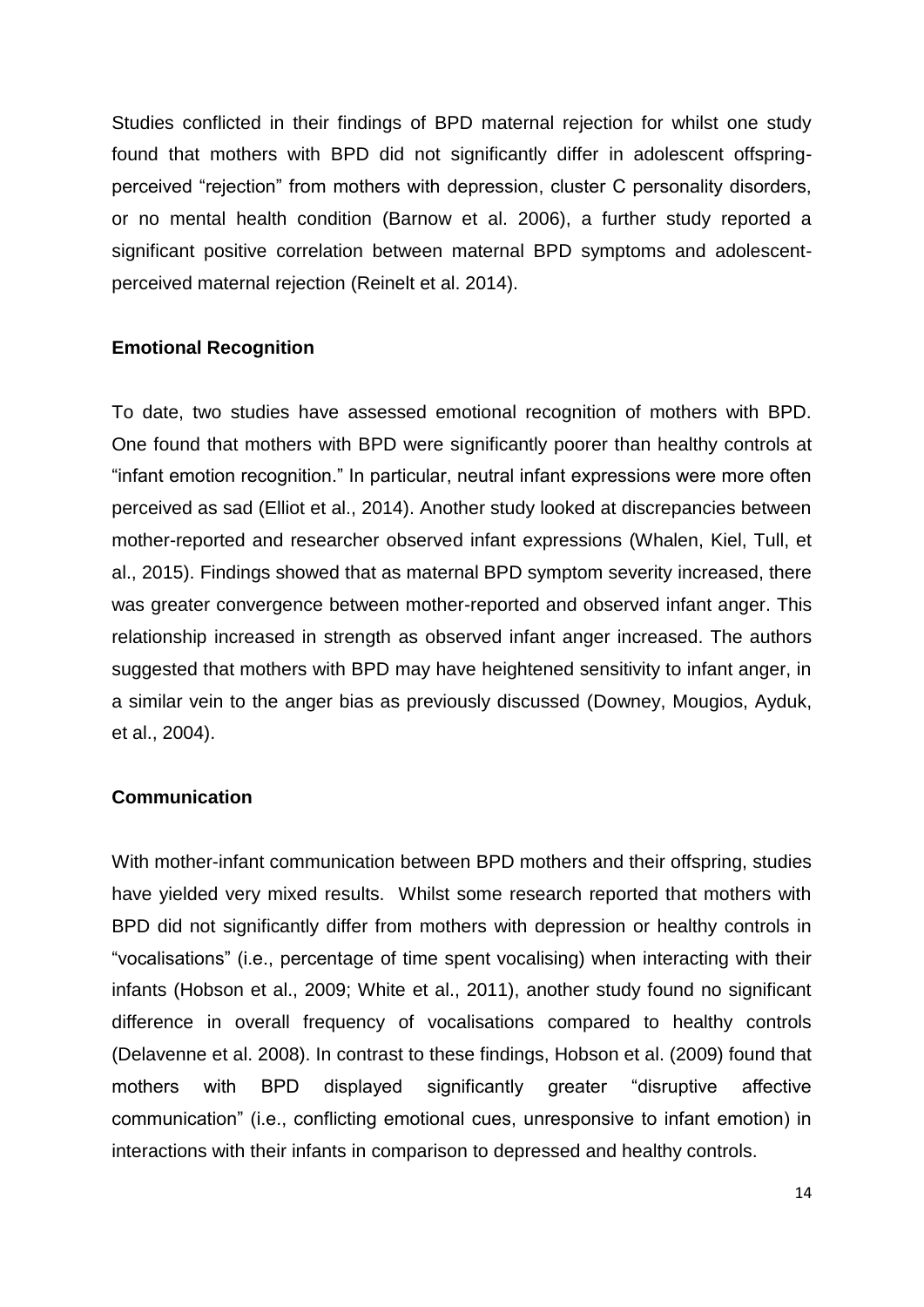Studies conflicted in their findings of BPD maternal rejection for whilst one study found that mothers with BPD did not significantly differ in adolescent offspring-perceived "rejection" from mothers with depression, cluster C personality disorders, or no mental health condition (Barnow et al. 2006), a further study reported a significant positive correlation between maternal BPD symptoms and adolescent-perceived maternal rejection (Reinelt et al. 2014).

**Emotional Recognition**

To date, two studies have assessed emotional recognition of mothers with BPD. One found that mothers with BPD were significantly poorer than healthy controls at "infant emotion recognition." In particular, neutral infant expressions were more often perceived as sad (Elliot et al., 2014). Another study looked at discrepancies between mother-reported and researcher observed infant expressions (Whalen, Kiel, Tull, et al., 2015). Findings showed that as maternal BPD symptom severity increased, there was greater convergence between mother-reported and observed infant anger. This relationship increased in strength as observed infant anger increased. The authors suggested that mothers with BPD may have heightened sensitivity to infant anger, in a similar vein to the anger bias as previously discussed (Downey, Mougios, Ayduk, et al., 2004).

**Communication**

With mother-infant communication between BPD mothers and their offspring, studies have yielded very mixed results. Whilst some research reported that mothers with BPD did not significantly differ from mothers with depression or healthy controls in "vocalisations" (i.e., percentage of time spent vocalising) when interacting with their infants (Hobson et al., 2009; White et al., 2011), another study found no significant difference in overall frequency of vocalisations compared to healthy controls (Delavenne et al. 2008). In contrast to these findings, Hobson et al. (2009) found that mothers with BPD displayed significantly greater "disruptive affective communication" (i.e., conflicting emotional cues, unresponsive to infant emotion) in interactions with their infants in comparison to depressed and healthy controls.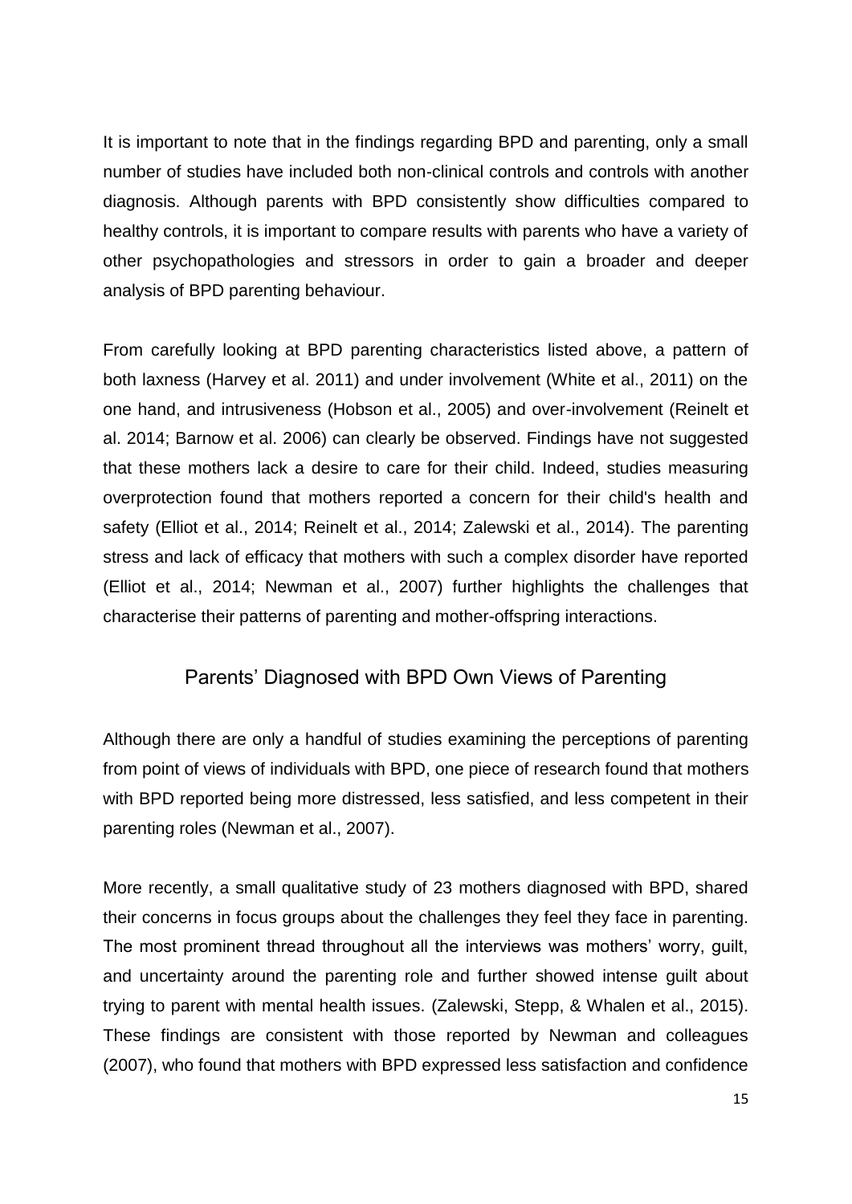It is important to note that in the findings regarding BPD and parenting, only a small number of studies have included both non-clinical controls and controls with another diagnosis. Although parents with BPD consistently show difficulties compared to healthy controls, it is important to compare results with parents who have a variety of other psychopathologies and stressors in order to gain a broader and deeper analysis of BPD parenting behaviour.

From carefully looking at BPD parenting characteristics listed above, a pattern of both laxness (Harvey et al. 2011) and under involvement (White et al., 2011) on the one hand, and intrusiveness (Hobson et al., 2005) and over-involvement (Reinelt et al. 2014; Barnow et al. 2006) can clearly be observed. Findings have not suggested that these mothers lack a desire to care for their child. Indeed, studies measuring overprotection found that mothers reported a concern for their child's health and safety (Elliot et al., 2014; Reinelt et al., 2014; Zalewski et al., 2014). The parenting stress and lack of efficacy that mothers with such a complex disorder have reported (Elliot et al., 2014; Newman et al., 2007) further highlights the challenges that characterise their patterns of parenting and mother-offspring interactions.

## Parents' Diagnosed with BPD Own Views of Parenting

Although there are only a handful of studies examining the perceptions of parenting from point of views of individuals with BPD, one piece of research found that mothers with BPD reported being more distressed, less satisfied, and less competent in their parenting roles (Newman et al., 2007).

More recently, a small qualitative study of 23 mothers diagnosed with BPD, shared their concerns in focus groups about the challenges they feel they face in parenting. The most prominent thread throughout all the interviews was mothers' worry, guilt, and uncertainty around the parenting role and further showed intense guilt about trying to parent with mental health issues. (Zalewski, Stepp, & Whalen et al., 2015). These findings are consistent with those reported by Newman and colleagues (2007), who found that mothers with BPD expressed less satisfaction and confidence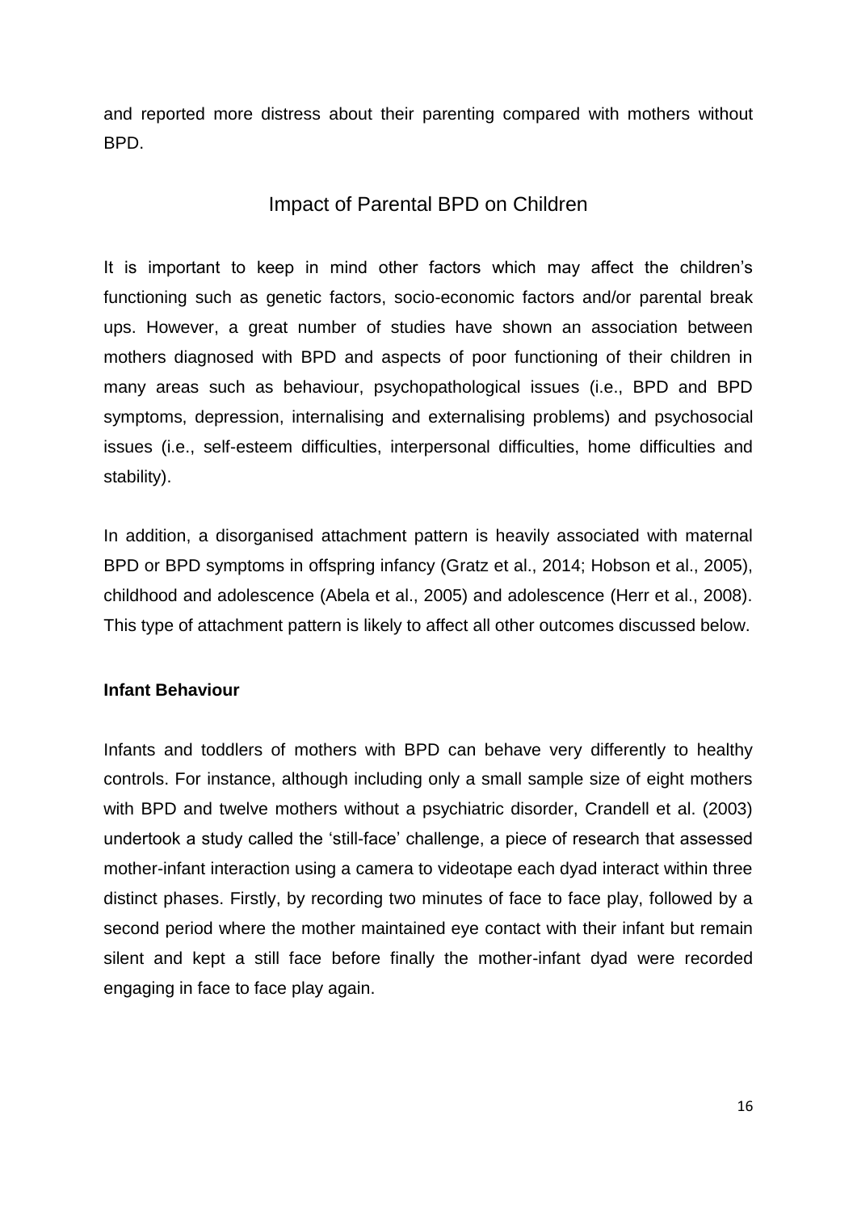and reported more distress about their parenting compared with mothers without BPD.

## Impact of Parental BPD on Children

It is important to keep in mind other factors which may affect the children's functioning such as genetic factors, socio-economic factors and/or parental break ups. However, a great number of studies have shown an association between mothers diagnosed with BPD and aspects of poor functioning of their children in many areas such as behaviour, psychopathological issues (i.e., BPD and BPD symptoms, depression, internalising and externalising problems) and psychosocial issues (i.e., self-esteem difficulties, interpersonal difficulties, home difficulties and stability).

In addition, a disorganised attachment pattern is heavily associated with maternal BPD or BPD symptoms in offspring infancy (Gratz et al., 2014; Hobson et al., 2005), childhood and adolescence (Abela et al., 2005) and adolescence (Herr et al., 2008). This type of attachment pattern is likely to affect all other outcomes discussed below.

**Infant Behaviour**

Infants and toddlers of mothers with BPD can behave very differently to healthy controls. For instance, although including only a small sample size of eight mothers with BPD and twelve mothers without a psychiatric disorder, Crandell et al. (2003) undertook a study called the 'still-face' challenge, a piece of research that assessed mother-infant interaction using a camera to videotape each dyad interact within three distinct phases. Firstly, by recording two minutes of face to face play, followed by a second period where the mother maintained eye contact with their infant but remain silent and kept a still face before finally the mother-infant dyad were recorded engaging in face to face play again.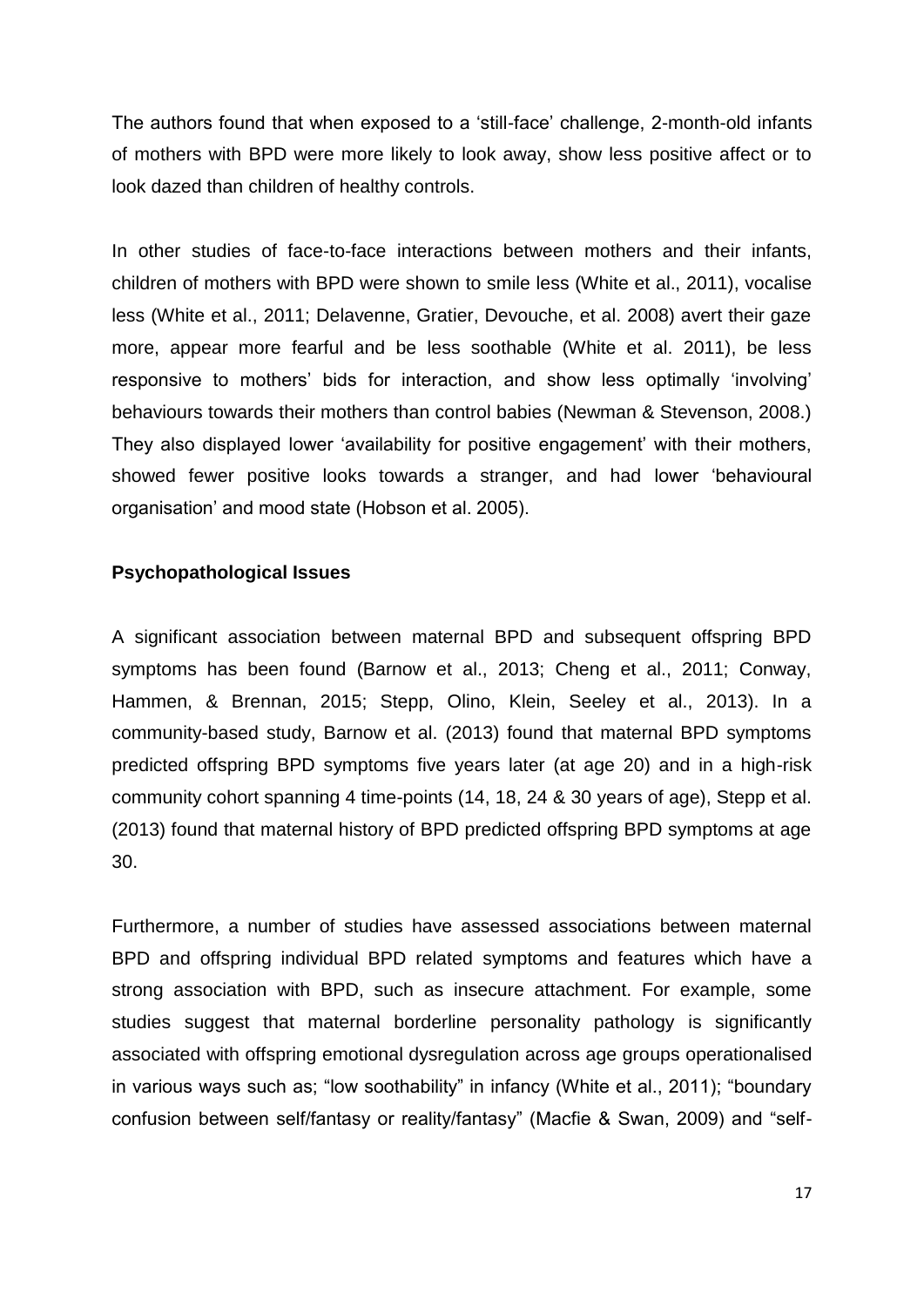The authors found that when exposed to a 'still-face' challenge, 2-month-old infants of mothers with BPD were more likely to look away, show less positive affect or to look dazed than children of healthy controls.

In other studies of face-to-face interactions between mothers and their infants, children of mothers with BPD were shown to smile less (White et al., 2011), vocalise less (White et al., 2011; Delavenne, Gratier, Devouche, et al. 2008) avert their gaze more, appear more fearful and be less soothable (White et al. 2011), be less responsive to mothers' bids for interaction, and show less optimally 'involving' behaviours towards their mothers than control babies (Newman & Stevenson, 2008.) They also displayed lower 'availability for positive engagement' with their mothers, showed fewer positive looks towards a stranger, and had lower 'behavioural organisation' and mood state (Hobson et al. 2005).

**Psychopathological Issues**

A significant association between maternal BPD and subsequent offspring BPD symptoms has been found (Barnow et al., 2013; Cheng et al., 2011; Conway, Hammen, & Brennan, 2015; Stepp, Olino, Klein, Seeley et al., 2013). In a community-based study, Barnow et al. (2013) found that maternal BPD symptoms predicted offspring BPD symptoms five years later (at age 20) and in a high-risk community cohort spanning 4 time-points (14, 18, 24 & 30 years of age), Stepp et al. (2013) found that maternal history of BPD predicted offspring BPD symptoms at age 30.

Furthermore, a number of studies have assessed associations between maternal BPD and offspring individual BPD related symptoms and features which have a strong association with BPD, such as insecure attachment. For example, some studies suggest that maternal borderline personality pathology is significantly associated with offspring emotional dysregulation across age groups operationalised in various ways such as; "low soothability" in infancy (White et al., 2011); "boundary confusion between self/fantasy or reality/fantasy" (Macfie & Swan, 2009) and "self-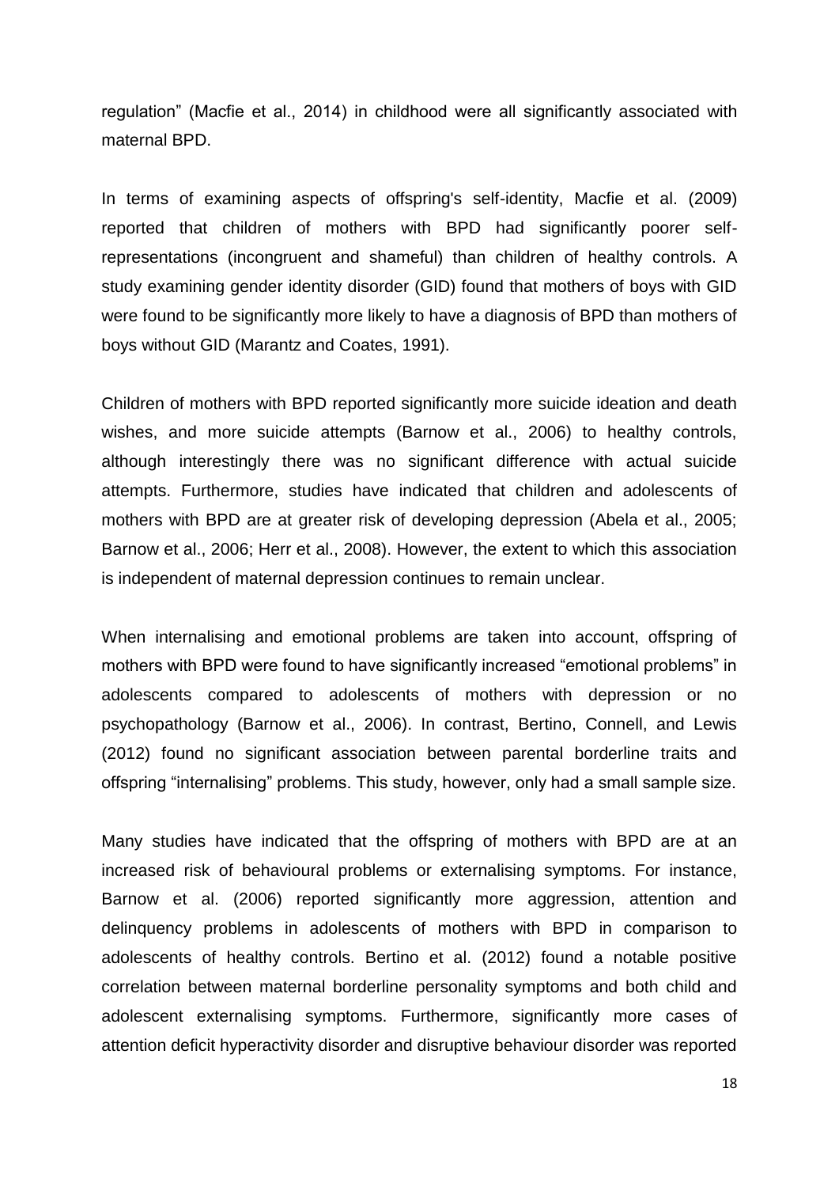regulation" (Macfie et al., 2014) in childhood were all significantly associated with maternal BPD.

In terms of examining aspects of offspring's self-identity, Macfie et al. (2009) reported that children of mothers with BPD had significantly poorer self-representations (incongruent and shameful) than children of healthy controls. A study examining gender identity disorder (GID) found that mothers of boys with GID were found to be significantly more likely to have a diagnosis of BPD than mothers of boys without GID (Marantz and Coates, 1991).

Children of mothers with BPD reported significantly more suicide ideation and death wishes, and more suicide attempts (Barnow et al., 2006) to healthy controls, although interestingly there was no significant difference with actual suicide attempts. Furthermore, studies have indicated that children and adolescents of mothers with BPD are at greater risk of developing depression (Abela et al., 2005; Barnow et al., 2006; Herr et al., 2008). However, the extent to which this association is independent of maternal depression continues to remain unclear.

When internalising and emotional problems are taken into account, offspring of mothers with BPD were found to have significantly increased "emotional problems" in adolescents compared to adolescents of mothers with depression or no psychopathology (Barnow et al., 2006). In contrast, Bertino, Connell, and Lewis (2012) found no significant association between parental borderline traits and offspring "internalising" problems. This study, however, only had a small sample size.

Many studies have indicated that the offspring of mothers with BPD are at an increased risk of behavioural problems or externalising symptoms. For instance, Barnow et al. (2006) reported significantly more aggression, attention and delinquency problems in adolescents of mothers with BPD in comparison to adolescents of healthy controls. Bertino et al. (2012) found a notable positive correlation between maternal borderline personality symptoms and both child and adolescent externalising symptoms. Furthermore, significantly more cases of attention deficit hyperactivity disorder and disruptive behaviour disorder was reported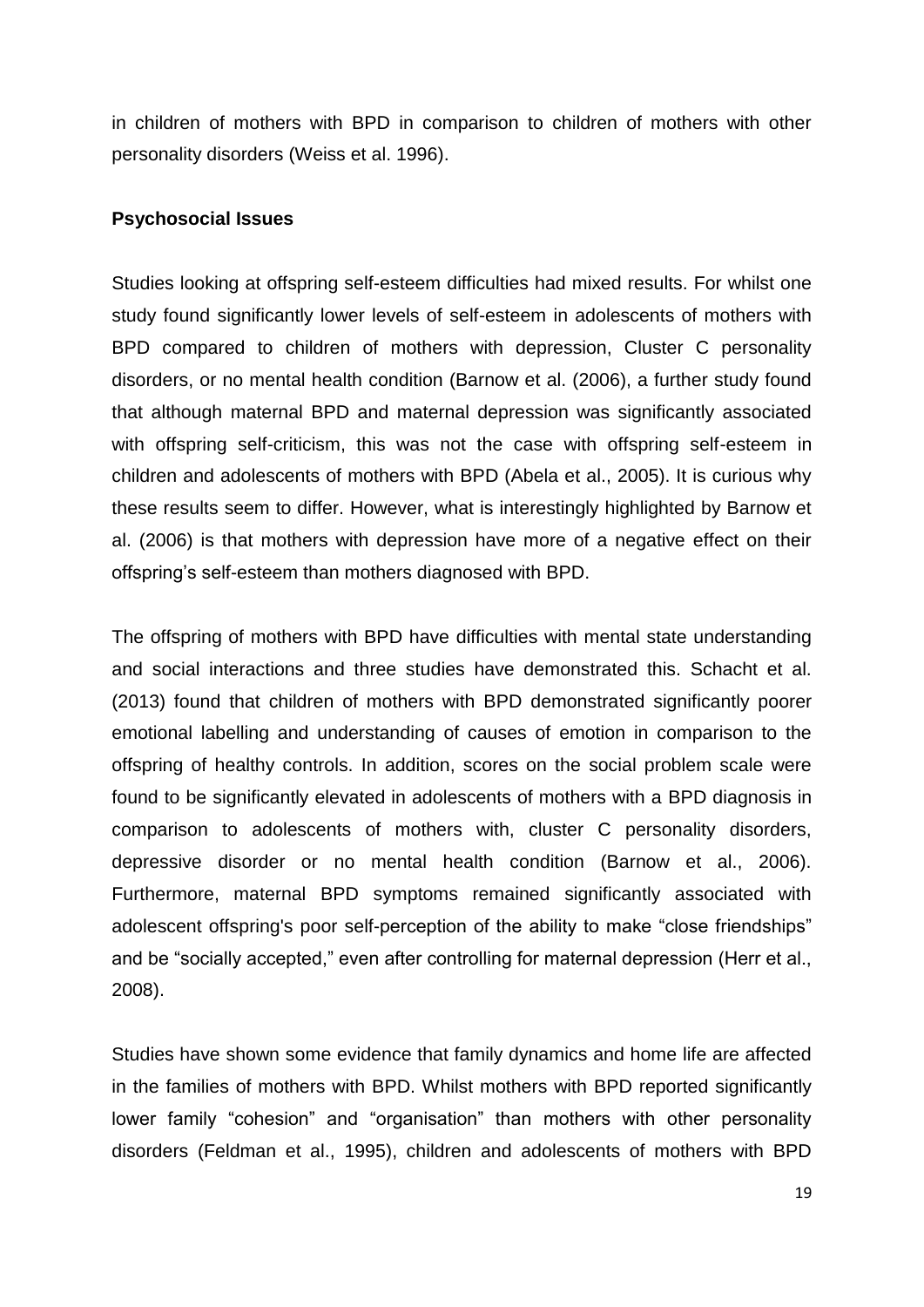in children of mothers with BPD in comparison to children of mothers with other personality disorders (Weiss et al. 1996).

**Psychosocial Issues**

Studies looking at offspring self-esteem difficulties had mixed results. For whilst one study found significantly lower levels of self-esteem in adolescents of mothers with BPD compared to children of mothers with depression, Cluster C personality disorders, or no mental health condition (Barnow et al. (2006), a further study found that although maternal BPD and maternal depression was significantly associated with offspring self-criticism, this was not the case with offspring self-esteem in children and adolescents of mothers with BPD (Abela et al., 2005). It is curious why these results seem to differ. However, what is interestingly highlighted by Barnow et al. (2006) is that mothers with depression have more of a negative effect on their offspring's self-esteem than mothers diagnosed with BPD.

The offspring of mothers with BPD have difficulties with mental state understanding and social interactions and three studies have demonstrated this. Schacht et al. (2013) found that children of mothers with BPD demonstrated significantly poorer emotional labelling and understanding of causes of emotion in comparison to the offspring of healthy controls. In addition, scores on the social problem scale were found to be significantly elevated in adolescents of mothers with a BPD diagnosis in comparison to adolescents of mothers with, cluster C personality disorders, depressive disorder or no mental health condition (Barnow et al., 2006). Furthermore, maternal BPD symptoms remained significantly associated with adolescent offspring's poor self-perception of the ability to make "close friendships" and be "socially accepted," even after controlling for maternal depression (Herr et al., 2008).

Studies have shown some evidence that family dynamics and home life are affected in the families of mothers with BPD. Whilst mothers with BPD reported significantly lower family "cohesion" and "organisation" than mothers with other personality disorders (Feldman et al., 1995), children and adolescents of mothers with BPD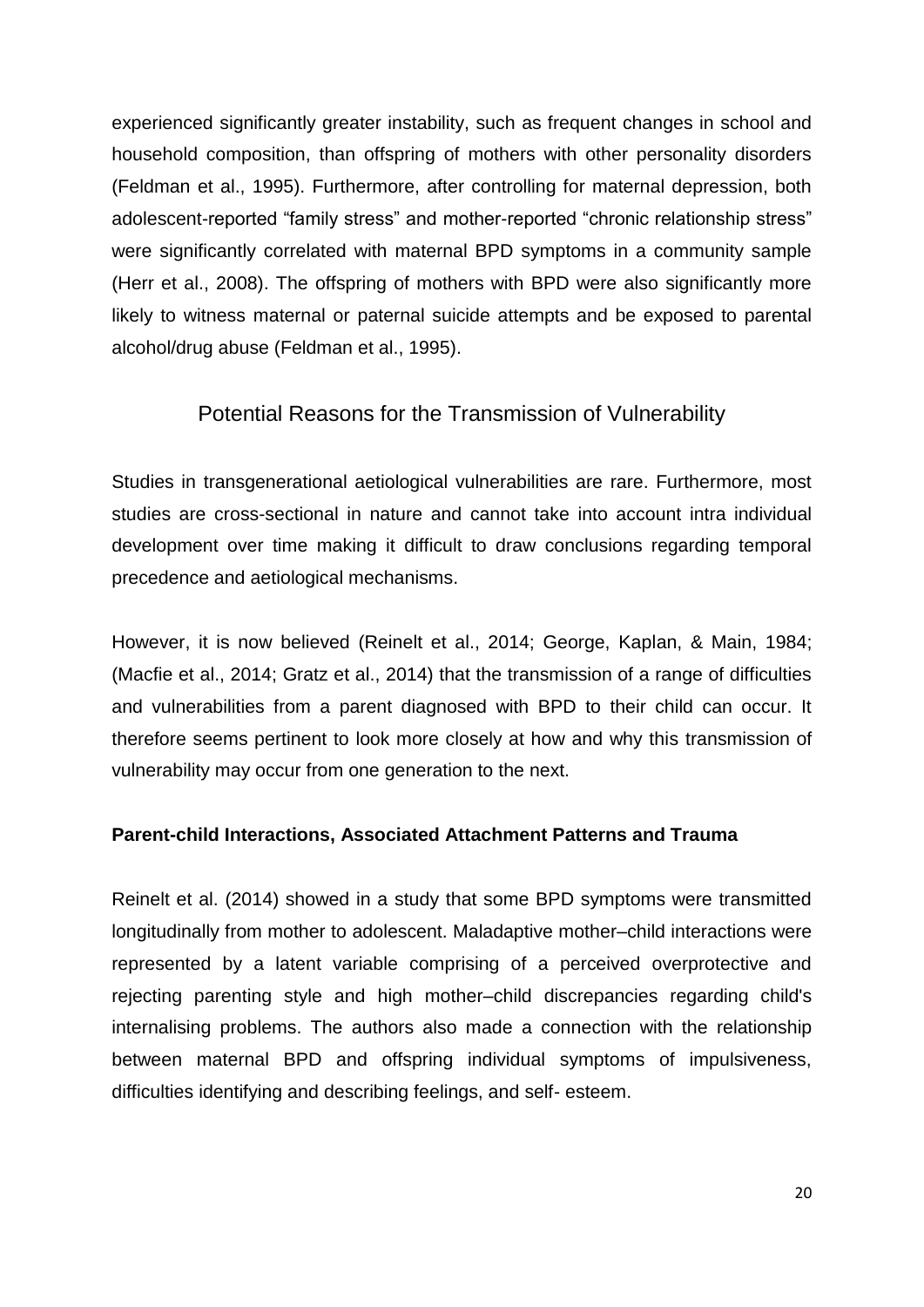experienced significantly greater instability, such as frequent changes in school and household composition, than offspring of mothers with other personality disorders (Feldman et al., 1995). Furthermore, after controlling for maternal depression, both adolescent-reported "family stress" and mother-reported "chronic relationship stress" were significantly correlated with maternal BPD symptoms in a community sample (Herr et al., 2008). The offspring of mothers with BPD were also significantly more likely to witness maternal or paternal suicide attempts and be exposed to parental alcohol/drug abuse (Feldman et al., 1995).

## Potential Reasons for the Transmission of Vulnerability

Studies in transgenerational aetiological vulnerabilities are rare. Furthermore, most studies are cross-sectional in nature and cannot take into account intra individual development over time making it difficult to draw conclusions regarding temporal precedence and aetiological mechanisms.

However, it is now believed (Reinelt et al., 2014; George, Kaplan, & Main, 1984; (Macfie et al., 2014; Gratz et al., 2014) that the transmission of a range of difficulties and vulnerabilities from a parent diagnosed with BPD to their child can occur. It therefore seems pertinent to look more closely at how and why this transmission of vulnerability may occur from one generation to the next.

### Parent-child Interactions, Associated Attachment Patterns and Trauma

Reinelt et al. (2014) showed in a study that some BPD symptoms were transmitted longitudinally from mother to adolescent. Maladaptive mother–child interactions were represented by a latent variable comprising of a perceived overprotective and rejecting parenting style and high mother–child discrepancies regarding child's internalising problems. The authors also made a connection with the relationship between maternal BPD and offspring individual symptoms of impulsiveness, difficulties identifying and describing feelings, and self- esteem.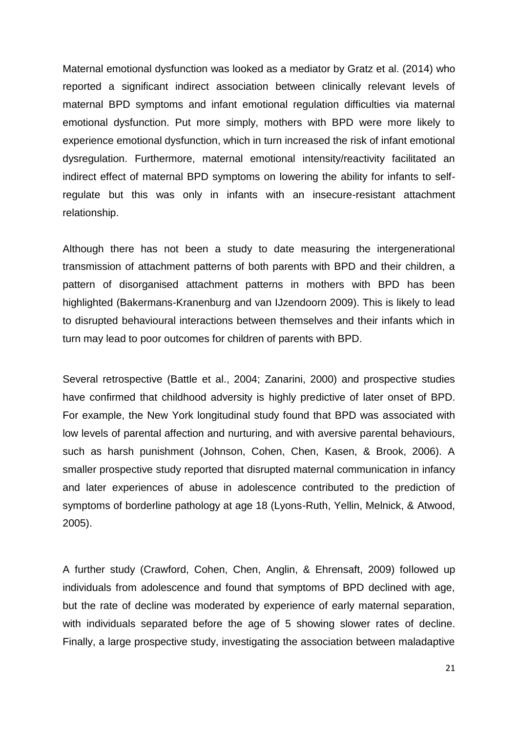Maternal emotional dysfunction was looked as a mediator by Gratz et al. (2014) who reported a significant indirect association between clinically relevant levels of maternal BPD symptoms and infant emotional regulation difficulties via maternal emotional dysfunction. Put more simply, mothers with BPD were more likely to experience emotional dysfunction, which in turn increased the risk of infant emotional dysregulation. Furthermore, maternal emotional intensity/reactivity facilitated an indirect effect of maternal BPD symptoms on lowering the ability for infants to self-regulate but this was only in infants with an insecure-resistant attachment relationship.

Although there has not been a study to date measuring the intergenerational transmission of attachment patterns of both parents with BPD and their children, a pattern of disorganised attachment patterns in mothers with BPD has been highlighted (Bakermans-Kranenburg and van IJzendoorn 2009). This is likely to lead to disrupted behavioural interactions between themselves and their infants which in turn may lead to poor outcomes for children of parents with BPD.

Several retrospective (Battle et al., 2004; Zanarini, 2000) and prospective studies have confirmed that childhood adversity is highly predictive of later onset of BPD. For example, the New York longitudinal study found that BPD was associated with low levels of parental affection and nurturing, and with aversive parental behaviours, such as harsh punishment (Johnson, Cohen, Chen, Kasen, & Brook, 2006). A smaller prospective study reported that disrupted maternal communication in infancy and later experiences of abuse in adolescence contributed to the prediction of symptoms of borderline pathology at age 18 (Lyons-Ruth, Yellin, Melnick, & Atwood, 2005).

A further study (Crawford, Cohen, Chen, Anglin, & Ehrensaft, 2009) followed up individuals from adolescence and found that symptoms of BPD declined with age, but the rate of decline was moderated by experience of early maternal separation, with individuals separated before the age of 5 showing slower rates of decline. Finally, a large prospective study, investigating the association between maladaptive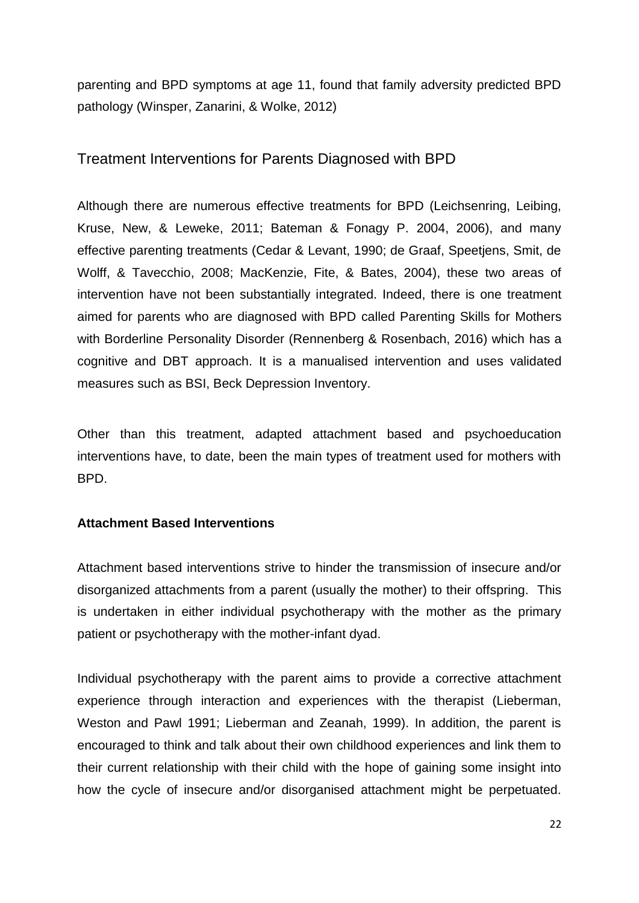parenting and BPD symptoms at age 11, found that family adversity predicted BPD pathology (Winsper, Zanarini, & Wolke, 2012)

## Treatment Interventions for Parents Diagnosed with BPD

Although there are numerous effective treatments for BPD (Leichsenring, Leibing, Kruse, New, & Leweke, 2011; Bateman & Fonagy P. 2004, 2006), and many effective parenting treatments (Cedar & Levant, 1990; de Graaf, Speetjens, Smit, de Wolff, & Tavecchio, 2008; MacKenzie, Fite, & Bates, 2004), these two areas of intervention have not been substantially integrated. Indeed, there is one treatment aimed for parents who are diagnosed with BPD called Parenting Skills for Mothers with Borderline Personality Disorder (Rennenberg & Rosenbach, 2016) which has a cognitive and DBT approach. It is a manualised intervention and uses validated measures such as BSI, Beck Depression Inventory.

Other than this treatment, adapted attachment based and psychoeducation interventions have, to date, been the main types of treatment used for mothers with BPD.

**Attachment Based Interventions**

Attachment based interventions strive to hinder the transmission of insecure and/or disorganized attachments from a parent (usually the mother) to their offspring. This is undertaken in either individual psychotherapy with the mother as the primary patient or psychotherapy with the mother-infant dyad.

Individual psychotherapy with the parent aims to provide a corrective attachment experience through interaction and experiences with the therapist (Lieberman, Weston and Pawl 1991; Lieberman and Zeanah, 1999). In addition, the parent is encouraged to think and talk about their own childhood experiences and link them to their current relationship with their child with the hope of gaining some insight into how the cycle of insecure and/or disorganised attachment might be perpetuated.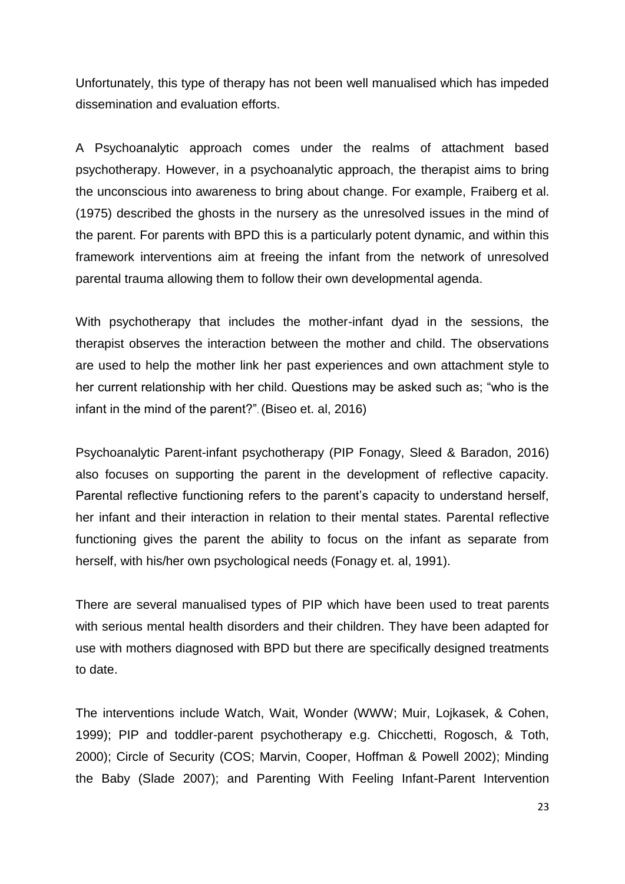Unfortunately, this type of therapy has not been well manualised which has impeded dissemination and evaluation efforts.

A Psychoanalytic approach comes under the realms of attachment based psychotherapy. However, in a psychoanalytic approach, the therapist aims to bring the unconscious into awareness to bring about change. For example, Fraiberg et al. (1975) described the ghosts in the nursery as the unresolved issues in the mind of the parent. For parents with BPD this is a particularly potent dynamic, and within this framework interventions aim at freeing the infant from the network of unresolved parental trauma allowing them to follow their own developmental agenda.

With psychotherapy that includes the mother-infant dyad in the sessions, the therapist observes the interaction between the mother and child. The observations are used to help the mother link her past experiences and own attachment style to her current relationship with her child. Questions may be asked such as; "who is the infant in the mind of the parent?". (Biseo et. al, 2016)

Psychoanalytic Parent-infant psychotherapy (PIP Fonagy, Sleed & Baradon, 2016) also focuses on supporting the parent in the development of reflective capacity. Parental reflective functioning refers to the parent's capacity to understand herself, her infant and their interaction in relation to their mental states. Parental reflective functioning gives the parent the ability to focus on the infant as separate from herself, with his/her own psychological needs (Fonagy et. al, 1991).

There are several manualised types of PIP which have been used to treat parents with serious mental health disorders and their children. They have been adapted for use with mothers diagnosed with BPD but there are specifically designed treatments to date.

The interventions include Watch, Wait, Wonder (WWW; Muir, Lojkasek, & Cohen, 1999); PIP and toddler-parent psychotherapy e.g. Chicchetti, Rogosch, & Toth, 2000); Circle of Security (COS; Marvin, Cooper, Hoffman & Powell 2002); Minding the Baby (Slade 2007); and Parenting With Feeling Infant-Parent Intervention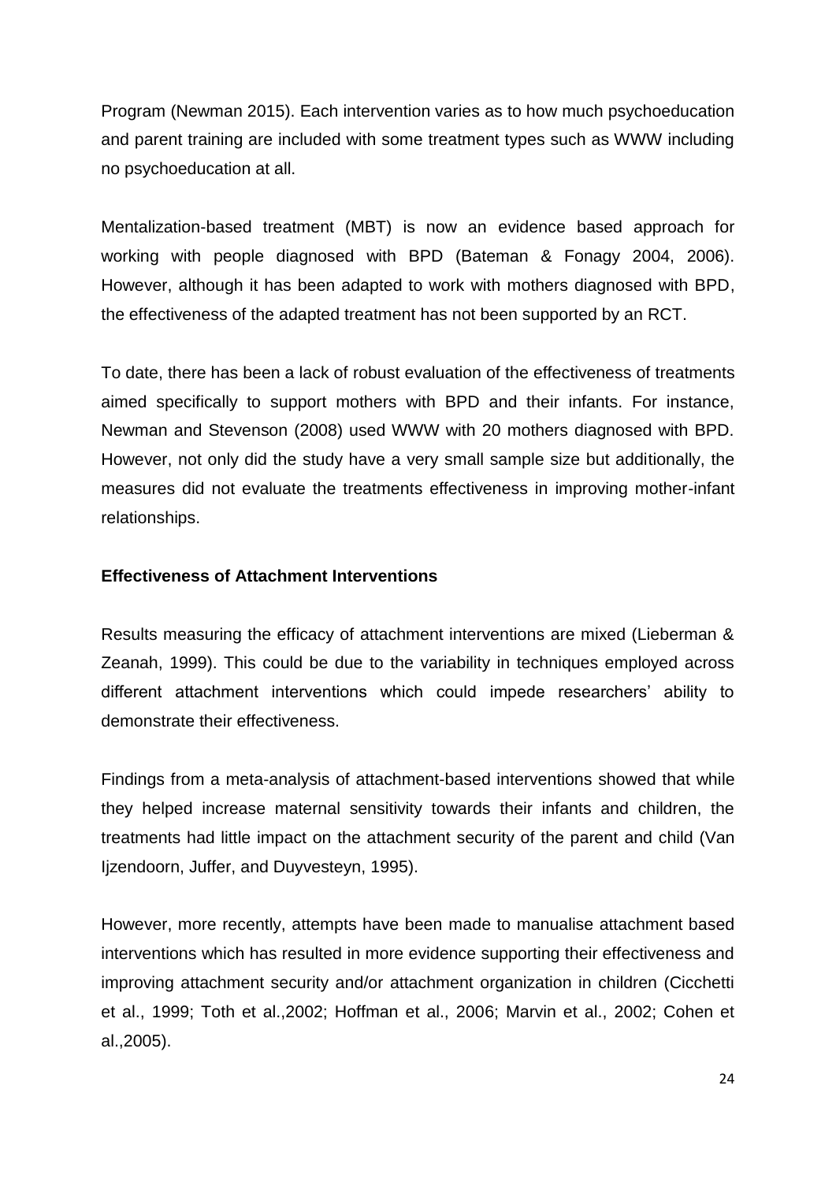Program (Newman 2015). Each intervention varies as to how much psychoeducation and parent training are included with some treatment types such as WWW including no psychoeducation at all.

Mentalization-based treatment (MBT) is now an evidence based approach for working with people diagnosed with BPD (Bateman & Fonagy 2004, 2006). However, although it has been adapted to work with mothers diagnosed with BPD, the effectiveness of the adapted treatment has not been supported by an RCT.

To date, there has been a lack of robust evaluation of the effectiveness of treatments aimed specifically to support mothers with BPD and their infants. For instance, Newman and Stevenson (2008) used WWW with 20 mothers diagnosed with BPD. However, not only did the study have a very small sample size but additionally, the measures did not evaluate the treatments effectiveness in improving mother-infant relationships.

**Effectiveness of Attachment Interventions**

Results measuring the efficacy of attachment interventions are mixed (Lieberman & Zeanah, 1999). This could be due to the variability in techniques employed across different attachment interventions which could impede researchers' ability to demonstrate their effectiveness.

Findings from a meta-analysis of attachment-based interventions showed that while they helped increase maternal sensitivity towards their infants and children, the treatments had little impact on the attachment security of the parent and child (Van Ijzendoorn, Juffer, and Duyvesteyn, 1995).

However, more recently, attempts have been made to manualise attachment based interventions which has resulted in more evidence supporting their effectiveness and improving attachment security and/or attachment organization in children (Cicchetti et al., 1999; Toth et al.,2002; Hoffman et al., 2006; Marvin et al., 2002; Cohen et al.,2005).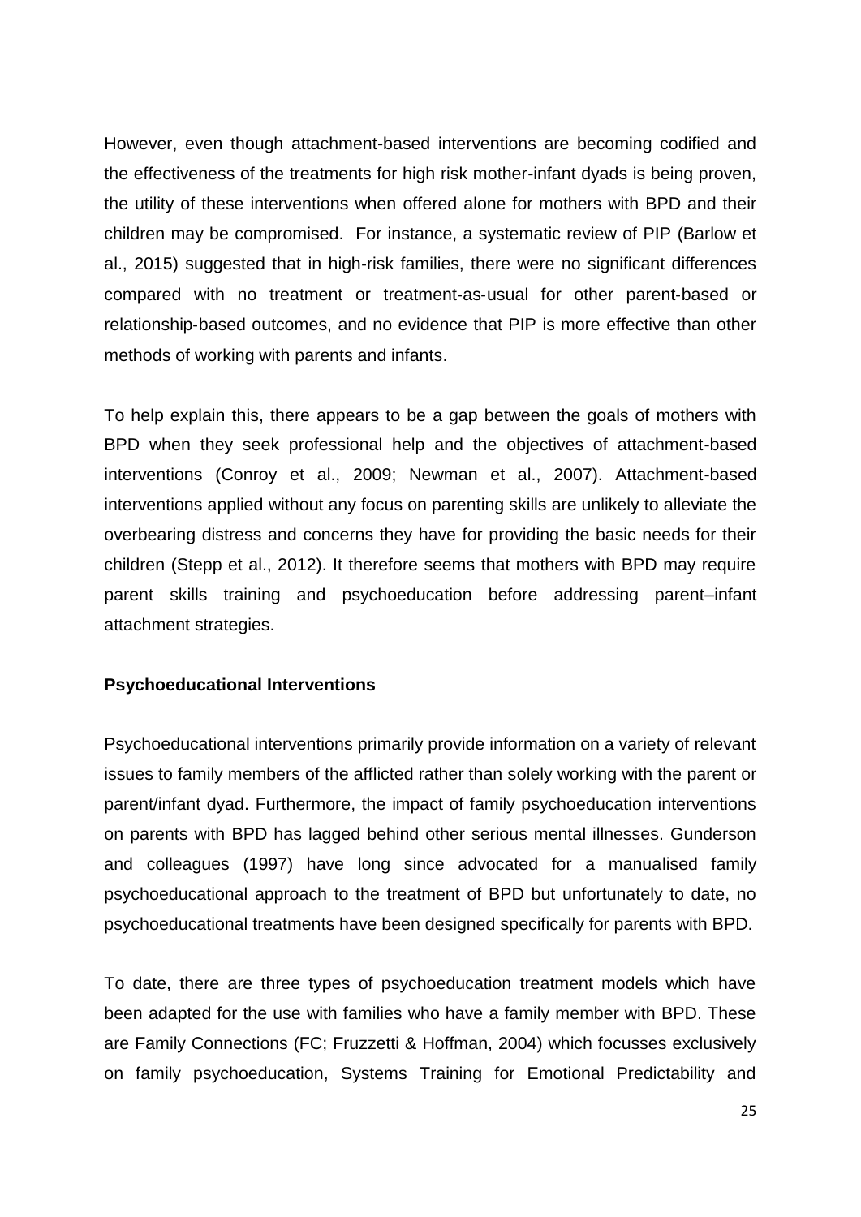However, even though attachment-based interventions are becoming codified and the effectiveness of the treatments for high risk mother-infant dyads is being proven, the utility of these interventions when offered alone for mothers with BPD and their children may be compromised. For instance, a systematic review of PIP (Barlow et al., 2015) suggested that in high-risk families, there were no significant differences compared with no treatment or treatment-as-usual for other parent-based or relationship-based outcomes, and no evidence that PIP is more effective than other methods of working with parents and infants.

To help explain this, there appears to be a gap between the goals of mothers with BPD when they seek professional help and the objectives of attachment-based interventions (Conroy et al., 2009; Newman et al., 2007). Attachment-based interventions applied without any focus on parenting skills are unlikely to alleviate the overbearing distress and concerns they have for providing the basic needs for their children (Stepp et al., 2012). It therefore seems that mothers with BPD may require parent skills training and psychoeducation before addressing parent–infant attachment strategies.

**Psychoeducational Interventions**

Psychoeducational interventions primarily provide information on a variety of relevant issues to family members of the afflicted rather than solely working with the parent or parent/infant dyad. Furthermore, the impact of family psychoeducation interventions on parents with BPD has lagged behind other serious mental illnesses. Gunderson and colleagues (1997) have long since advocated for a manualised family psychoeducational approach to the treatment of BPD but unfortunately to date, no psychoeducational treatments have been designed specifically for parents with BPD.

To date, there are three types of psychoeducation treatment models which have been adapted for the use with families who have a family member with BPD. These are Family Connections (FC; Fruzzetti & Hoffman, 2004) which focusses exclusively on family psychoeducation, Systems Training for Emotional Predictability and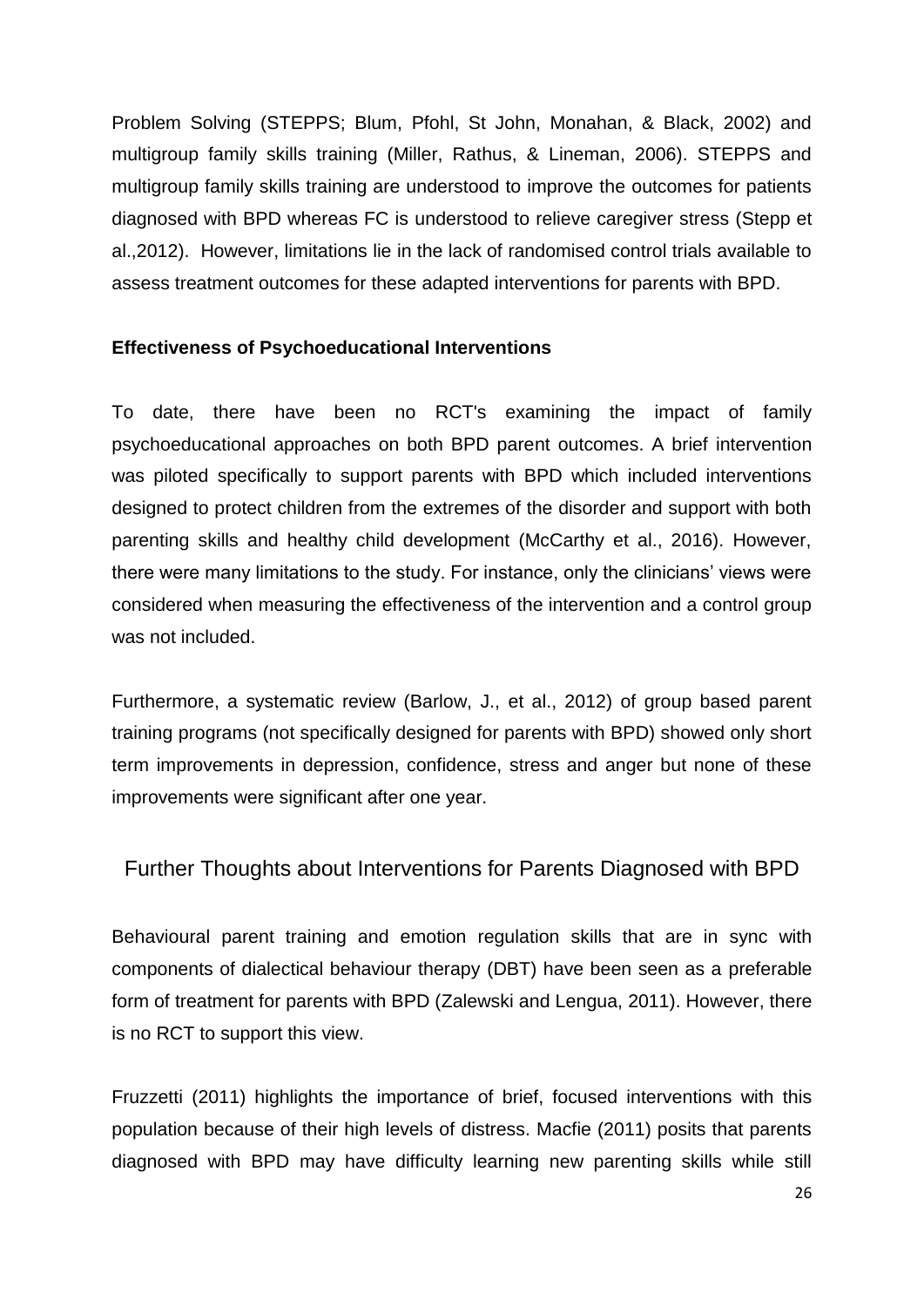Problem Solving (STEPPS; Blum, Pfohl, St John, Monahan, & Black, 2002) and multigroup family skills training (Miller, Rathus, & Lineman, 2006). STEPPS and multigroup family skills training are understood to improve the outcomes for patients diagnosed with BPD whereas FC is understood to relieve caregiver stress (Stepp et al.,2012). However, limitations lie in the lack of randomised control trials available to assess treatment outcomes for these adapted interventions for parents with BPD.

**Effectiveness of Psychoeducational Interventions**

To date, there have been no RCT's examining the impact of family psychoeducational approaches on both BPD parent outcomes. A brief intervention was piloted specifically to support parents with BPD which included interventions designed to protect children from the extremes of the disorder and support with both parenting skills and healthy child development (McCarthy et al., 2016). However, there were many limitations to the study. For instance, only the clinicians' views were considered when measuring the effectiveness of the intervention and a control group was not included.

Furthermore, a systematic review (Barlow, J., et al., 2012) of group based parent training programs (not specifically designed for parents with BPD) showed only short term improvements in depression, confidence, stress and anger but none of these improvements were significant after one year.

## Further Thoughts about Interventions for Parents Diagnosed with BPD

Behavioural parent training and emotion regulation skills that are in sync with components of dialectical behaviour therapy (DBT) have been seen as a preferable form of treatment for parents with BPD (Zalewski and Lengua, 2011). However, there is no RCT to support this view.

Fruzzetti (2011) highlights the importance of brief, focused interventions with this population because of their high levels of distress. Macfie (2011) posits that parents diagnosed with BPD may have difficulty learning new parenting skills while still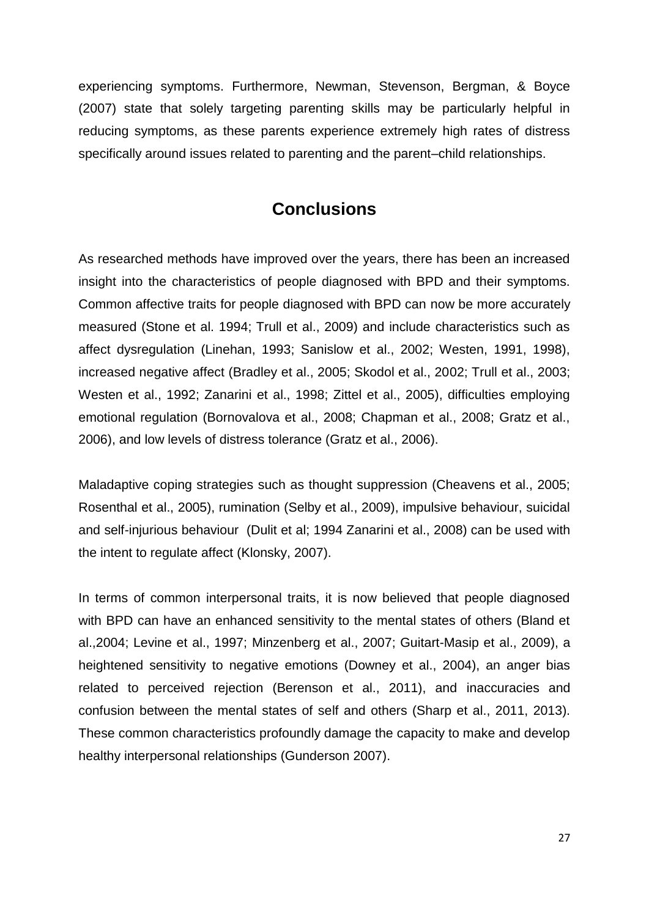experiencing symptoms. Furthermore, Newman, Stevenson, Bergman, & Boyce (2007) state that solely targeting parenting skills may be particularly helpful in reducing symptoms, as these parents experience extremely high rates of distress specifically around issues related to parenting and the parent–child relationships.

## Conclusions

As researched methods have improved over the years, there has been an increased insight into the characteristics of people diagnosed with BPD and their symptoms. Common affective traits for people diagnosed with BPD can now be more accurately measured (Stone et al. 1994; Trull et al., 2009) and include characteristics such as affect dysregulation (Linehan, 1993; Sanislow et al., 2002; Westen, 1991, 1998), increased negative affect (Bradley et al., 2005; Skodol et al., 2002; Trull et al., 2003; Westen et al., 1992; Zanarini et al., 1998; Zittel et al., 2005), difficulties employing emotional regulation (Bornovalova et al., 2008; Chapman et al., 2008; Gratz et al., 2006), and low levels of distress tolerance (Gratz et al., 2006).

Maladaptive coping strategies such as thought suppression (Cheavens et al., 2005; Rosenthal et al., 2005), rumination (Selby et al., 2009), impulsive behaviour, suicidal and self-injurious behaviour (Dulit et al; 1994 Zanarini et al., 2008) can be used with the intent to regulate affect (Klonsky, 2007).

In terms of common interpersonal traits, it is now believed that people diagnosed with BPD can have an enhanced sensitivity to the mental states of others (Bland et al.,2004; Levine et al., 1997; Minzenberg et al., 2007; Guitart-Masip et al., 2009), a heightened sensitivity to negative emotions (Downey et al., 2004), an anger bias related to perceived rejection (Berenson et al., 2011), and inaccuracies and confusion between the mental states of self and others (Sharp et al., 2011, 2013). These common characteristics profoundly damage the capacity to make and develop healthy interpersonal relationships (Gunderson 2007).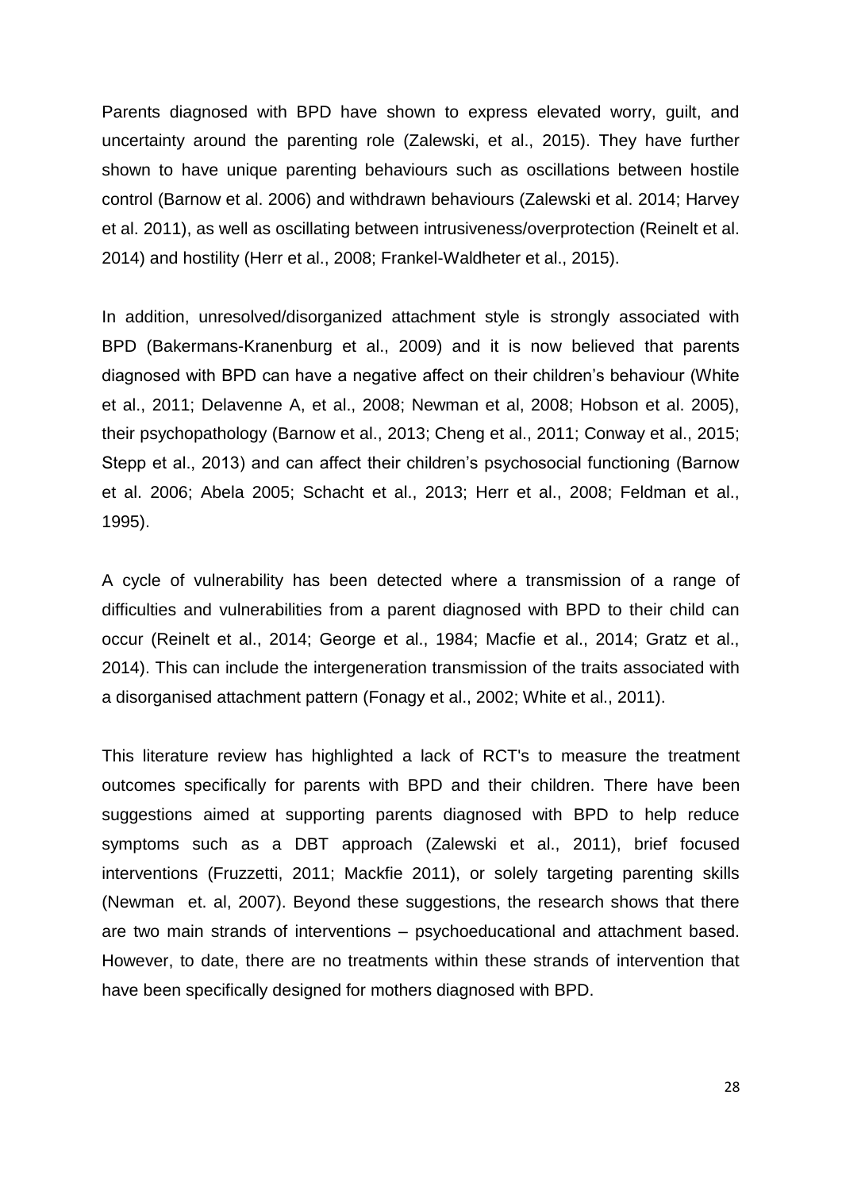Parents diagnosed with BPD have shown to express elevated worry, guilt, and uncertainty around the parenting role (Zalewski, et al., 2015). They have further shown to have unique parenting behaviours such as oscillations between hostile control (Barnow et al. 2006) and withdrawn behaviours (Zalewski et al. 2014; Harvey et al. 2011), as well as oscillating between intrusiveness/overprotection (Reinelt et al. 2014) and hostility (Herr et al., 2008; Frankel-Waldheter et al., 2015).

In addition, unresolved/disorganized attachment style is strongly associated with BPD (Bakermans-Kranenburg et al., 2009) and it is now believed that parents diagnosed with BPD can have a negative affect on their children's behaviour (White et al., 2011; Delavenne A, et al., 2008; Newman et al, 2008; Hobson et al. 2005), their psychopathology (Barnow et al., 2013; Cheng et al., 2011; Conway et al., 2015; Stepp et al., 2013) and can affect their children's psychosocial functioning (Barnow et al. 2006; Abela 2005; Schacht et al., 2013; Herr et al., 2008; Feldman et al., 1995).

A cycle of vulnerability has been detected where a transmission of a range of difficulties and vulnerabilities from a parent diagnosed with BPD to their child can occur (Reinelt et al., 2014; George et al., 1984; Macfie et al., 2014; Gratz et al., 2014). This can include the intergeneration transmission of the traits associated with a disorganised attachment pattern (Fonagy et al., 2002; White et al., 2011).

This literature review has highlighted a lack of RCT's to measure the treatment outcomes specifically for parents with BPD and their children. There have been suggestions aimed at supporting parents diagnosed with BPD to help reduce symptoms such as a DBT approach (Zalewski et al., 2011), brief focused interventions (Fruzzetti, 2011; Mackfie 2011), or solely targeting parenting skills (Newman et. al, 2007). Beyond these suggestions, the research shows that there are two main strands of interventions – psychoeducational and attachment based. However, to date, there are no treatments within these strands of intervention that have been specifically designed for mothers diagnosed with BPD.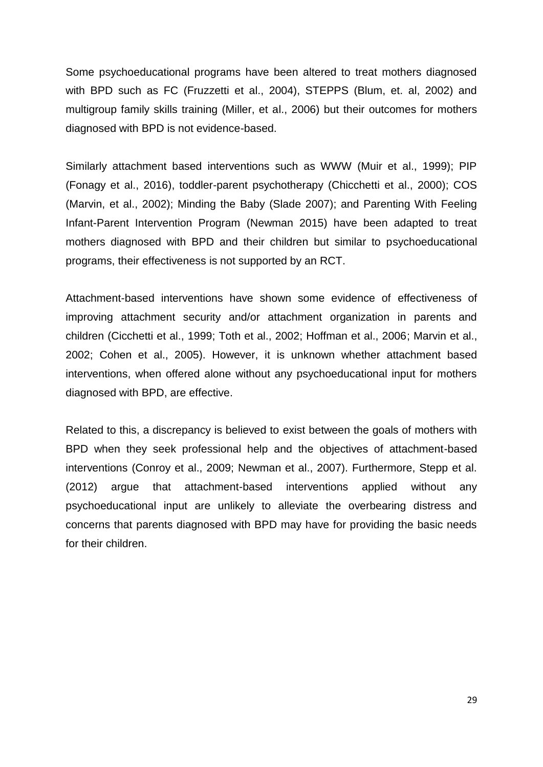Some psychoeducational programs have been altered to treat mothers diagnosed with BPD such as FC (Fruzzetti et al., 2004), STEPPS (Blum, et. al, 2002) and multigroup family skills training (Miller, et al., 2006) but their outcomes for mothers diagnosed with BPD is not evidence-based.

Similarly attachment based interventions such as WWW (Muir et al., 1999); PIP (Fonagy et al., 2016), toddler-parent psychotherapy (Chicchetti et al., 2000); COS (Marvin, et al., 2002); Minding the Baby (Slade 2007); and Parenting With Feeling Infant-Parent Intervention Program (Newman 2015) have been adapted to treat mothers diagnosed with BPD and their children but similar to psychoeducational programs, their effectiveness is not supported by an RCT.

Attachment-based interventions have shown some evidence of effectiveness of improving attachment security and/or attachment organization in parents and children (Cicchetti et al., 1999; Toth et al., 2002; Hoffman et al., 2006; Marvin et al., 2002; Cohen et al., 2005). However, it is unknown whether attachment based interventions, when offered alone without any psychoeducational input for mothers diagnosed with BPD, are effective.

Related to this, a discrepancy is believed to exist between the goals of mothers with BPD when they seek professional help and the objectives of attachment-based interventions (Conroy et al., 2009; Newman et al., 2007). Furthermore, Stepp et al. (2012) argue that attachment-based interventions applied without any psychoeducational input are unlikely to alleviate the overbearing distress and concerns that parents diagnosed with BPD may have for providing the basic needs for their children.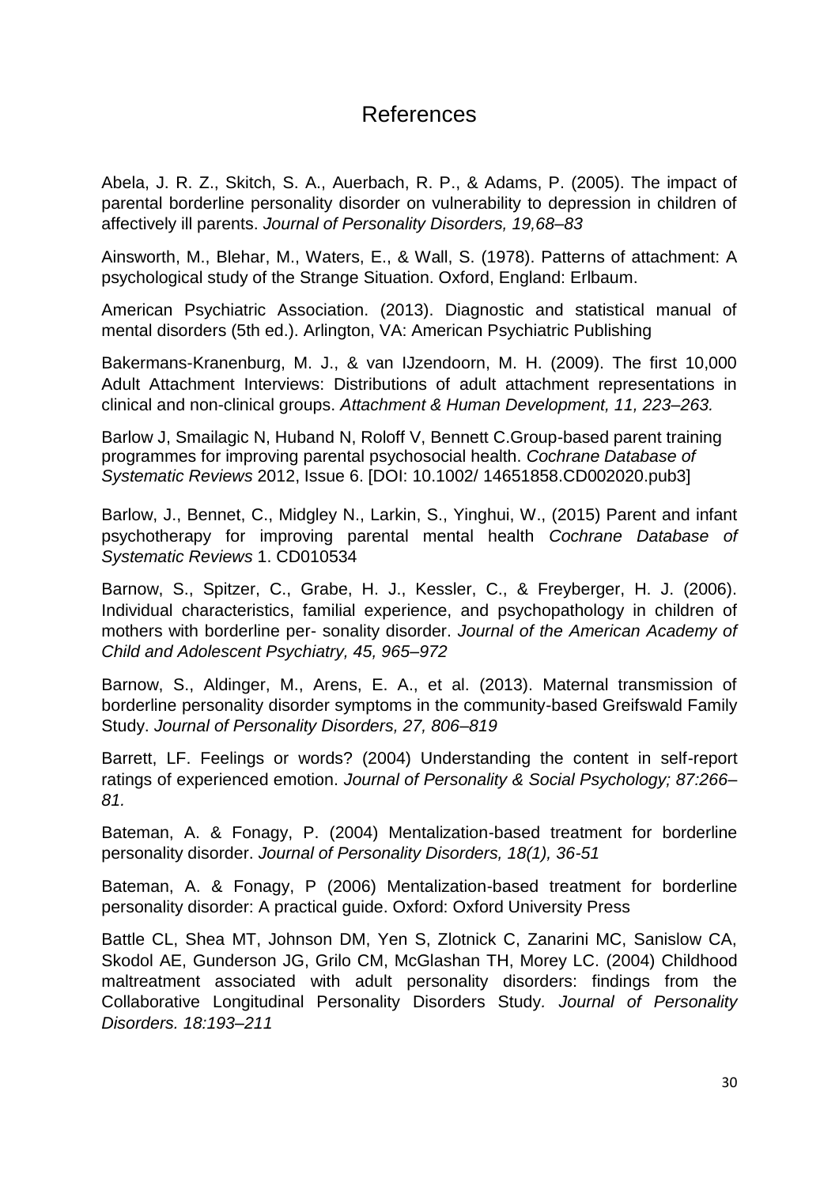# References

Abela, J. R. Z., Skitch, S. A., Auerbach, R. P., & Adams, P. (2005). The impact of parental borderline personality disorder on vulnerability to depression in children of affectively ill parents. *Journal of Personality Disorders, 19,68–83*

Ainsworth, M., Blehar, M., Waters, E., & Wall, S. (1978). Patterns of attachment: A psychological study of the Strange Situation. Oxford, England: Erlbaum.

American Psychiatric Association. (2013). Diagnostic and statistical manual of mental disorders (5th ed.). Arlington, VA: American Psychiatric Publishing

Bakermans-Kranenburg, M. J., & van IJzendoorn, M. H. (2009). The first 10,000 Adult Attachment Interviews: Distributions of adult attachment representations in clinical and non-clinical groups. *Attachment & Human Development, 11, 223–263.*

Barlow J, Smailagic N, Huband N, Roloff V, Bennett C.Group-based parent training programmes for improving parental psychosocial health. *Cochrane Database of Systematic Reviews* 2012, Issue 6. [DOI: 10.1002/ 14651858.CD002020.pub3]

Barlow, J., Bennet, C., Midgley N., Larkin, S., Yinghui, W., (2015) Parent and infant psychotherapy for improving parental mental health *Cochrane Database of Systematic Reviews* 1. CD010534

Barnow, S., Spitzer, C., Grabe, H. J., Kessler, C., & Freyberger, H. J. (2006). Individual characteristics, familial experience, and psychopathology in children of mothers with borderline per- sonality disorder. *Journal of the American Academy of Child and Adolescent Psychiatry, 45, 965–972*

Barnow, S., Aldinger, M., Arens, E. A., et al. (2013). Maternal transmission of borderline personality disorder symptoms in the community-based Greifswald Family Study. *Journal of Personality Disorders, 27, 806–819*

Barrett, LF. Feelings or words? (2004) Understanding the content in self-report ratings of experienced emotion. *Journal of Personality & Social Psychology; 87:266–81.*

Bateman, A. & Fonagy, P. (2004) Mentalization-based treatment for borderline personality disorder. *Journal of Personality Disorders, 18(1), 36-51*

Bateman, A. & Fonagy, P (2006) Mentalization-based treatment for borderline personality disorder: A practical guide. Oxford: Oxford University Press

Battle CL, Shea MT, Johnson DM, Yen S, Zlotnick C, Zanarini MC, Sanislow CA, Skodol AE, Gunderson JG, Grilo CM, McGlashan TH, Morey LC. (2004) Childhood maltreatment associated with adult personality disorders: findings from the Collaborative Longitudinal Personality Disorders Study*. Journal of Personality Disorders. 18:193–211*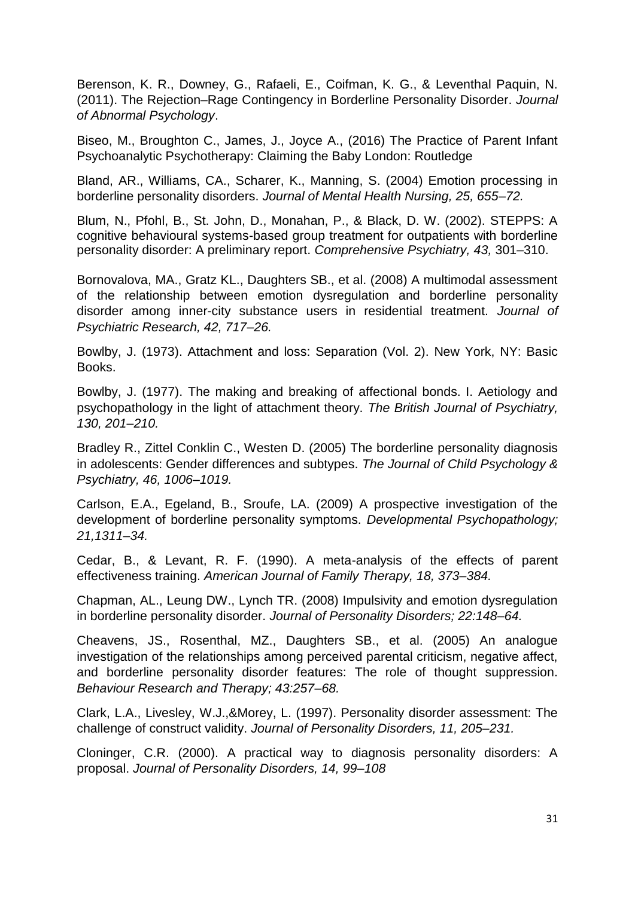Berenson, K. R., Downey, G., Rafaeli, E., Coifman, K. G., & Leventhal Paquin, N. (2011). The Rejection–Rage Contingency in Borderline Personality Disorder. *Journal of Abnormal Psychology*.

Biseo, M., Broughton C., James, J., Joyce A., (2016) The Practice of Parent Infant Psychoanalytic Psychotherapy: Claiming the Baby London: Routledge

Bland, AR., Williams, CA., Scharer, K., Manning, S. (2004) Emotion processing in borderline personality disorders. *Journal of Mental Health Nursing, 25, 655–72.*

Blum, N., Pfohl, B., St. John, D., Monahan, P., & Black, D. W. (2002). STEPPS: A cognitive behavioural systems-based group treatment for outpatients with borderline personality disorder: A preliminary report. *Comprehensive Psychiatry, 43,* 301–310.

Bornovalova, MA., Gratz KL., Daughters SB., et al. (2008) A multimodal assessment of the relationship between emotion dysregulation and borderline personality disorder among inner-city substance users in residential treatment. *Journal of Psychiatric Research, 42, 717–26.*

Bowlby, J. (1973). Attachment and loss: Separation (Vol. 2). New York, NY: Basic Books.

Bowlby, J. (1977). The making and breaking of affectional bonds. I. Aetiology and psychopathology in the light of attachment theory. *The British Journal of Psychiatry, 130, 201–210.*

Bradley R., Zittel Conklin C., Westen D. (2005) The borderline personality diagnosis in adolescents: Gender differences and subtypes. *The Journal of Child Psychology & Psychiatry, 46, 1006–1019.*

Carlson, E.A., Egeland, B., Sroufe, LA. (2009) A prospective investigation of the development of borderline personality symptoms. *Developmental Psychopathology; 21,1311–34.*

Cedar, B., & Levant, R. F. (1990). A meta-analysis of the effects of parent effectiveness training. *American Journal of Family Therapy, 18, 373–384.*

Chapman, AL., Leung DW., Lynch TR. (2008) Impulsivity and emotion dysregulation in borderline personality disorder. *Journal of Personality Disorders; 22:148–64.*

Cheavens, JS., Rosenthal, MZ., Daughters SB., et al. (2005) An analogue investigation of the relationships among perceived parental criticism, negative affect, and borderline personality disorder features: The role of thought suppression. *Behaviour Research and Therapy; 43:257–68.*

Clark, L.A., Livesley, W.J.,&Morey, L. (1997). Personality disorder assessment: The challenge of construct validity. *Journal of Personality Disorders, 11, 205–231.*

Cloninger, C.R. (2000). A practical way to diagnosis personality disorders: A proposal. *Journal of Personality Disorders, 14, 99–108*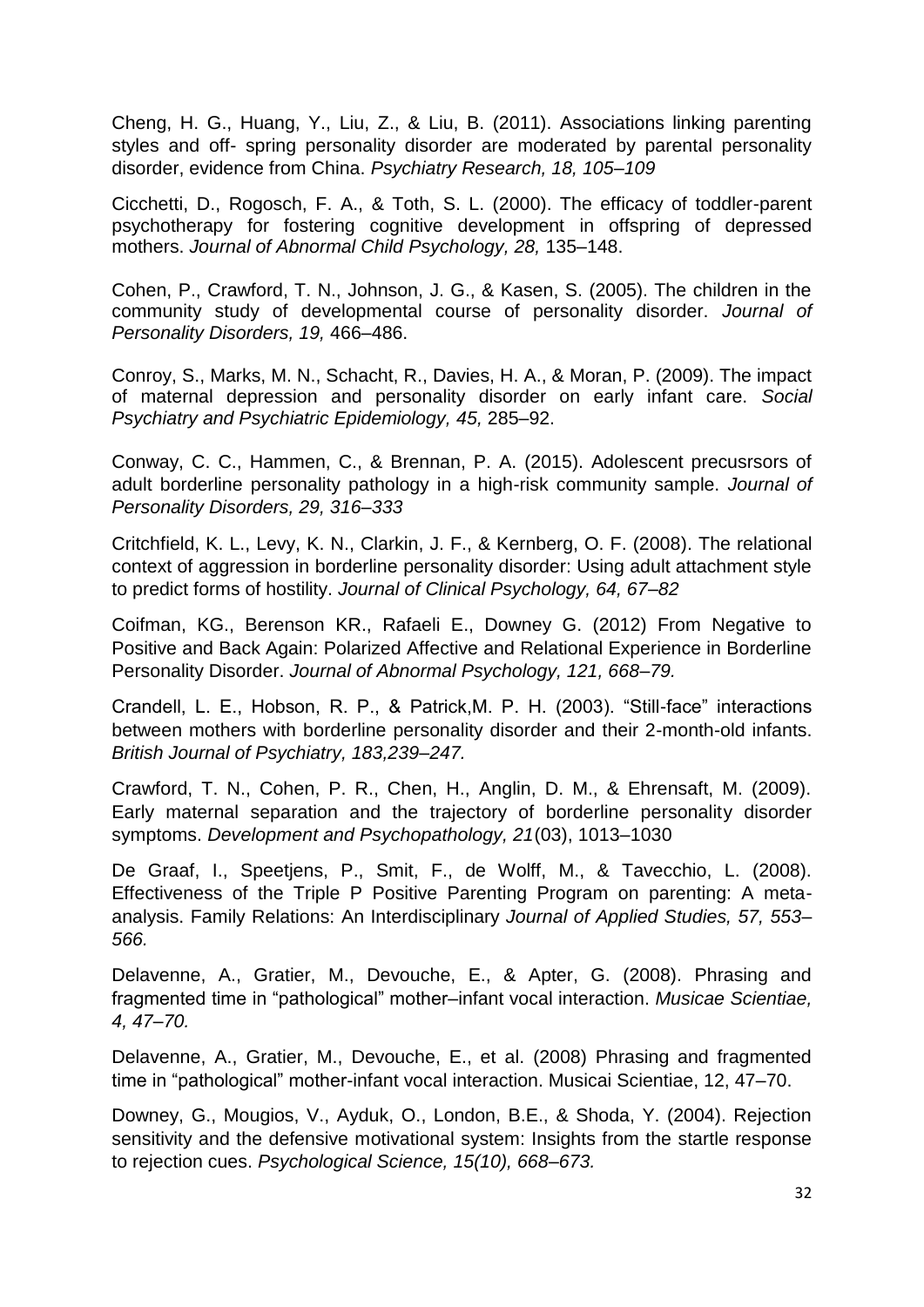Cheng, H. G., Huang, Y., Liu, Z., & Liu, B. (2011). Associations linking parenting styles and off- spring personality disorder are moderated by parental personality disorder, evidence from China. *Psychiatry Research, 18, 105–109*

Cicchetti, D., Rogosch, F. A., & Toth, S. L. (2000). The efficacy of toddler-parent psychotherapy for fostering cognitive development in offspring of depressed mothers. *Journal of Abnormal Child Psychology, 28,* 135–148.

Cohen, P., Crawford, T. N., Johnson, J. G., & Kasen, S. (2005). The children in the community study of developmental course of personality disorder. *Journal of Personality Disorders, 19,* 466–486.

Conroy, S., Marks, M. N., Schacht, R., Davies, H. A., & Moran, P. (2009). The impact of maternal depression and personality disorder on early infant care. *Social Psychiatry and Psychiatric Epidemiology, 45,* 285–92.

Conway, C. C., Hammen, C., & Brennan, P. A. (2015). Adolescent precusrsors of adult borderline personality pathology in a high-risk community sample. *Journal of Personality Disorders, 29, 316–333*

Critchfield, K. L., Levy, K. N., Clarkin, J. F., & Kernberg, O. F. (2008). The relational context of aggression in borderline personality disorder: Using adult attachment style to predict forms of hostility. *Journal of Clinical Psychology, 64, 67–82*

Coifman, KG., Berenson KR., Rafaeli E., Downey G. (2012) From Negative to Positive and Back Again: Polarized Affective and Relational Experience in Borderline Personality Disorder. *Journal of Abnormal Psychology, 121, 668–79.*

Crandell, L. E., Hobson, R. P., & Patrick,M. P. H. (2003). "Still-face" interactions between mothers with borderline personality disorder and their 2-month-old infants. *British Journal of Psychiatry, 183,239–247.*

Crawford, T. N., Cohen, P. R., Chen, H., Anglin, D. M., & Ehrensaft, M. (2009). Early maternal separation and the trajectory of borderline personality disorder symptoms. *Development and Psychopathology, 21*(03), 1013–1030

De Graaf, I., Speetjens, P., Smit, F., de Wolff, M., & Tavecchio, L. (2008). Effectiveness of the Triple P Positive Parenting Program on parenting: A meta-analysis. Family Relations: An Interdisciplinary *Journal of Applied Studies, 57, 553–566.*

Delavenne, A., Gratier, M., Devouche, E., & Apter, G. (2008). Phrasing and fragmented time in "pathological" mother–infant vocal interaction. *Musicae Scientiae, 4, 47–70.*

Delavenne, A., Gratier, M., Devouche, E., et al. (2008) Phrasing and fragmented time in "pathological" mother-infant vocal interaction. Musicai Scientiae, 12, 47–70.

Downey, G., Mougios, V., Ayduk, O., London, B.E., & Shoda, Y. (2004). Rejection sensitivity and the defensive motivational system: Insights from the startle response to rejection cues. *Psychological Science, 15(10), 668–673.*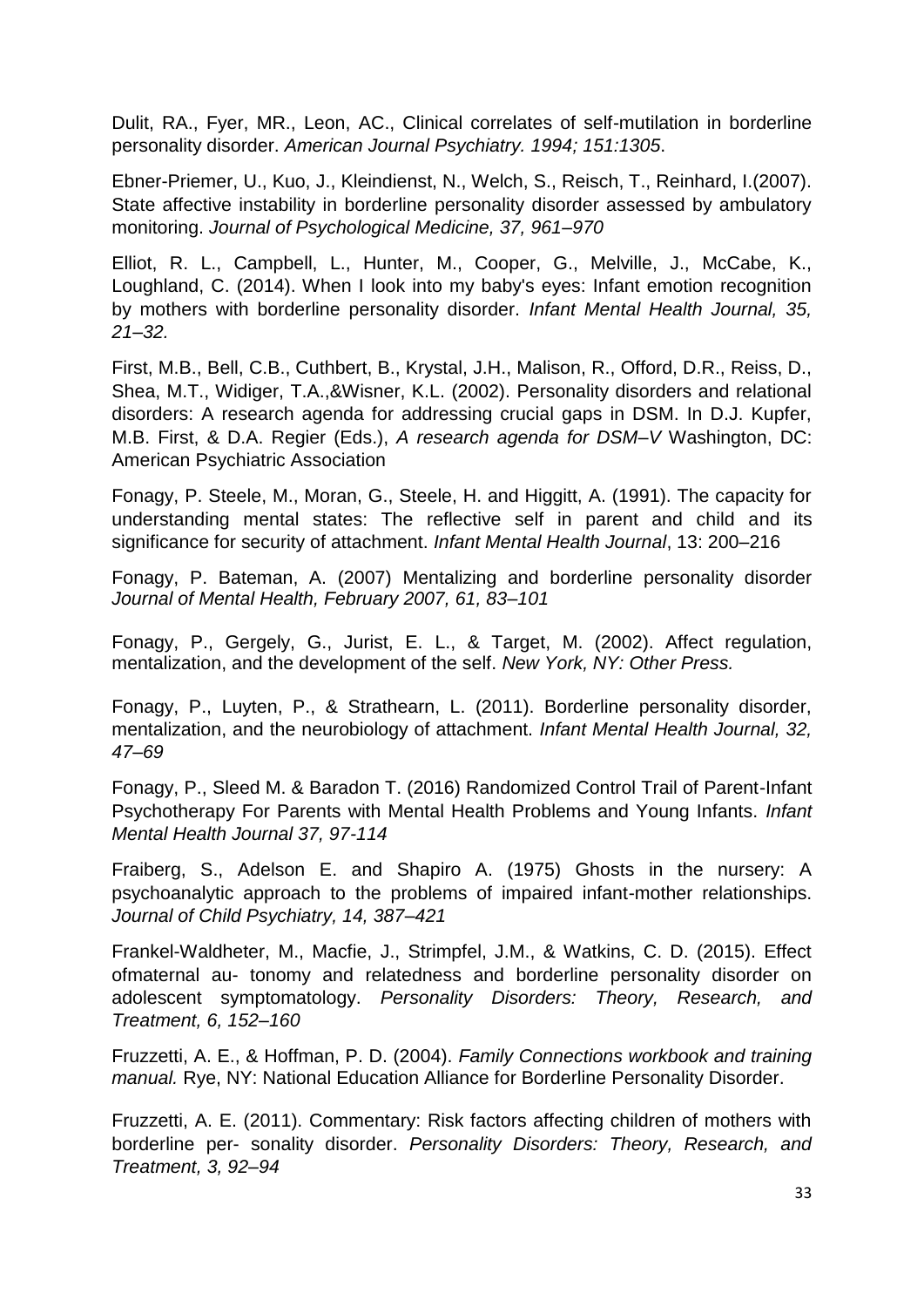Dulit, RA., Fyer, MR., Leon, AC., Clinical correlates of self-mutilation in borderline personality disorder. *American Journal Psychiatry. 1994; 151:1305*.

Ebner-Priemer, U., Kuo, J., Kleindienst, N., Welch, S., Reisch, T., Reinhard, I.(2007). State affective instability in borderline personality disorder assessed by ambulatory monitoring. *Journal of Psychological Medicine, 37, 961–970*

Elliot, R. L., Campbell, L., Hunter, M., Cooper, G., Melville, J., McCabe, K., Loughland, C. (2014). When I look into my baby's eyes: Infant emotion recognition by mothers with borderline personality disorder. *Infant Mental Health Journal, 35, 21–32.*

First, M.B., Bell, C.B., Cuthbert, B., Krystal, J.H., Malison, R., Offord, D.R., Reiss, D., Shea, M.T., Widiger, T.A.,&Wisner, K.L. (2002). Personality disorders and relational disorders: A research agenda for addressing crucial gaps in DSM. In D.J. Kupfer, M.B. First, & D.A. Regier (Eds.), *A research agenda for DSM–V* Washington, DC: American Psychiatric Association

Fonagy, P. Steele, M., Moran, G., Steele, H. and Higgitt, A. (1991). The capacity for understanding mental states: The reflective self in parent and child and its significance for security of attachment. *Infant Mental Health Journal*, 13: 200–216

Fonagy, P. Bateman, A. (2007) Mentalizing and borderline personality disorder *Journal of Mental Health, February 2007, 61, 83–101*

Fonagy, P., Gergely, G., Jurist, E. L., & Target, M. (2002). Affect regulation, mentalization, and the development of the self. *New York, NY: Other Press.*

Fonagy, P., Luyten, P., & Strathearn, L. (2011). Borderline personality disorder, mentalization, and the neurobiology of attachment. *Infant Mental Health Journal, 32, 47–69*

Fonagy, P., Sleed M. & Baradon T. (2016) Randomized Control Trail of Parent-Infant Psychotherapy For Parents with Mental Health Problems and Young Infants. *Infant Mental Health Journal 37, 97-114*

Fraiberg, S., Adelson E. and Shapiro A. (1975) Ghosts in the nursery: A psychoanalytic approach to the problems of impaired infant-mother relationships. *Journal of Child Psychiatry, 14, 387–421*

Frankel-Waldheter, M., Macfie, J., Strimpfel, J.M., & Watkins, C. D. (2015). Effect ofmaternal au- tonomy and relatedness and borderline personality disorder on adolescent symptomatology. *Personality Disorders: Theory, Research, and Treatment, 6, 152–160*

Fruzzetti, A. E., & Hoffman, P. D. (2004). *Family Connections workbook and training manual.* Rye, NY: National Education Alliance for Borderline Personality Disorder.

Fruzzetti, A. E. (2011). Commentary: Risk factors affecting children of mothers with borderline per- sonality disorder. *Personality Disorders: Theory, Research, and Treatment, 3, 92–94*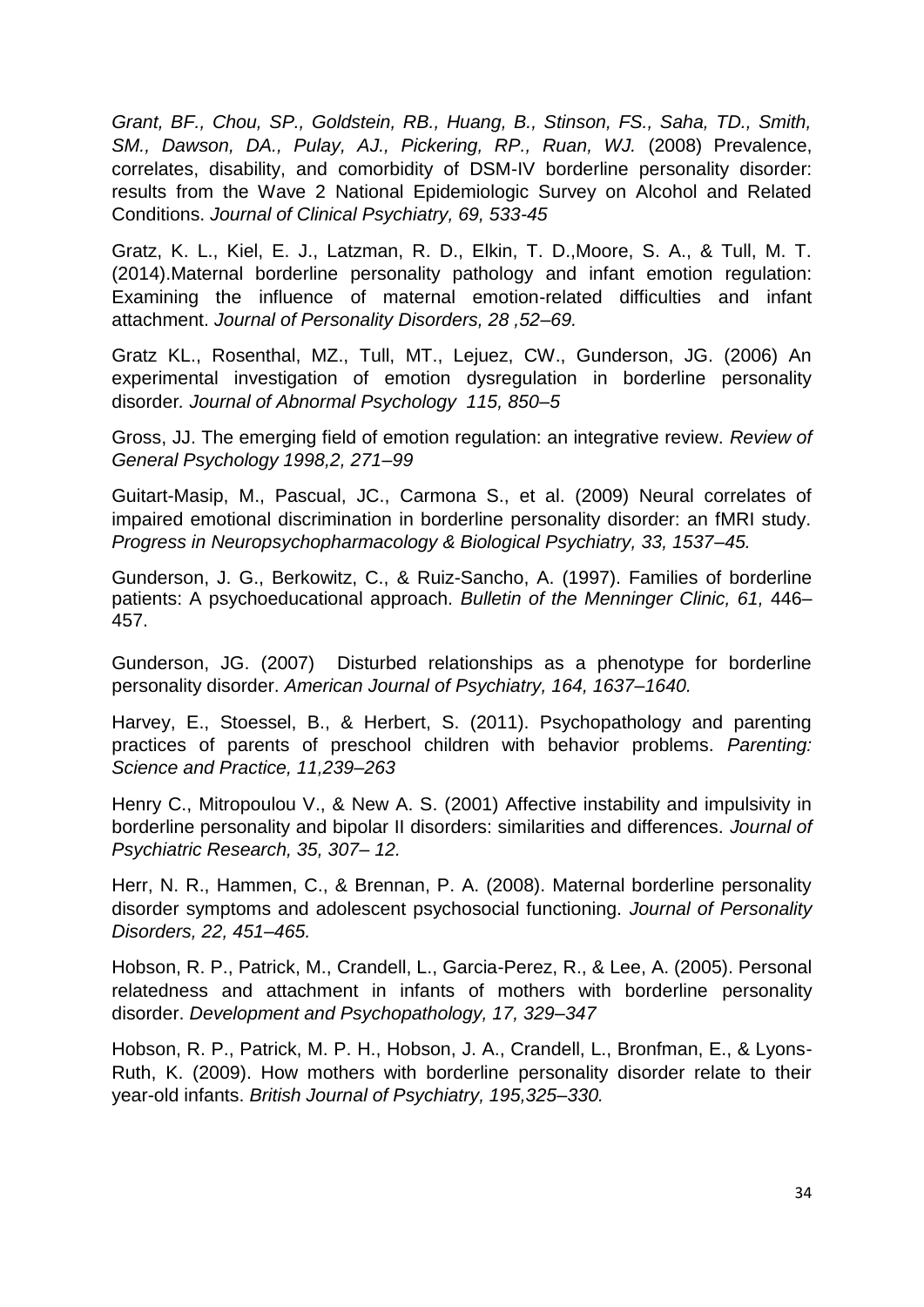*Grant, BF., Chou, SP., Goldstein, RB., Huang, B., Stinson, FS., Saha, TD., Smith, SM., Dawson, DA., Pulay, AJ., Pickering, RP., Ruan, WJ.* (2008) Prevalence, correlates, disability, and comorbidity of DSM-IV borderline personality disorder: results from the Wave 2 National Epidemiologic Survey on Alcohol and Related Conditions. *Journal of Clinical Psychiatry, 69, 533-45*

Gratz, K. L., Kiel, E. J., Latzman, R. D., Elkin, T. D.,Moore, S. A., & Tull, M. T. (2014).Maternal borderline personality pathology and infant emotion regulation: Examining the influence of maternal emotion-related difficulties and infant attachment. *Journal of Personality Disorders, 28 ,52–69.*

Gratz KL., Rosenthal, MZ., Tull, MT., Lejuez, CW., Gunderson, JG. (2006) An experimental investigation of emotion dysregulation in borderline personality disorder*. Journal of Abnormal Psychology 115, 850–5*

Gross, JJ. The emerging field of emotion regulation: an integrative review. *Review of General Psychology 1998,2, 271–99*

Guitart-Masip, M., Pascual, JC., Carmona S., et al. (2009) Neural correlates of impaired emotional discrimination in borderline personality disorder: an fMRI study. *Progress in Neuropsychopharmacology & Biological Psychiatry, 33, 1537–45.*

Gunderson, J. G., Berkowitz, C., & Ruiz-Sancho, A. (1997). Families of borderline patients: A psychoeducational approach. *Bulletin of the Menninger Clinic, 61,* 446–457.

Gunderson, JG. (2007) Disturbed relationships as a phenotype for borderline personality disorder. *American Journal of Psychiatry, 164, 1637–1640.*

Harvey, E., Stoessel, B., & Herbert, S. (2011). Psychopathology and parenting practices of parents of preschool children with behavior problems. *Parenting: Science and Practice, 11,239–263*

Henry C., Mitropoulou V., & New A. S. (2001) Affective instability and impulsivity in borderline personality and bipolar II disorders: similarities and differences. *Journal of Psychiatric Research, 35, 307– 12.*

Herr, N. R., Hammen, C., & Brennan, P. A. (2008). Maternal borderline personality disorder symptoms and adolescent psychosocial functioning. *Journal of Personality Disorders, 22, 451–465.*

Hobson, R. P., Patrick, M., Crandell, L., Garcia-Perez, R., & Lee, A. (2005). Personal relatedness and attachment in infants of mothers with borderline personality disorder. *Development and Psychopathology, 17, 329–347*

Hobson, R. P., Patrick, M. P. H., Hobson, J. A., Crandell, L., Bronfman, E., & Lyons-Ruth, K. (2009). How mothers with borderline personality disorder relate to their year-old infants. *British Journal of Psychiatry, 195,325–330.*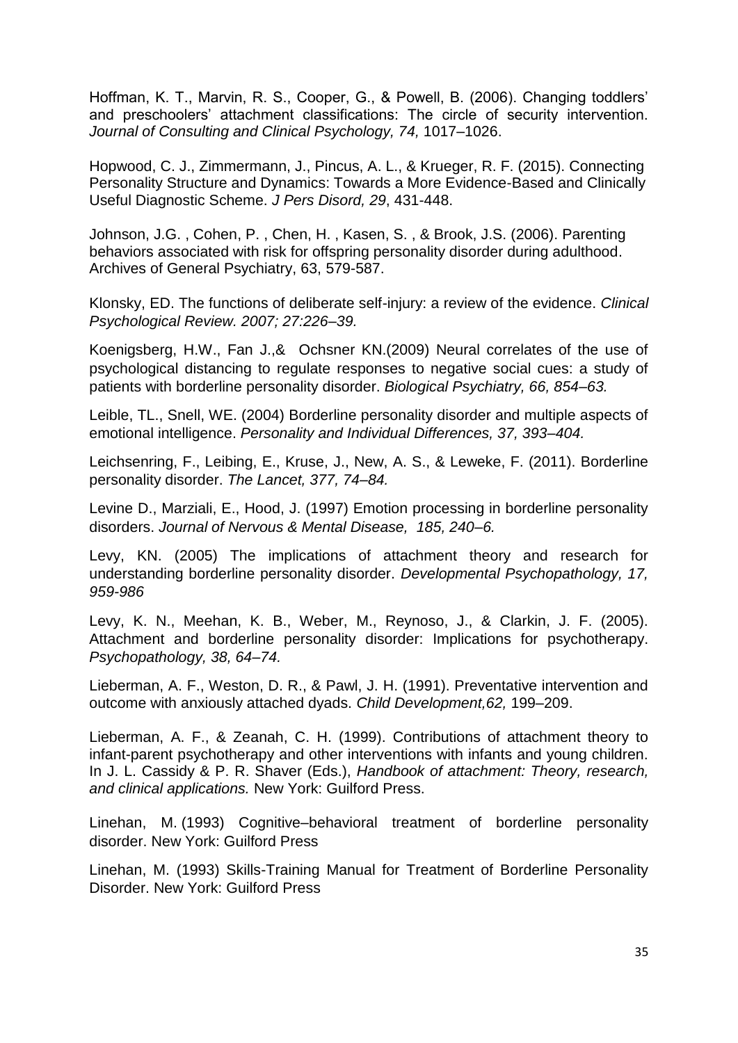Hoffman, K. T., Marvin, R. S., Cooper, G., & Powell, B. (2006). Changing toddlers' and preschoolers' attachment classifications: The circle of security intervention. *Journal of Consulting and Clinical Psychology, 74,* 1017–1026.

Hopwood, C. J., Zimmermann, J., Pincus, A. L., & Krueger, R. F. (2015). Connecting Personality Structure and Dynamics: Towards a More Evidence-Based and Clinically Useful Diagnostic Scheme. *J Pers Disord, 29*, 431-448.

Johnson, J.G. , Cohen, P. , Chen, H. , Kasen, S. , & Brook, J.S. (2006). Parenting behaviors associated with risk for offspring personality disorder during adulthood. Archives of General Psychiatry, 63, 579-587.

Klonsky, ED. The functions of deliberate self-injury: a review of the evidence. *Clinical Psychological Review. 2007; 27:226–39.*

Koenigsberg, H.W., Fan J.,& Ochsner KN.(2009) Neural correlates of the use of psychological distancing to regulate responses to negative social cues: a study of patients with borderline personality disorder. *Biological Psychiatry, 66, 854–63.*

Leible, TL., Snell, WE. (2004) Borderline personality disorder and multiple aspects of emotional intelligence. *Personality and Individual Differences, 37, 393–404.*

Leichsenring, F., Leibing, E., Kruse, J., New, A. S., & Leweke, F. (2011). Borderline personality disorder. *The Lancet, 377, 74–84.*

Levine D., Marziali, E., Hood, J. (1997) Emotion processing in borderline personality disorders. *Journal of Nervous & Mental Disease, 185, 240–6.*

Levy, KN. (2005) The implications of attachment theory and research for understanding borderline personality disorder. *Developmental Psychopathology, 17, 959-986*

Levy, K. N., Meehan, K. B., Weber, M., Reynoso, J., & Clarkin, J. F. (2005). Attachment and borderline personality disorder: Implications for psychotherapy. *Psychopathology, 38, 64–74.*

Lieberman, A. F., Weston, D. R., & Pawl, J. H. (1991). Preventative intervention and outcome with anxiously attached dyads. *Child Development,62,* 199–209.

Lieberman, A. F., & Zeanah, C. H. (1999). Contributions of attachment theory to infant-parent psychotherapy and other interventions with infants and young children. In J. L. Cassidy & P. R. Shaver (Eds.), *Handbook of attachment: Theory, research, and clinical applications.* New York: Guilford Press.

Linehan, M. (1993) Cognitive–behavioral treatment of borderline personality disorder. New York: Guilford Press

Linehan, M. (1993) Skills-Training Manual for Treatment of Borderline Personality Disorder. New York: Guilford Press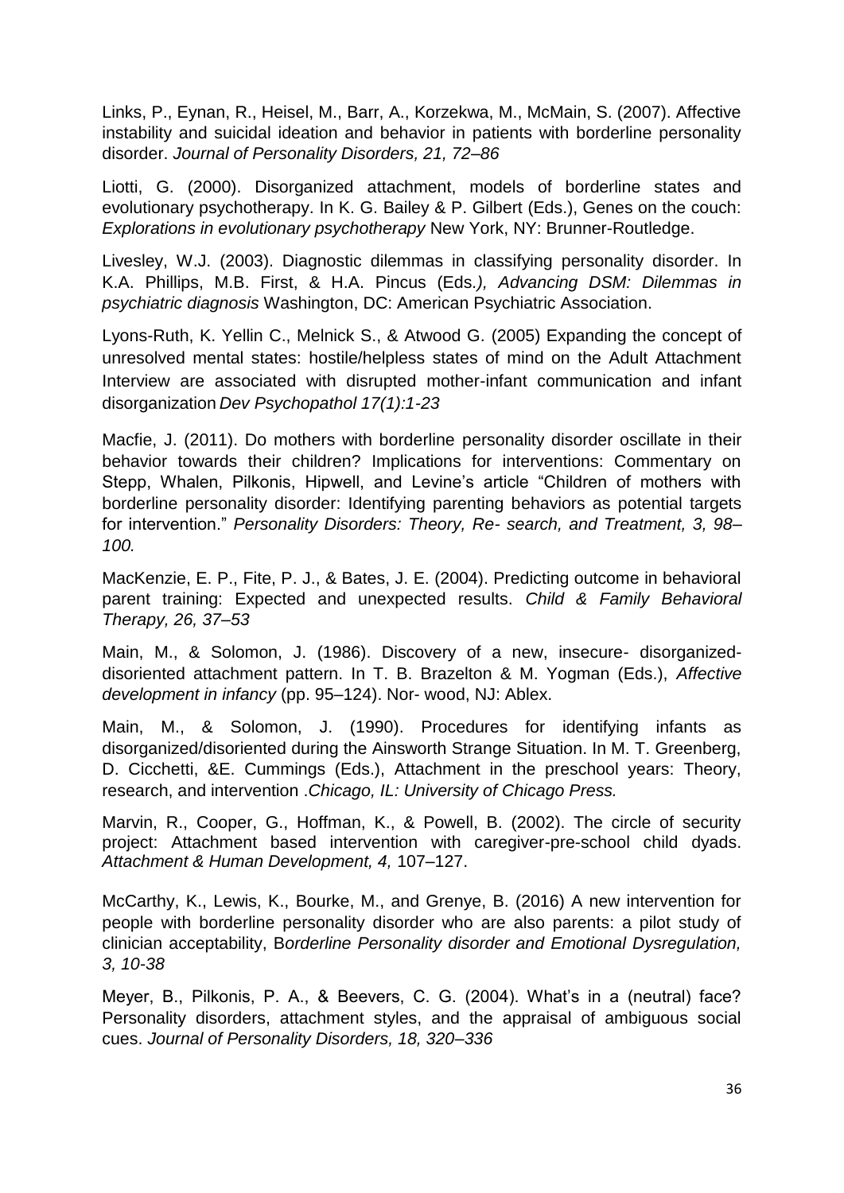Links, P., Eynan, R., Heisel, M., Barr, A., Korzekwa, M., McMain, S. (2007). Affective instability and suicidal ideation and behavior in patients with borderline personality disorder. *Journal of Personality Disorders, 21, 72–86*

Liotti, G. (2000). Disorganized attachment, models of borderline states and evolutionary psychotherapy. In K. G. Bailey & P. Gilbert (Eds.), Genes on the couch: *Explorations in evolutionary psychotherapy* New York, NY: Brunner-Routledge.

Livesley, W.J. (2003). Diagnostic dilemmas in classifying personality disorder. In K.A. Phillips, M.B. First, & H.A. Pincus (Eds*.), Advancing DSM: Dilemmas in psychiatric diagnosis* Washington, DC: American Psychiatric Association.

Lyons-Ruth, K. Yellin C., Melnick S., & Atwood G. (2005) Expanding the concept of unresolved mental states: hostile/helpless states of mind on the Adult Attachment Interview are associated with disrupted mother-infant communication and infant disorganization *Dev Psychopathol 17(1):1-23*

Macfie, J. (2011). Do mothers with borderline personality disorder oscillate in their behavior towards their children? Implications for interventions: Commentary on Stepp, Whalen, Pilkonis, Hipwell, and Levine's article "Children of mothers with borderline personality disorder: Identifying parenting behaviors as potential targets for intervention." *Personality Disorders: Theory, Re- search, and Treatment, 3, 98–100.*

MacKenzie, E. P., Fite, P. J., & Bates, J. E. (2004). Predicting outcome in behavioral parent training: Expected and unexpected results. *Child & Family Behavioral Therapy, 26, 37–53*

Main, M., & Solomon, J. (1986). Discovery of a new, insecure- disorganized-disoriented attachment pattern. In T. B. Brazelton & M. Yogman (Eds.), *Affective development in infancy* (pp. 95–124). Nor- wood, NJ: Ablex.

Main, M., & Solomon, J. (1990). Procedures for identifying infants as disorganized/disoriented during the Ainsworth Strange Situation. In M. T. Greenberg, D. Cicchetti, &E. Cummings (Eds.), Attachment in the preschool years: Theory, research, and intervention .*Chicago, IL: University of Chicago Press.*

Marvin, R., Cooper, G., Hoffman, K., & Powell, B. (2002). The circle of security project: Attachment based intervention with caregiver-pre-school child dyads. *Attachment & Human Development, 4,* 107–127.

McCarthy, K., Lewis, K., Bourke, M., and Grenye, B. (2016) A new intervention for people with borderline personality disorder who are also parents: a pilot study of clinician acceptability, B*orderline Personality disorder and Emotional Dysregulation, 3, 10-38*

Meyer, B., Pilkonis, P. A., & Beevers, C. G. (2004). What's in a (neutral) face? Personality disorders, attachment styles, and the appraisal of ambiguous social cues. *Journal of Personality Disorders, 18, 320–336*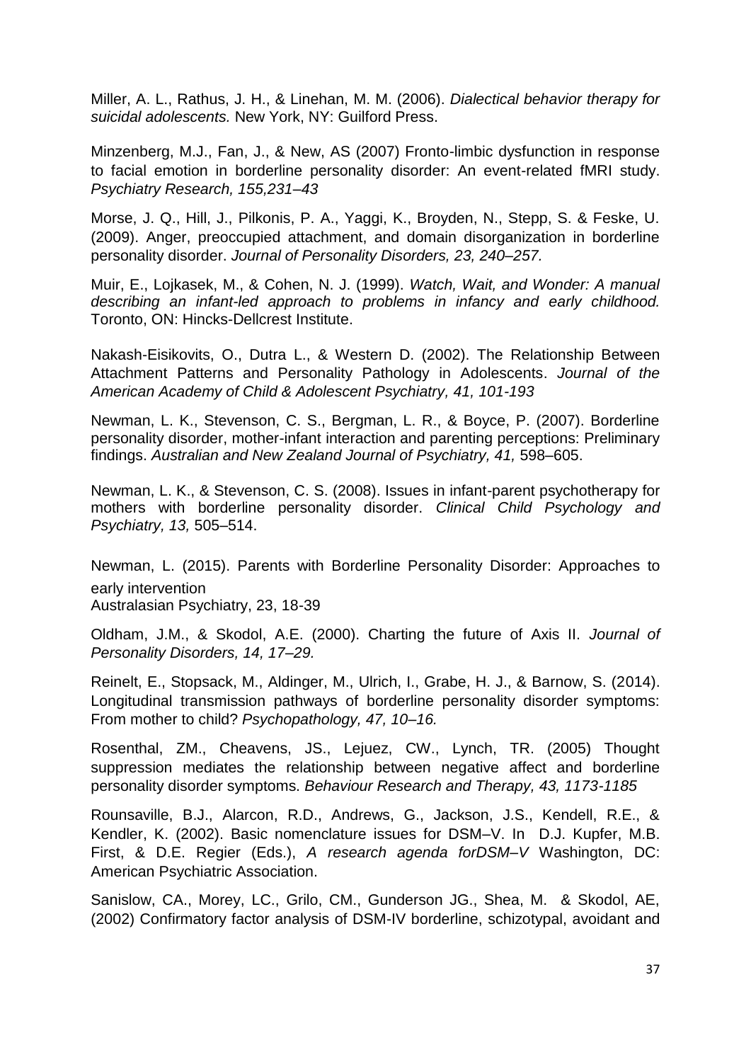Miller, A. L., Rathus, J. H., & Linehan, M. M. (2006). *Dialectical behavior therapy for suicidal adolescents.* New York, NY: Guilford Press.

Minzenberg, M.J., Fan, J., & New, AS (2007) Fronto-limbic dysfunction in response to facial emotion in borderline personality disorder: An event-related fMRI study. *Psychiatry Research, 155,231–43*

Morse, J. Q., Hill, J., Pilkonis, P. A., Yaggi, K., Broyden, N., Stepp, S. & Feske, U. (2009). Anger, preoccupied attachment, and domain disorganization in borderline personality disorder. *Journal of Personality Disorders, 23, 240–257.*

Muir, E., Lojkasek, M., & Cohen, N. J. (1999). *Watch, Wait, and Wonder: A manual describing an infant-led approach to problems in infancy and early childhood.* Toronto, ON: Hincks-Dellcrest Institute.

Nakash-Eisikovits, O., Dutra L., & Western D. (2002). The Relationship Between Attachment Patterns and Personality Pathology in Adolescents. *Journal of the American Academy of Child & Adolescent Psychiatry, 41, 101-193*

Newman, L. K., Stevenson, C. S., Bergman, L. R., & Boyce, P. (2007). Borderline personality disorder, mother-infant interaction and parenting perceptions: Preliminary findings. *Australian and New Zealand Journal of Psychiatry, 41,* 598–605.

Newman, L. K., & Stevenson, C. S. (2008). Issues in infant-parent psychotherapy for mothers with borderline personality disorder. *Clinical Child Psychology and Psychiatry, 13,* 505–514.

Newman, L. (2015). Parents with Borderline Personality Disorder: Approaches to early intervention
Australasian Psychiatry, 23, 18-39

Oldham, J.M., & Skodol, A.E. (2000). Charting the future of Axis II. *Journal of Personality Disorders, 14, 17–29.*

Reinelt, E., Stopsack, M., Aldinger, M., Ulrich, I., Grabe, H. J., & Barnow, S. (2014). Longitudinal transmission pathways of borderline personality disorder symptoms: From mother to child? *Psychopathology, 47, 10–16.*

Rosenthal, ZM., Cheavens, JS., Lejuez, CW., Lynch, TR. (2005) Thought suppression mediates the relationship between negative affect and borderline personality disorder symptoms. *Behaviour Research and Therapy, 43, 1173-1185*

Rounsaville, B.J., Alarcon, R.D., Andrews, G., Jackson, J.S., Kendell, R.E., & Kendler, K. (2002). Basic nomenclature issues for DSM–V. In D.J. Kupfer, M.B. First, & D.E. Regier (Eds.), *A research agenda forDSM–V* Washington, DC: American Psychiatric Association.

Sanislow, CA., Morey, LC., Grilo, CM., Gunderson JG., Shea, M. & Skodol, AE, (2002) Confirmatory factor analysis of DSM-IV borderline, schizotypal, avoidant and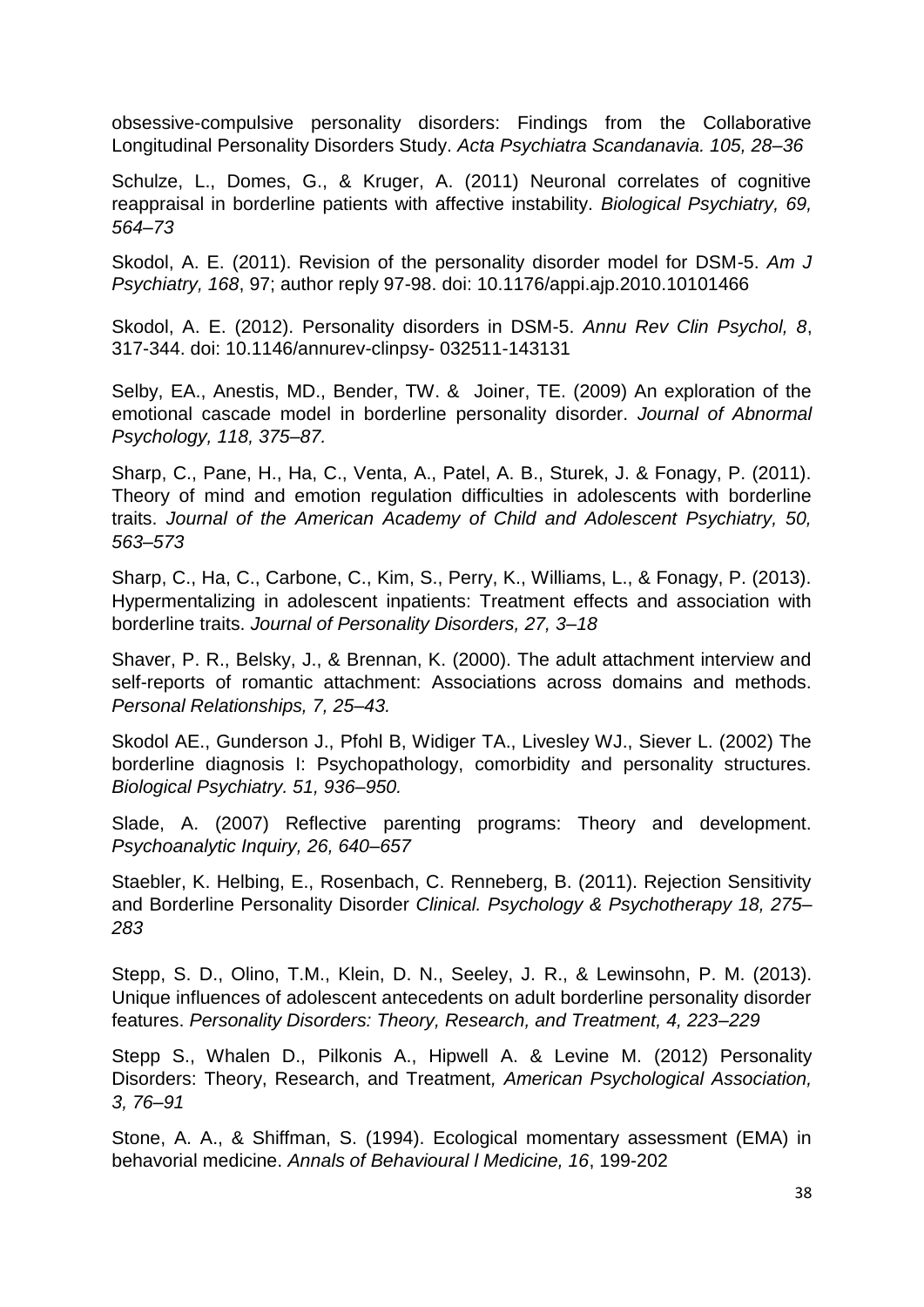obsessive-compulsive personality disorders: Findings from the Collaborative Longitudinal Personality Disorders Study. *Acta Psychiatra Scandanavia. 105, 28–36*

Schulze, L., Domes, G., & Kruger, A. (2011) Neuronal correlates of cognitive reappraisal in borderline patients with affective instability. *Biological Psychiatry, 69, 564–73*

Skodol, A. E. (2011). Revision of the personality disorder model for DSM-5. *Am J Psychiatry, 168*, 97; author reply 97-98. doi: 10.1176/appi.ajp.2010.10101466

Skodol, A. E. (2012). Personality disorders in DSM-5. *Annu Rev Clin Psychol, 8*, 317-344. doi: 10.1146/annurev-clinpsy- 032511-143131

Selby, EA., Anestis, MD., Bender, TW. & Joiner, TE. (2009) An exploration of the emotional cascade model in borderline personality disorder. *Journal of Abnormal Psychology, 118, 375–87.*

Sharp, C., Pane, H., Ha, C., Venta, A., Patel, A. B., Sturek, J. & Fonagy, P. (2011). Theory of mind and emotion regulation difficulties in adolescents with borderline traits. *Journal of the American Academy of Child and Adolescent Psychiatry, 50, 563–573*

Sharp, C., Ha, C., Carbone, C., Kim, S., Perry, K., Williams, L., & Fonagy, P. (2013). Hypermentalizing in adolescent inpatients: Treatment effects and association with borderline traits. *Journal of Personality Disorders, 27, 3–18*

Shaver, P. R., Belsky, J., & Brennan, K. (2000). The adult attachment interview and self-reports of romantic attachment: Associations across domains and methods. *Personal Relationships, 7, 25–43.*

Skodol AE., Gunderson J., Pfohl B, Widiger TA., Livesley WJ., Siever L. (2002) The borderline diagnosis I: Psychopathology, comorbidity and personality structures. *Biological Psychiatry. 51, 936–950.*

Slade, A. (2007) Reflective parenting programs: Theory and development. *Psychoanalytic Inquiry, 26, 640–657*

Staebler, K. Helbing, E., Rosenbach, C. Renneberg, B. (2011). Rejection Sensitivity and Borderline Personality Disorder *Clinical. Psychology & Psychotherapy 18, 275–283*

Stepp, S. D., Olino, T.M., Klein, D. N., Seeley, J. R., & Lewinsohn, P. M. (2013). Unique influences of adolescent antecedents on adult borderline personality disorder features. *Personality Disorders: Theory, Research, and Treatment, 4, 223–229*

Stepp S., Whalen D., Pilkonis A., Hipwell A. & Levine M. (2012) Personality Disorders: Theory, Research, and Treatment*, American Psychological Association, 3, 76–91*

Stone, A. A., & Shiffman, S. (1994). Ecological momentary assessment (EMA) in behavorial medicine. *Annals of Behavioural l Medicine, 16*, 199-202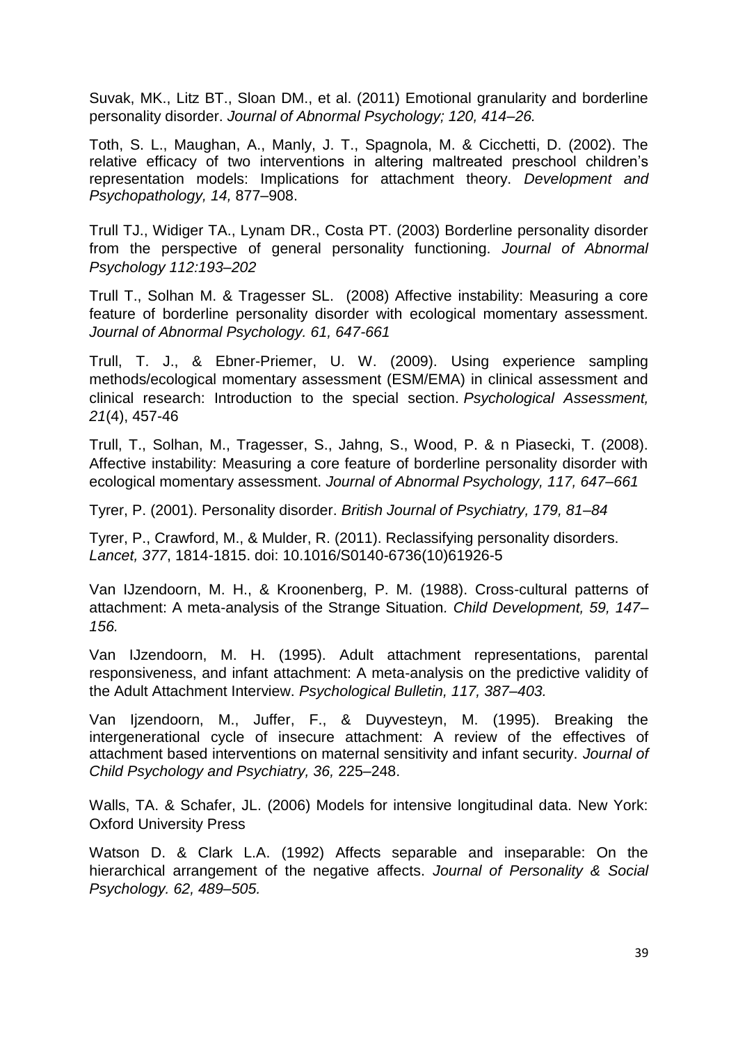Suvak, MK., Litz BT., Sloan DM., et al. (2011) Emotional granularity and borderline personality disorder. *Journal of Abnormal Psychology; 120, 414–26.*

Toth, S. L., Maughan, A., Manly, J. T., Spagnola, M. & Cicchetti, D. (2002). The relative efficacy of two interventions in altering maltreated preschool children's representation models: Implications for attachment theory. *Development and Psychopathology, 14,* 877–908.

Trull TJ., Widiger TA., Lynam DR., Costa PT. (2003) Borderline personality disorder from the perspective of general personality functioning. *Journal of Abnormal Psychology 112:193–202*

Trull T., Solhan M. & Tragesser SL. (2008) Affective instability: Measuring a core feature of borderline personality disorder with ecological momentary assessment. *Journal of Abnormal Psychology. 61, 647-661*

Trull, T. J., & Ebner-Priemer, U. W. (2009). Using experience sampling methods/ecological momentary assessment (ESM/EMA) in clinical assessment and clinical research: Introduction to the special section. *Psychological Assessment, 21*(4), 457-46

Trull, T., Solhan, M., Tragesser, S., Jahng, S., Wood, P. & n Piasecki, T. (2008). Affective instability: Measuring a core feature of borderline personality disorder with ecological momentary assessment. *Journal of Abnormal Psychology, 117, 647–661*

Tyrer, P. (2001). Personality disorder. *British Journal of Psychiatry, 179, 81–84*

Tyrer, P., Crawford, M., & Mulder, R. (2011). Reclassifying personality disorders. *Lancet, 377*, 1814-1815. doi: 10.1016/S0140-6736(10)61926-5

Van IJzendoorn, M. H., & Kroonenberg, P. M. (1988). Cross-cultural patterns of attachment: A meta-analysis of the Strange Situation*. Child Development, 59, 147–156.*

Van IJzendoorn, M. H. (1995). Adult attachment representations, parental responsiveness, and infant attachment: A meta-analysis on the predictive validity of the Adult Attachment Interview. *Psychological Bulletin, 117, 387–403.*

Van Ijzendoorn, M., Juffer, F., & Duyvesteyn, M. (1995). Breaking the intergenerational cycle of insecure attachment: A review of the effectives of attachment based interventions on maternal sensitivity and infant security. *Journal of Child Psychology and Psychiatry, 36,* 225–248.

Walls, TA. & Schafer, JL. (2006) Models for intensive longitudinal data. New York: Oxford University Press

Watson D. & Clark L.A. (1992) Affects separable and inseparable: On the hierarchical arrangement of the negative affects. *Journal of Personality & Social Psychology. 62, 489–505.*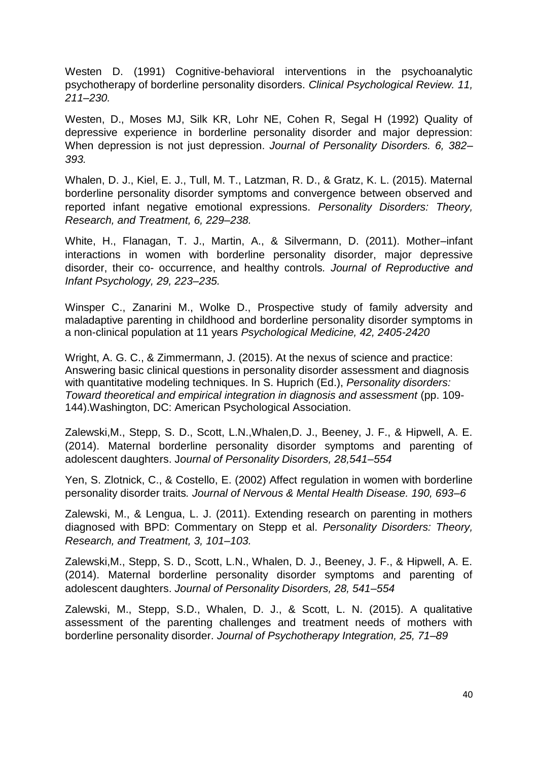Westen D. (1991) Cognitive-behavioral interventions in the psychoanalytic psychotherapy of borderline personality disorders. *Clinical Psychological Review. 11, 211–230.*

Westen, D., Moses MJ, Silk KR, Lohr NE, Cohen R, Segal H (1992) Quality of depressive experience in borderline personality disorder and major depression: When depression is not just depression. *Journal of Personality Disorders. 6, 382–393.*

Whalen, D. J., Kiel, E. J., Tull, M. T., Latzman, R. D., & Gratz, K. L. (2015). Maternal borderline personality disorder symptoms and convergence between observed and reported infant negative emotional expressions. *Personality Disorders: Theory, Research, and Treatment, 6, 229–238.*

White, H., Flanagan, T. J., Martin, A., & Silvermann, D. (2011). Mother–infant interactions in women with borderline personality disorder, major depressive disorder, their co- occurrence, and healthy controls. *Journal of Reproductive and Infant Psychology, 29, 223–235.*

Winsper C., Zanarini M., Wolke D., Prospective study of family adversity and maladaptive parenting in childhood and borderline personality disorder symptoms in a non-clinical population at 11 years *Psychological Medicine, 42, 2405-2420*

Wright, A. G. C., & Zimmermann, J. (2015). At the nexus of science and practice: Answering basic clinical questions in personality disorder assessment and diagnosis with quantitative modeling techniques. In S. Huprich (Ed.), *Personality disorders: Toward theoretical and empirical integration in diagnosis and assessment* (pp. 109-144).Washington, DC: American Psychological Association.

Zalewski,M., Stepp, S. D., Scott, L.N.,Whalen,D. J., Beeney, J. F., & Hipwell, A. E. (2014). Maternal borderline personality disorder symptoms and parenting of adolescent daughters. J*ournal of Personality Disorders, 28,541–554*

Yen, S. Zlotnick, C., & Costello, E. (2002) Affect regulation in women with borderline personality disorder traits*. Journal of Nervous & Mental Health Disease. 190, 693–6*

Zalewski, M., & Lengua, L. J. (2011). Extending research on parenting in mothers diagnosed with BPD: Commentary on Stepp et al. *Personality Disorders: Theory, Research, and Treatment, 3, 101–103.*

Zalewski,M., Stepp, S. D., Scott, L.N., Whalen, D. J., Beeney, J. F., & Hipwell, A. E. (2014). Maternal borderline personality disorder symptoms and parenting of adolescent daughters. *Journal of Personality Disorders, 28, 541–554*

Zalewski, M., Stepp, S.D., Whalen, D. J., & Scott, L. N. (2015). A qualitative assessment of the parenting challenges and treatment needs of mothers with borderline personality disorder. *Journal of Psychotherapy Integration, 25, 71–89*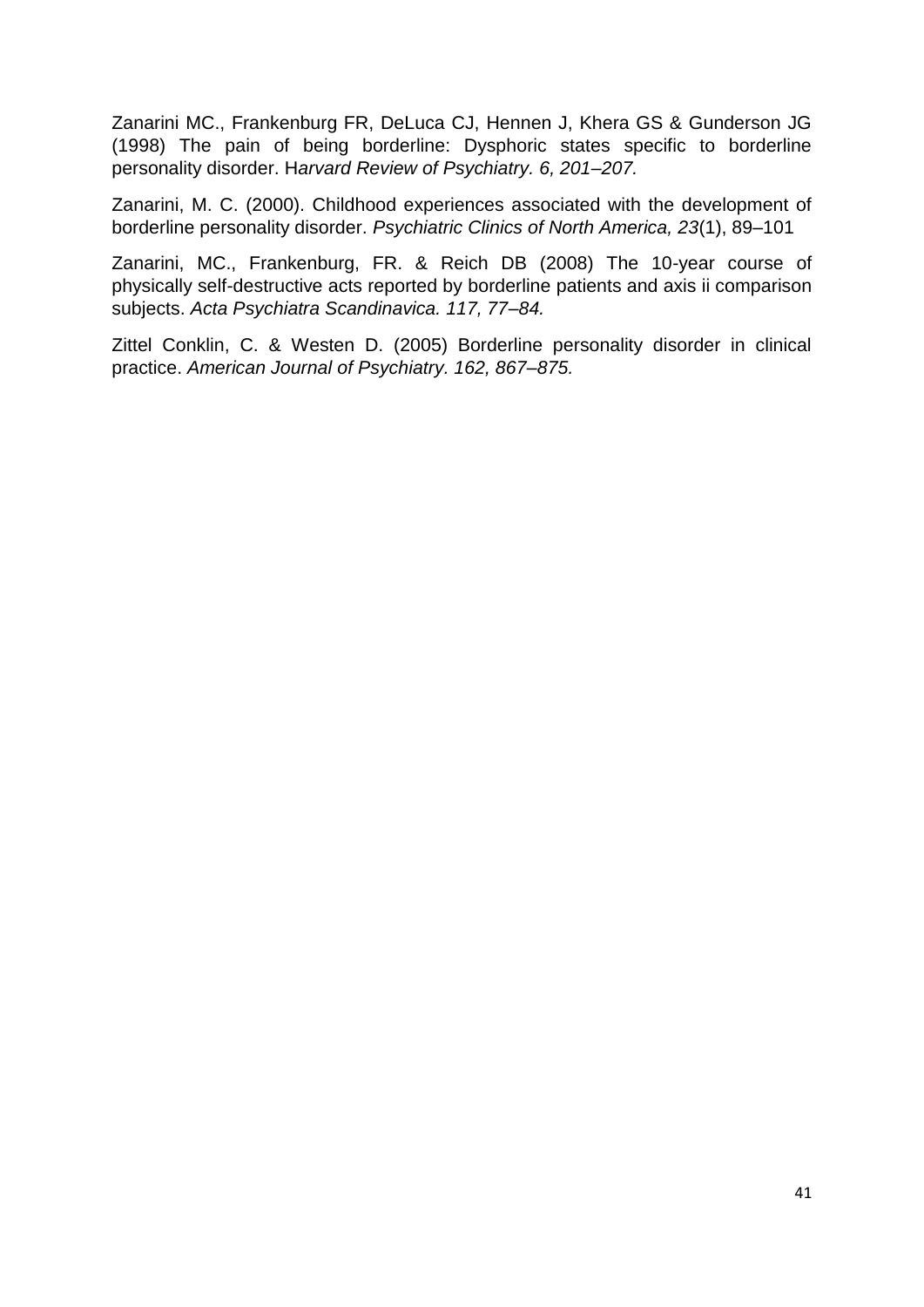Zanarini MC., Frankenburg FR, DeLuca CJ, Hennen J, Khera GS & Gunderson JG (1998) The pain of being borderline: Dysphoric states specific to borderline personality disorder. H*arvard Review of Psychiatry. 6, 201–207.*

Zanarini, M. C. (2000). Childhood experiences associated with the development of borderline personality disorder. *Psychiatric Clinics of North America, 23*(1), 89–101

Zanarini, MC., Frankenburg, FR. & Reich DB (2008) The 10-year course of physically self-destructive acts reported by borderline patients and axis ii comparison subjects. *Acta Psychiatra Scandinavica. 117, 77–84.*

Zittel Conklin, C. & Westen D. (2005) Borderline personality disorder in clinical practice. *American Journal of Psychiatry. 162, 867–875.*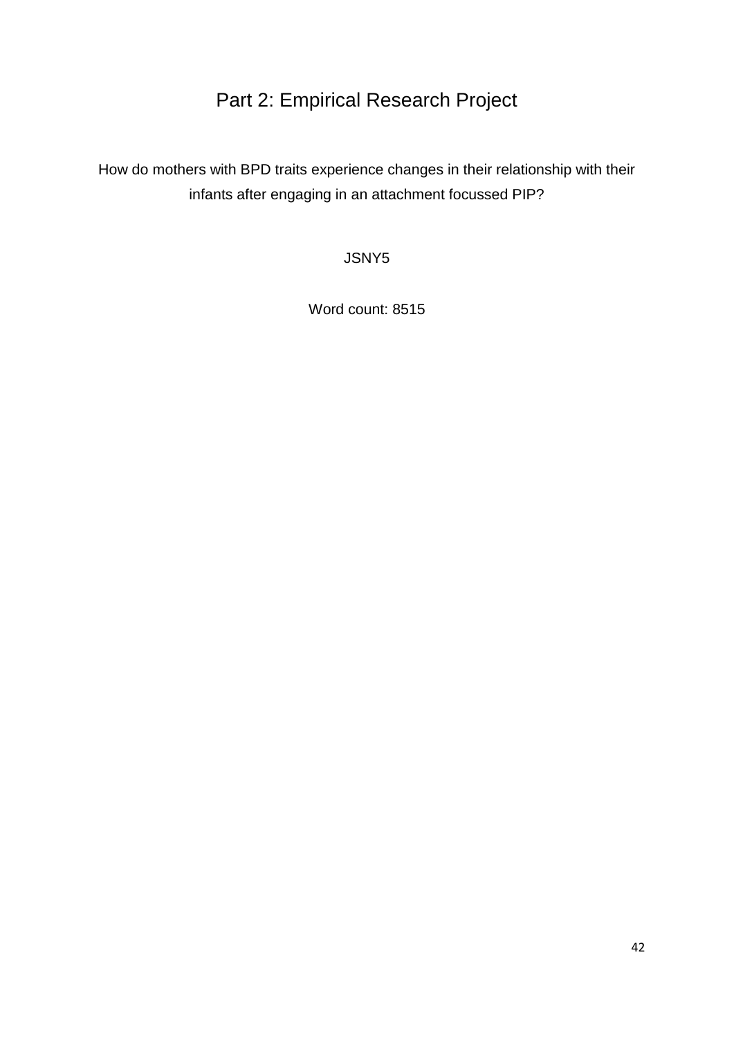# Part 2: Empirical Research Project

How do mothers with BPD traits experience changes in their relationship with their infants after engaging in an attachment focussed PIP?

JSNY5

Word count: 8515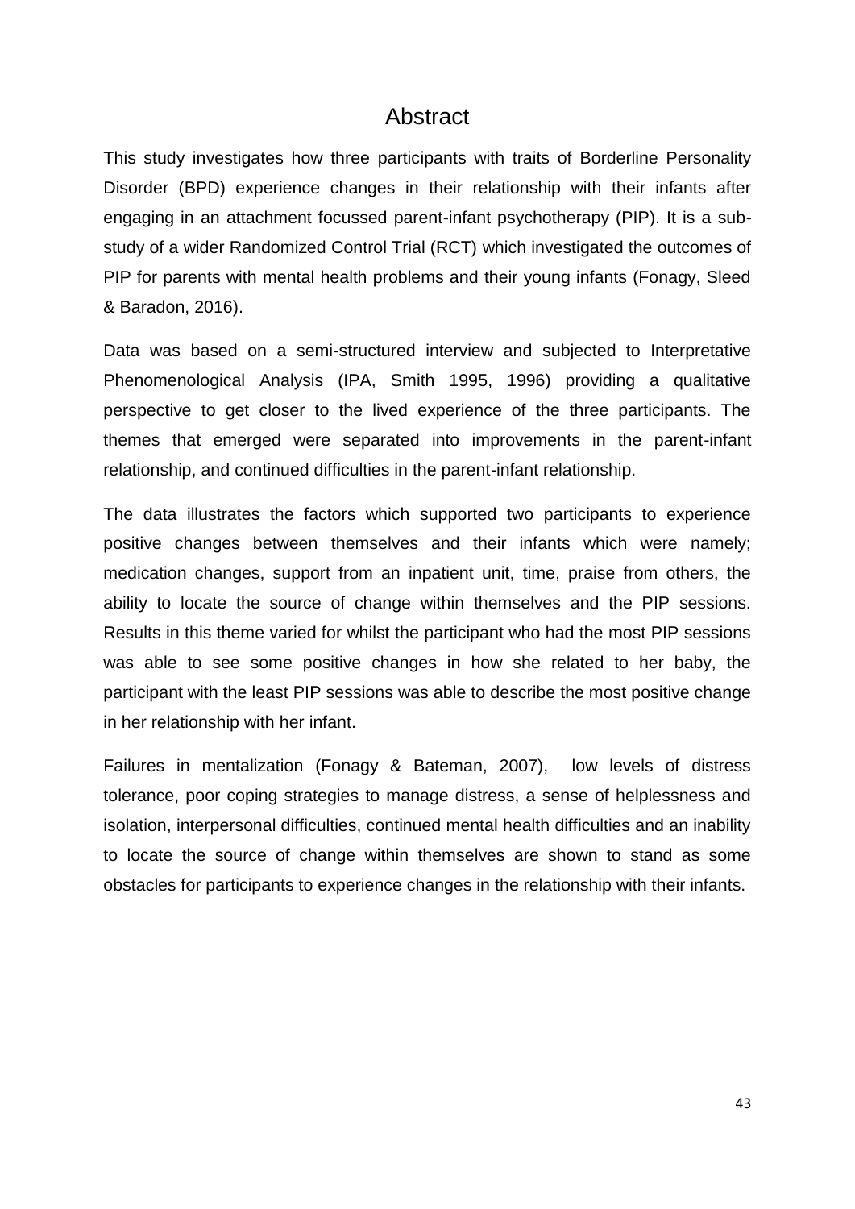# Abstract

This study investigates how three participants with traits of Borderline Personality Disorder (BPD) experience changes in their relationship with their infants after engaging in an attachment focussed parent-infant psychotherapy (PIP). It is a sub-study of a wider Randomized Control Trial (RCT) which investigated the outcomes of PIP for parents with mental health problems and their young infants (Fonagy, Sleed & Baradon, 2016).

Data was based on a semi-structured interview and subjected to Interpretative Phenomenological Analysis (IPA, Smith 1995, 1996) providing a qualitative perspective to get closer to the lived experience of the three participants. The themes that emerged were separated into improvements in the parent-infant relationship, and continued difficulties in the parent-infant relationship.

The data illustrates the factors which supported two participants to experience positive changes between themselves and their infants which were namely; medication changes, support from an inpatient unit, time, praise from others, the ability to locate the source of change within themselves and the PIP sessions. Results in this theme varied for whilst the participant who had the most PIP sessions was able to see some positive changes in how she related to her baby, the participant with the least PIP sessions was able to describe the most positive change in her relationship with her infant.

Failures in mentalization (Fonagy & Bateman, 2007), low levels of distress tolerance, poor coping strategies to manage distress, a sense of helplessness and isolation, interpersonal difficulties, continued mental health difficulties and an inability to locate the source of change within themselves are shown to stand as some obstacles for participants to experience changes in the relationship with their infants.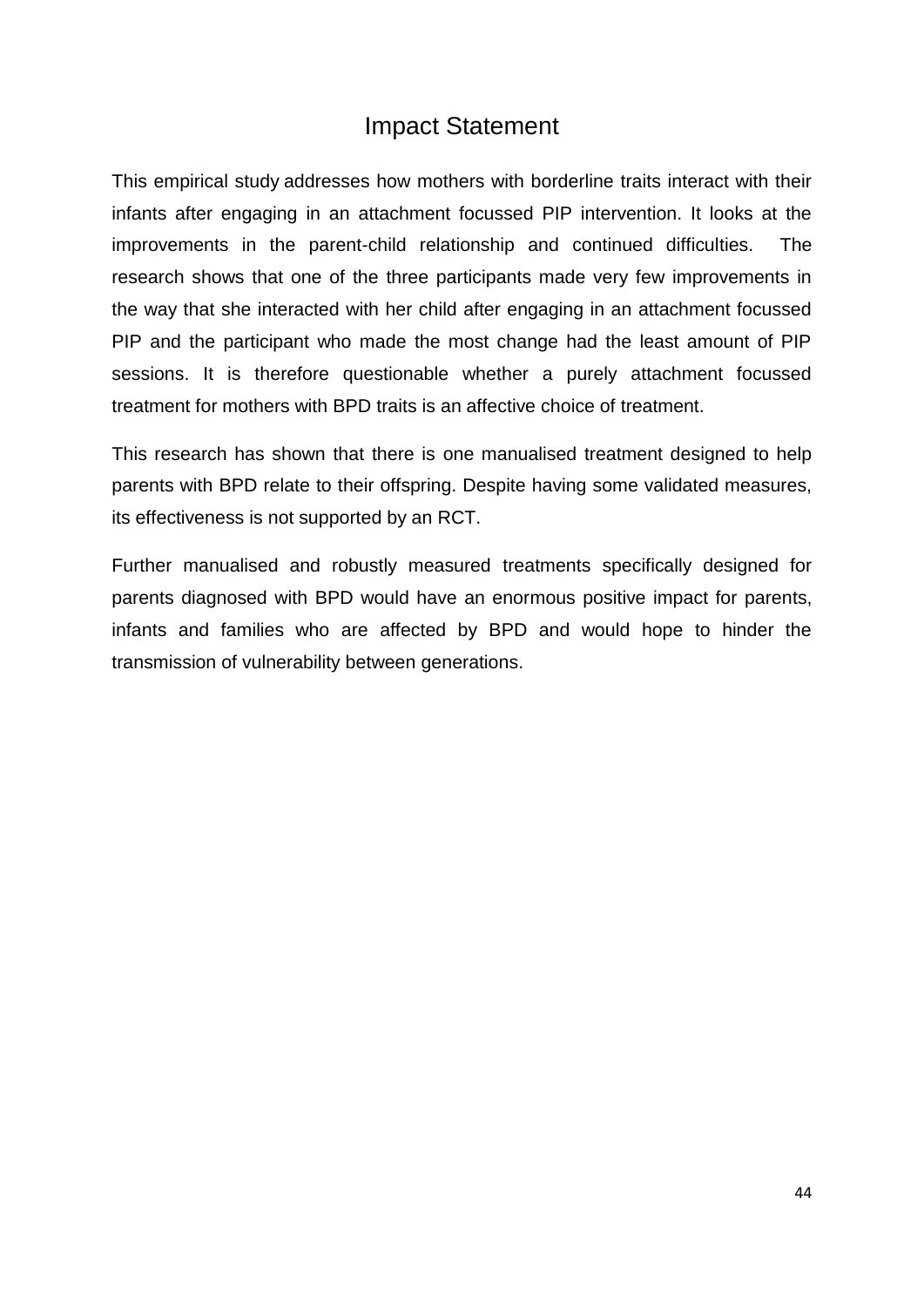# Impact Statement

This empirical study addresses how mothers with borderline traits interact with their infants after engaging in an attachment focussed PIP intervention. It looks at the improvements in the parent-child relationship and continued difficulties. The research shows that one of the three participants made very few improvements in the way that she interacted with her child after engaging in an attachment focussed PIP and the participant who made the most change had the least amount of PIP sessions. It is therefore questionable whether a purely attachment focussed treatment for mothers with BPD traits is an affective choice of treatment.

This research has shown that there is one manualised treatment designed to help parents with BPD relate to their offspring. Despite having some validated measures, its effectiveness is not supported by an RCT.

Further manualised and robustly measured treatments specifically designed for parents diagnosed with BPD would have an enormous positive impact for parents, infants and families who are affected by BPD and would hope to hinder the transmission of vulnerability between generations.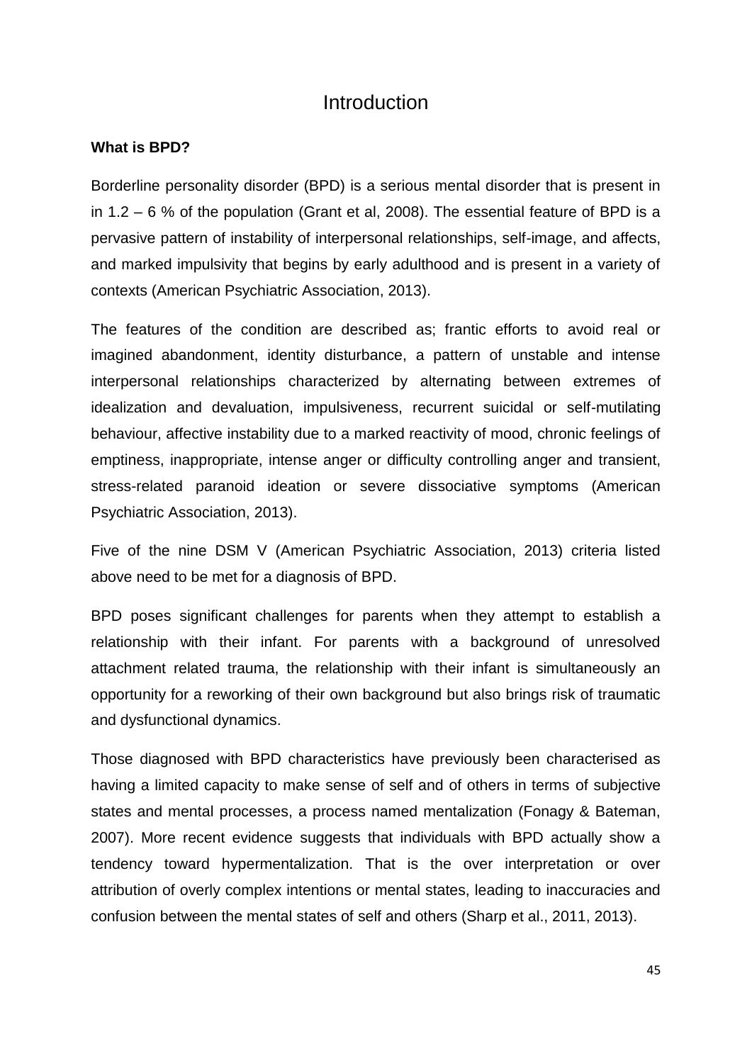# Introduction

**What is BPD?**

Borderline personality disorder (BPD) is a serious mental disorder that is present in in 1.2 – 6 % of the population (Grant et al, 2008). The essential feature of BPD is a pervasive pattern of instability of interpersonal relationships, self-image, and affects, and marked impulsivity that begins by early adulthood and is present in a variety of contexts (American Psychiatric Association, 2013).

The features of the condition are described as; frantic efforts to avoid real or imagined abandonment, identity disturbance, a pattern of unstable and intense interpersonal relationships characterized by alternating between extremes of idealization and devaluation, impulsiveness, recurrent suicidal or self-mutilating behaviour, affective instability due to a marked reactivity of mood, chronic feelings of emptiness, inappropriate, intense anger or difficulty controlling anger and transient, stress-related paranoid ideation or severe dissociative symptoms (American Psychiatric Association, 2013).

Five of the nine DSM V (American Psychiatric Association, 2013) criteria listed above need to be met for a diagnosis of BPD.

BPD poses significant challenges for parents when they attempt to establish a relationship with their infant. For parents with a background of unresolved attachment related trauma, the relationship with their infant is simultaneously an opportunity for a reworking of their own background but also brings risk of traumatic and dysfunctional dynamics.

Those diagnosed with BPD characteristics have previously been characterised as having a limited capacity to make sense of self and of others in terms of subjective states and mental processes, a process named mentalization (Fonagy & Bateman, 2007). More recent evidence suggests that individuals with BPD actually show a tendency toward hypermentalization. That is the over interpretation or over attribution of overly complex intentions or mental states, leading to inaccuracies and confusion between the mental states of self and others (Sharp et al., 2011, 2013).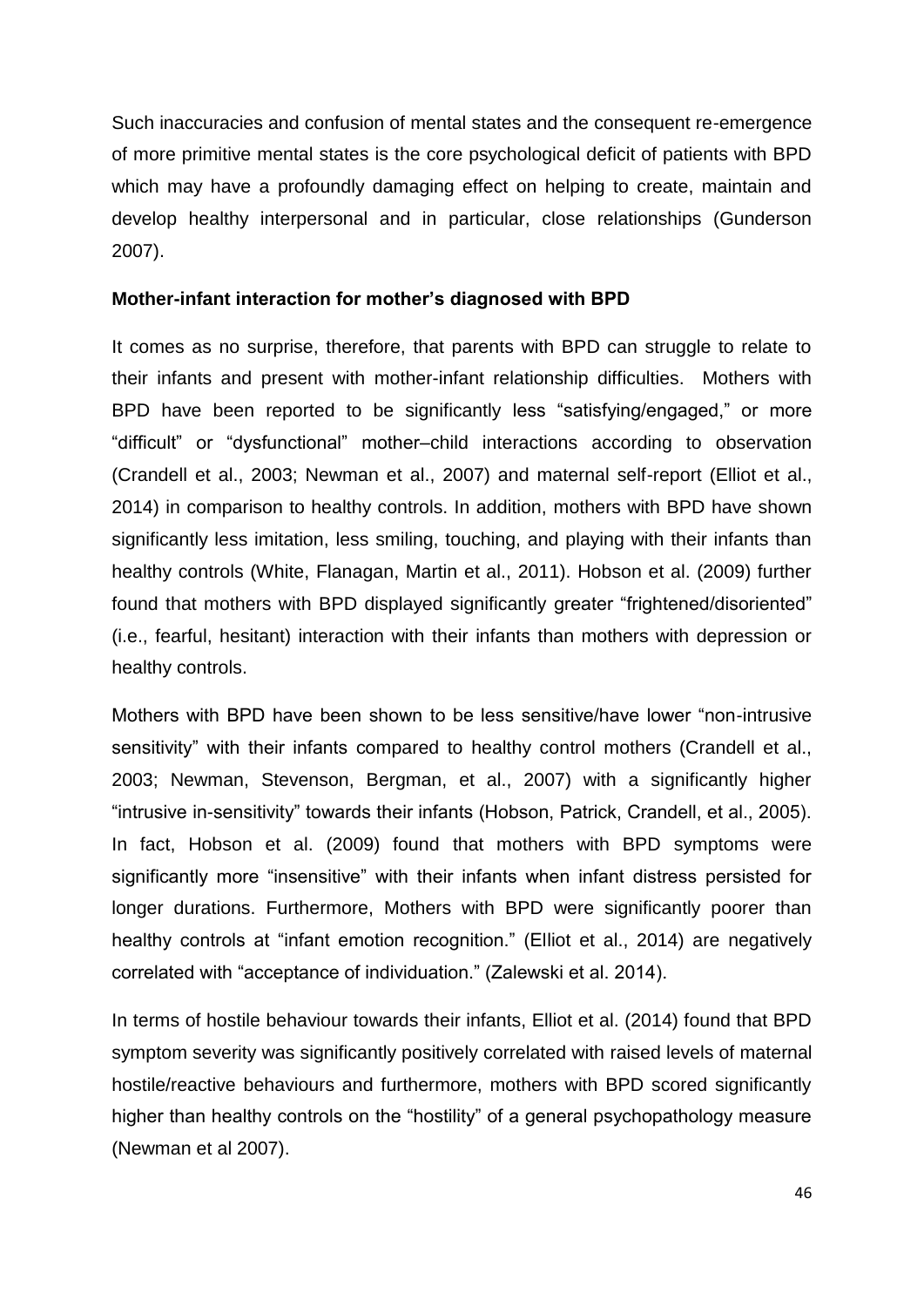Such inaccuracies and confusion of mental states and the consequent re-emergence of more primitive mental states is the core psychological deficit of patients with BPD which may have a profoundly damaging effect on helping to create, maintain and develop healthy interpersonal and in particular, close relationships (Gunderson 2007).

**Mother-infant interaction for mother's diagnosed with BPD**

It comes as no surprise, therefore, that parents with BPD can struggle to relate to their infants and present with mother-infant relationship difficulties. Mothers with BPD have been reported to be significantly less "satisfying/engaged," or more "difficult" or "dysfunctional" mother–child interactions according to observation (Crandell et al., 2003; Newman et al., 2007) and maternal self-report (Elliot et al., 2014) in comparison to healthy controls. In addition, mothers with BPD have shown significantly less imitation, less smiling, touching, and playing with their infants than healthy controls (White, Flanagan, Martin et al., 2011). Hobson et al. (2009) further found that mothers with BPD displayed significantly greater "frightened/disoriented" (i.e., fearful, hesitant) interaction with their infants than mothers with depression or healthy controls.

Mothers with BPD have been shown to be less sensitive/have lower "non-intrusive sensitivity" with their infants compared to healthy control mothers (Crandell et al., 2003; Newman, Stevenson, Bergman, et al., 2007) with a significantly higher "intrusive in-sensitivity" towards their infants (Hobson, Patrick, Crandell, et al., 2005). In fact, Hobson et al. (2009) found that mothers with BPD symptoms were significantly more "insensitive" with their infants when infant distress persisted for longer durations. Furthermore, Mothers with BPD were significantly poorer than healthy controls at "infant emotion recognition." (Elliot et al., 2014) are negatively correlated with "acceptance of individuation." (Zalewski et al. 2014).

In terms of hostile behaviour towards their infants, Elliot et al. (2014) found that BPD symptom severity was significantly positively correlated with raised levels of maternal hostile/reactive behaviours and furthermore, mothers with BPD scored significantly higher than healthy controls on the "hostility" of a general psychopathology measure (Newman et al 2007).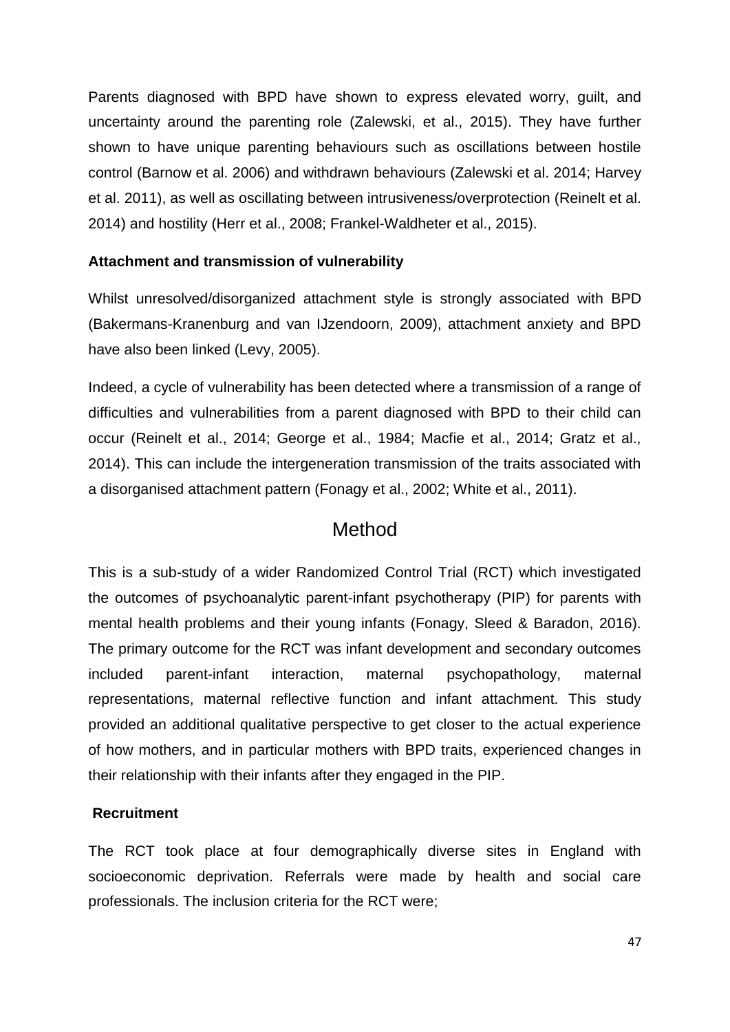Parents diagnosed with BPD have shown to express elevated worry, guilt, and uncertainty around the parenting role (Zalewski, et al., 2015). They have further shown to have unique parenting behaviours such as oscillations between hostile control (Barnow et al. 2006) and withdrawn behaviours (Zalewski et al. 2014; Harvey et al. 2011), as well as oscillating between intrusiveness/overprotection (Reinelt et al. 2014) and hostility (Herr et al., 2008; Frankel-Waldheter et al., 2015).

**Attachment and transmission of vulnerability**

Whilst unresolved/disorganized attachment style is strongly associated with BPD (Bakermans-Kranenburg and van IJzendoorn, 2009), attachment anxiety and BPD have also been linked (Levy, 2005).

Indeed, a cycle of vulnerability has been detected where a transmission of a range of difficulties and vulnerabilities from a parent diagnosed with BPD to their child can occur (Reinelt et al., 2014; George et al., 1984; Macfie et al., 2014; Gratz et al., 2014). This can include the intergeneration transmission of the traits associated with a disorganised attachment pattern (Fonagy et al., 2002; White et al., 2011).

## Method

This is a sub-study of a wider Randomized Control Trial (RCT) which investigated the outcomes of psychoanalytic parent-infant psychotherapy (PIP) for parents with mental health problems and their young infants (Fonagy, Sleed & Baradon, 2016). The primary outcome for the RCT was infant development and secondary outcomes included parent-infant interaction, maternal psychopathology, maternal representations, maternal reflective function and infant attachment. This study provided an additional qualitative perspective to get closer to the actual experience of how mothers, and in particular mothers with BPD traits, experienced changes in their relationship with their infants after they engaged in the PIP.

**Recruitment**

The RCT took place at four demographically diverse sites in England with socioeconomic deprivation. Referrals were made by health and social care professionals. The inclusion criteria for the RCT were;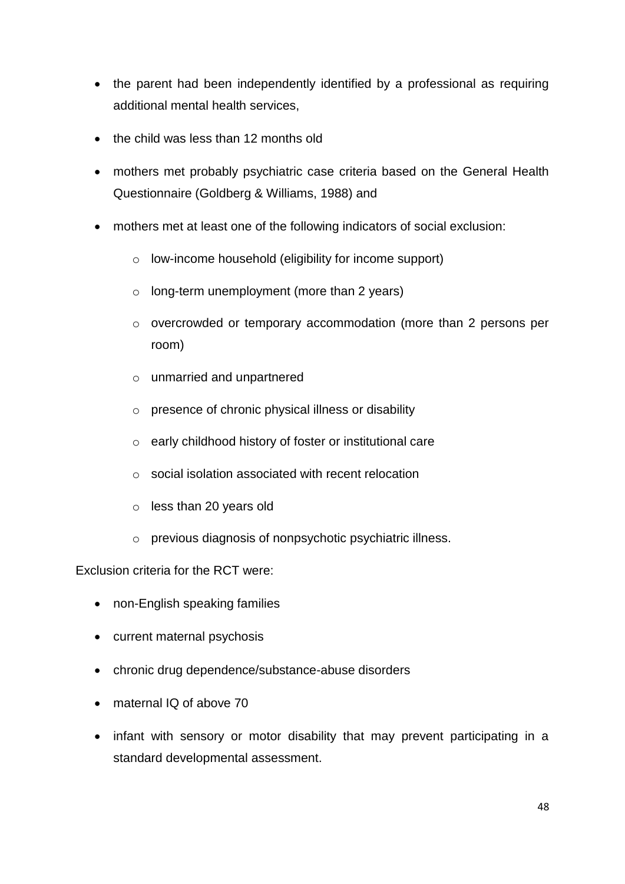- the parent had been independently identified by a professional as requiring additional mental health services,
- the child was less than 12 months old
- mothers met probably psychiatric case criteria based on the General Health Questionnaire (Goldberg & Williams, 1988) and
- mothers met at least one of the following indicators of social exclusion:
  - low-income household (eligibility for income support)
  - long-term unemployment (more than 2 years)
  - overcrowded or temporary accommodation (more than 2 persons per room)
  - unmarried and unpartnered
  - presence of chronic physical illness or disability
  - early childhood history of foster or institutional care
  - social isolation associated with recent relocation
  - less than 20 years old
  - previous diagnosis of nonpsychotic psychiatric illness.

Exclusion criteria for the RCT were:

- non-English speaking families
- current maternal psychosis
- chronic drug dependence/substance-abuse disorders
- maternal IQ of above 70
- infant with sensory or motor disability that may prevent participating in a standard developmental assessment.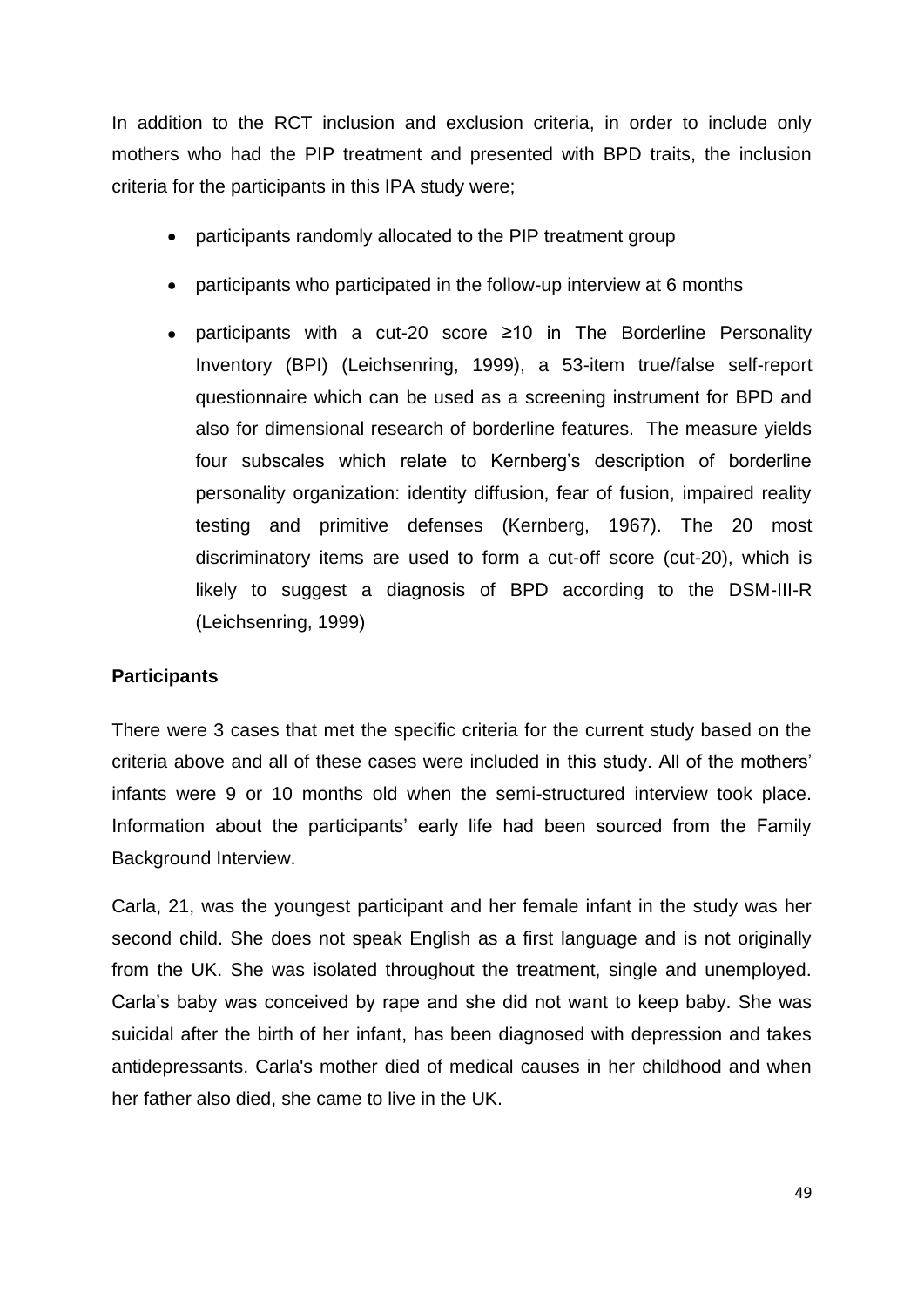In addition to the RCT inclusion and exclusion criteria, in order to include only mothers who had the PIP treatment and presented with BPD traits, the inclusion criteria for the participants in this IPA study were;

- participants randomly allocated to the PIP treatment group
- participants who participated in the follow-up interview at 6 months
- participants with a cut-20 score ≥10 in The Borderline Personality Inventory (BPI) (Leichsenring, 1999), a 53-item true/false self-report questionnaire which can be used as a screening instrument for BPD and also for dimensional research of borderline features. The measure yields four subscales which relate to Kernberg's description of borderline personality organization: identity diffusion, fear of fusion, impaired reality testing and primitive defenses (Kernberg, 1967). The 20 most discriminatory items are used to form a cut-off score (cut-20), which is likely to suggest a diagnosis of BPD according to the DSM-III-R (Leichsenring, 1999)

**Participants**

There were 3 cases that met the specific criteria for the current study based on the criteria above and all of these cases were included in this study. All of the mothers' infants were 9 or 10 months old when the semi-structured interview took place. Information about the participants' early life had been sourced from the Family Background Interview.

Carla, 21, was the youngest participant and her female infant in the study was her second child. She does not speak English as a first language and is not originally from the UK. She was isolated throughout the treatment, single and unemployed. Carla's baby was conceived by rape and she did not want to keep baby. She was suicidal after the birth of her infant, has been diagnosed with depression and takes antidepressants. Carla's mother died of medical causes in her childhood and when her father also died, she came to live in the UK.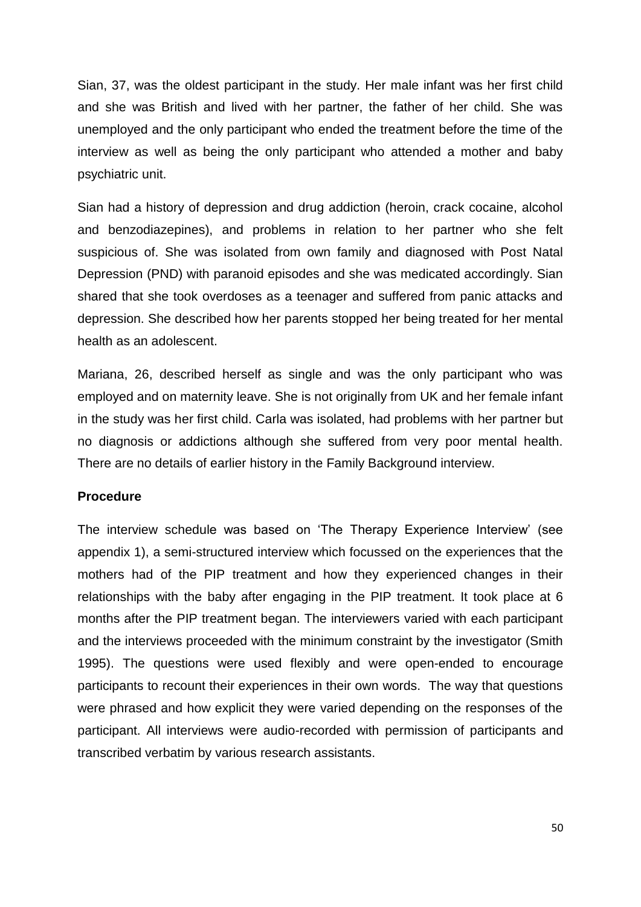Sian, 37, was the oldest participant in the study. Her male infant was her first child and she was British and lived with her partner, the father of her child. She was unemployed and the only participant who ended the treatment before the time of the interview as well as being the only participant who attended a mother and baby psychiatric unit.

Sian had a history of depression and drug addiction (heroin, crack cocaine, alcohol and benzodiazepines), and problems in relation to her partner who she felt suspicious of. She was isolated from own family and diagnosed with Post Natal Depression (PND) with paranoid episodes and she was medicated accordingly. Sian shared that she took overdoses as a teenager and suffered from panic attacks and depression. She described how her parents stopped her being treated for her mental health as an adolescent.

Mariana, 26, described herself as single and was the only participant who was employed and on maternity leave. She is not originally from UK and her female infant in the study was her first child. Carla was isolated, had problems with her partner but no diagnosis or addictions although she suffered from very poor mental health. There are no details of earlier history in the Family Background interview.

**Procedure**

The interview schedule was based on 'The Therapy Experience Interview' (see appendix 1), a semi-structured interview which focussed on the experiences that the mothers had of the PIP treatment and how they experienced changes in their relationships with the baby after engaging in the PIP treatment. It took place at 6 months after the PIP treatment began. The interviewers varied with each participant and the interviews proceeded with the minimum constraint by the investigator (Smith 1995). The questions were used flexibly and were open-ended to encourage participants to recount their experiences in their own words. The way that questions were phrased and how explicit they were varied depending on the responses of the participant. All interviews were audio-recorded with permission of participants and transcribed verbatim by various research assistants.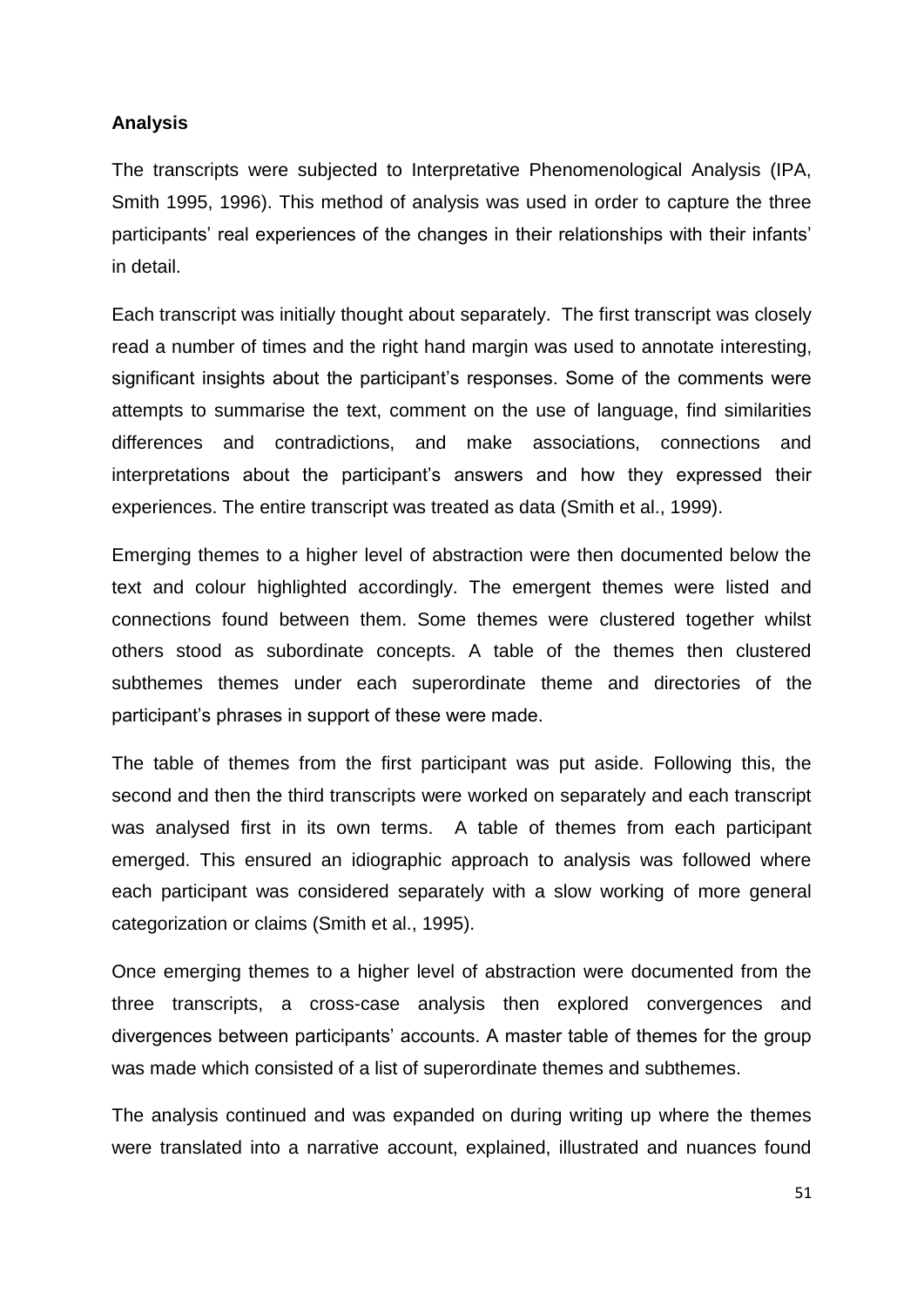**Analysis**

The transcripts were subjected to Interpretative Phenomenological Analysis (IPA, Smith 1995, 1996). This method of analysis was used in order to capture the three participants' real experiences of the changes in their relationships with their infants' in detail.

Each transcript was initially thought about separately. The first transcript was closely read a number of times and the right hand margin was used to annotate interesting, significant insights about the participant's responses. Some of the comments were attempts to summarise the text, comment on the use of language, find similarities differences and contradictions, and make associations, connections and interpretations about the participant's answers and how they expressed their experiences. The entire transcript was treated as data (Smith et al., 1999).

Emerging themes to a higher level of abstraction were then documented below the text and colour highlighted accordingly. The emergent themes were listed and connections found between them. Some themes were clustered together whilst others stood as subordinate concepts. A table of the themes then clustered subthemes themes under each superordinate theme and directories of the participant's phrases in support of these were made.

The table of themes from the first participant was put aside. Following this, the second and then the third transcripts were worked on separately and each transcript was analysed first in its own terms. A table of themes from each participant emerged. This ensured an idiographic approach to analysis was followed where each participant was considered separately with a slow working of more general categorization or claims (Smith et al., 1995).

Once emerging themes to a higher level of abstraction were documented from the three transcripts, a cross-case analysis then explored convergences and divergences between participants' accounts. A master table of themes for the group was made which consisted of a list of superordinate themes and subthemes.

The analysis continued and was expanded on during writing up where the themes were translated into a narrative account, explained, illustrated and nuances found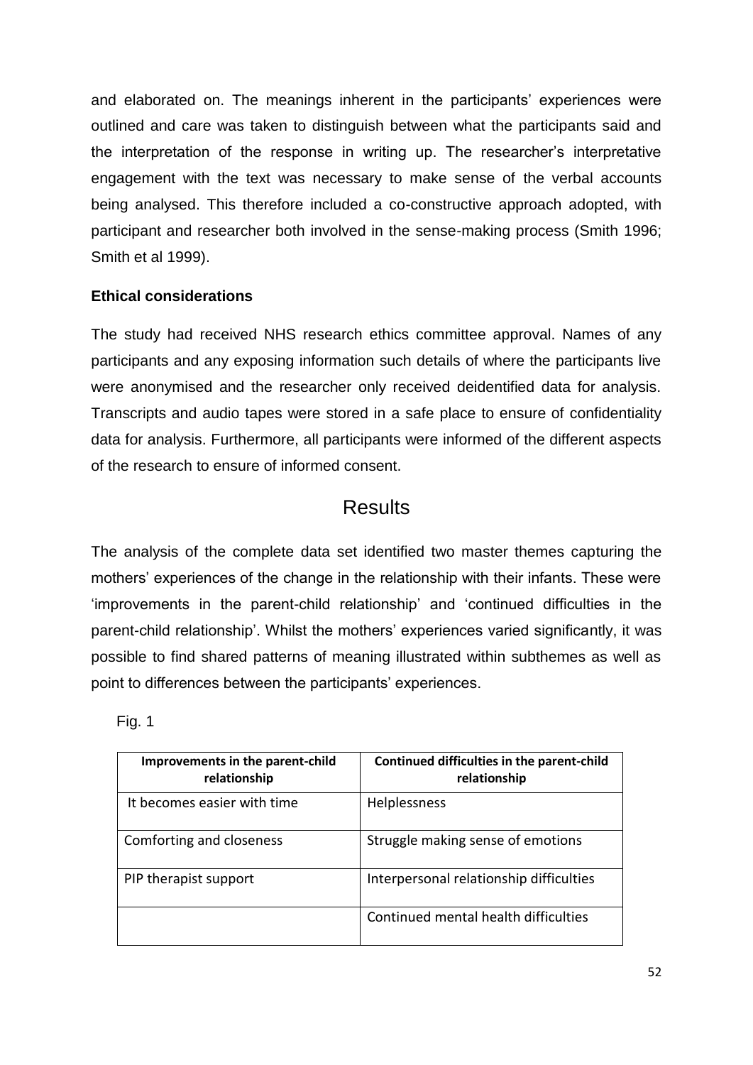and elaborated on. The meanings inherent in the participants' experiences were outlined and care was taken to distinguish between what the participants said and the interpretation of the response in writing up. The researcher's interpretative engagement with the text was necessary to make sense of the verbal accounts being analysed. This therefore included a co-constructive approach adopted, with participant and researcher both involved in the sense-making process (Smith 1996; Smith et al 1999).

**Ethical considerations**

The study had received NHS research ethics committee approval. Names of any participants and any exposing information such details of where the participants live were anonymised and the researcher only received deidentified data for analysis. Transcripts and audio tapes were stored in a safe place to ensure of confidentiality data for analysis. Furthermore, all participants were informed of the different aspects of the research to ensure of informed consent.

# Results

The analysis of the complete data set identified two master themes capturing the mothers' experiences of the change in the relationship with their infants. These were 'improvements in the parent-child relationship' and 'continued difficulties in the parent-child relationship'. Whilst the mothers' experiences varied significantly, it was possible to find shared patterns of meaning illustrated within subthemes as well as point to differences between the participants' experiences.

Fig. 1

| Improvements in the parent-child relationship | Continued difficulties in the parent-child relationship |
|---|---|
| It becomes easier with time | Helplessness |
| Comforting and closeness | Struggle making sense of emotions |
| PIP therapist support | Interpersonal relationship difficulties |
| | Continued mental health difficulties |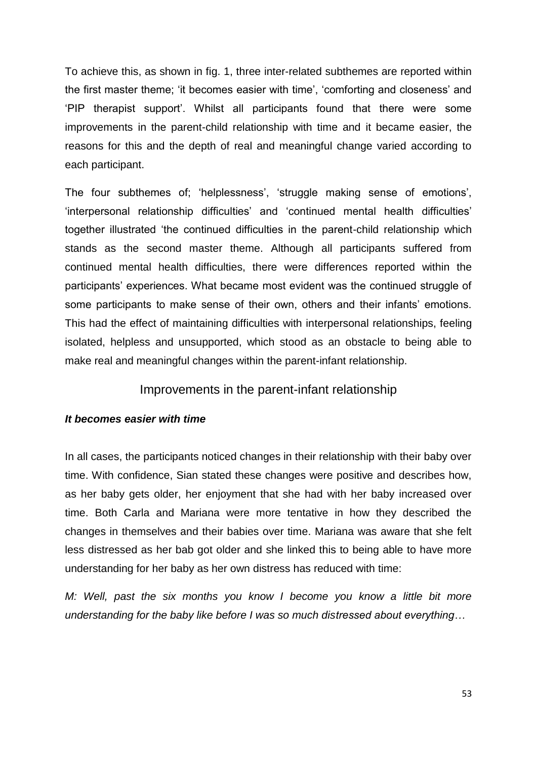To achieve this, as shown in fig. 1, three inter-related subthemes are reported within the first master theme; 'it becomes easier with time', 'comforting and closeness' and 'PIP therapist support'. Whilst all participants found that there were some improvements in the parent-child relationship with time and it became easier, the reasons for this and the depth of real and meaningful change varied according to each participant.

The four subthemes of; 'helplessness', 'struggle making sense of emotions', 'interpersonal relationship difficulties' and 'continued mental health difficulties' together illustrated 'the continued difficulties in the parent-child relationship which stands as the second master theme. Although all participants suffered from continued mental health difficulties, there were differences reported within the participants' experiences. What became most evident was the continued struggle of some participants to make sense of their own, others and their infants' emotions. This had the effect of maintaining difficulties with interpersonal relationships, feeling isolated, helpless and unsupported, which stood as an obstacle to being able to make real and meaningful changes within the parent-infant relationship.

## Improvements in the parent-infant relationship

***It becomes easier with time***

In all cases, the participants noticed changes in their relationship with their baby over time. With confidence, Sian stated these changes were positive and describes how, as her baby gets older, her enjoyment that she had with her baby increased over time. Both Carla and Mariana were more tentative in how they described the changes in themselves and their babies over time. Mariana was aware that she felt less distressed as her bab got older and she linked this to being able to have more understanding for her baby as her own distress has reduced with time:

*M: Well, past the six months you know I become you know a little bit more understanding for the baby like before I was so much distressed about everything…*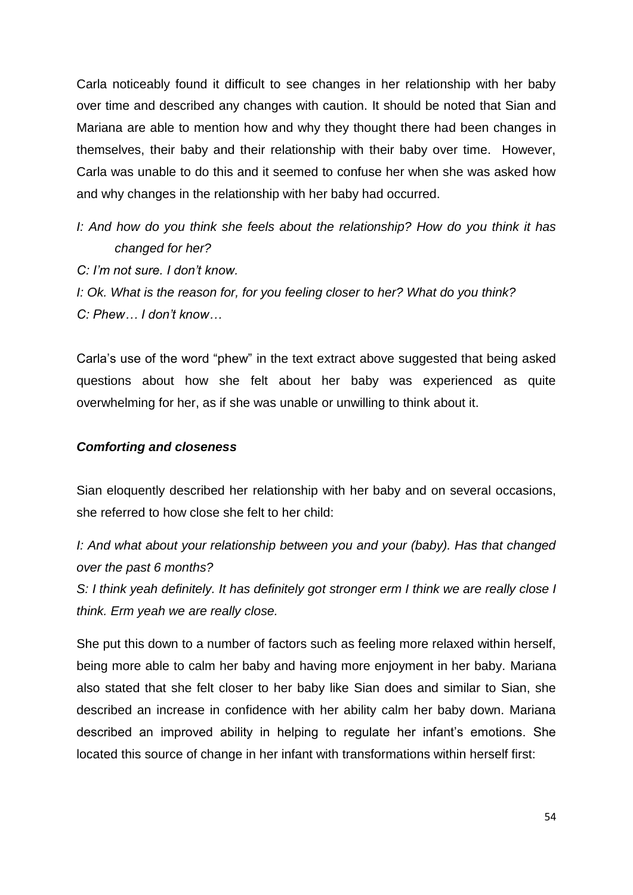Carla noticeably found it difficult to see changes in her relationship with her baby over time and described any changes with caution. It should be noted that Sian and Mariana are able to mention how and why they thought there had been changes in themselves, their baby and their relationship with their baby over time. However, Carla was unable to do this and it seemed to confuse her when she was asked how and why changes in the relationship with her baby had occurred.

*I: And how do you think she feels about the relationship? How do you think it has changed for her?*

*C: I'm not sure. I don't know.*

*I: Ok. What is the reason for, for you feeling closer to her? What do you think?*

*C: Phew… I don't know…*

Carla's use of the word "phew" in the text extract above suggested that being asked questions about how she felt about her baby was experienced as quite overwhelming for her, as if she was unable or unwilling to think about it.

***Comforting and closeness***

Sian eloquently described her relationship with her baby and on several occasions, she referred to how close she felt to her child:

*I: And what about your relationship between you and your (baby). Has that changed over the past 6 months?*

*S: I think yeah definitely. It has definitely got stronger erm I think we are really close I think. Erm yeah we are really close.*

She put this down to a number of factors such as feeling more relaxed within herself, being more able to calm her baby and having more enjoyment in her baby. Mariana also stated that she felt closer to her baby like Sian does and similar to Sian, she described an increase in confidence with her ability calm her baby down. Mariana described an improved ability in helping to regulate her infant's emotions. She located this source of change in her infant with transformations within herself first: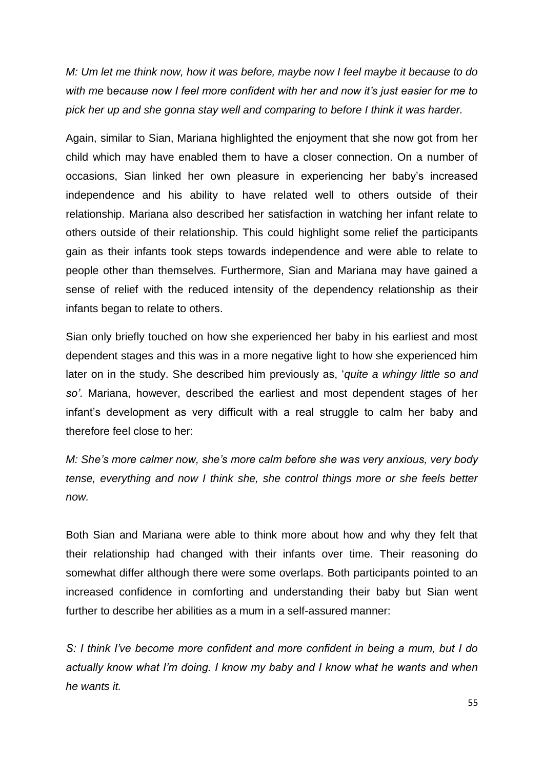*M: Um let me think now, how it was before, maybe now I feel maybe it because to do with me because now I feel more confident with her and now it's just easier for me to pick her up and she gonna stay well and comparing to before I think it was harder.*

Again, similar to Sian, Mariana highlighted the enjoyment that she now got from her child which may have enabled them to have a closer connection. On a number of occasions, Sian linked her own pleasure in experiencing her baby's increased independence and his ability to have related well to others outside of their relationship. Mariana also described her satisfaction in watching her infant relate to others outside of their relationship. This could highlight some relief the participants gain as their infants took steps towards independence and were able to relate to people other than themselves. Furthermore, Sian and Mariana may have gained a sense of relief with the reduced intensity of the dependency relationship as their infants began to relate to others.

Sian only briefly touched on how she experienced her baby in his earliest and most dependent stages and this was in a more negative light to how she experienced him later on in the study. She described him previously as, '*quite a whingy little so and so'*. Mariana, however, described the earliest and most dependent stages of her infant's development as very difficult with a real struggle to calm her baby and therefore feel close to her:

*M: She's more calmer now, she's more calm before she was very anxious, very body tense, everything and now I think she, she control things more or she feels better now.*

Both Sian and Mariana were able to think more about how and why they felt that their relationship had changed with their infants over time. Their reasoning do somewhat differ although there were some overlaps. Both participants pointed to an increased confidence in comforting and understanding their baby but Sian went further to describe her abilities as a mum in a self-assured manner:

*S: I think I've become more confident and more confident in being a mum, but I do actually know what I'm doing. I know my baby and I know what he wants and when he wants it.*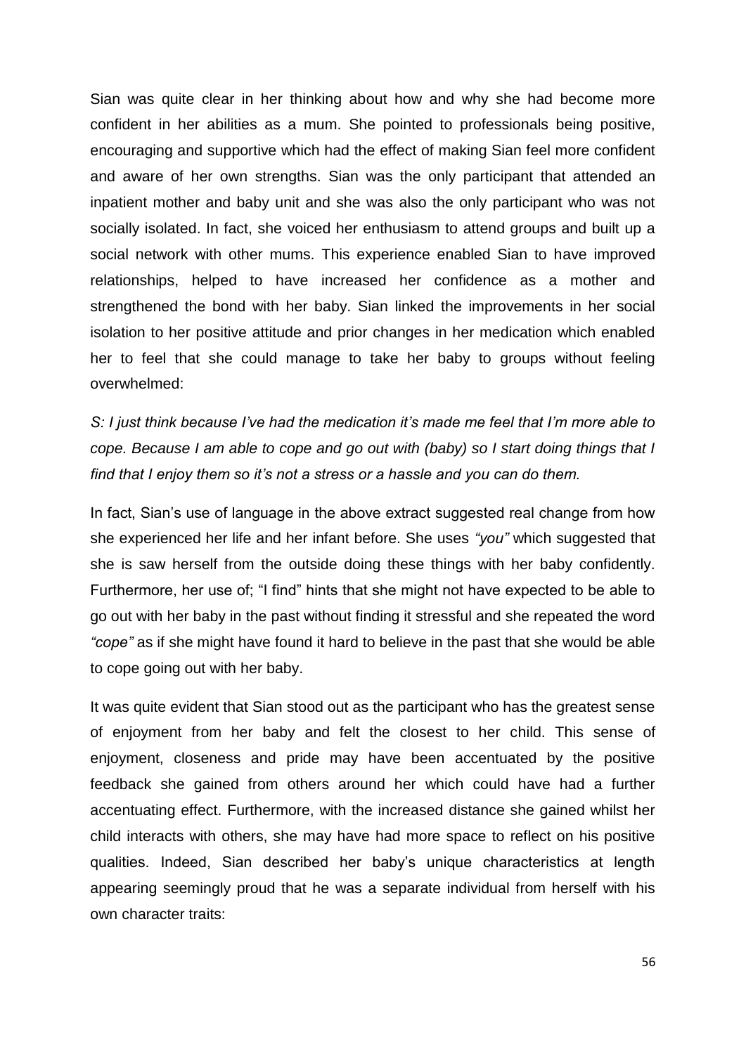Sian was quite clear in her thinking about how and why she had become more confident in her abilities as a mum. She pointed to professionals being positive, encouraging and supportive which had the effect of making Sian feel more confident and aware of her own strengths. Sian was the only participant that attended an inpatient mother and baby unit and she was also the only participant who was not socially isolated. In fact, she voiced her enthusiasm to attend groups and built up a social network with other mums. This experience enabled Sian to have improved relationships, helped to have increased her confidence as a mother and strengthened the bond with her baby. Sian linked the improvements in her social isolation to her positive attitude and prior changes in her medication which enabled her to feel that she could manage to take her baby to groups without feeling overwhelmed:

*S: I just think because I've had the medication it's made me feel that I'm more able to cope. Because I am able to cope and go out with (baby) so I start doing things that I find that I enjoy them so it's not a stress or a hassle and you can do them.*

In fact, Sian's use of language in the above extract suggested real change from how she experienced her life and her infant before. She uses *"you"* which suggested that she is saw herself from the outside doing these things with her baby confidently. Furthermore, her use of; "I find" hints that she might not have expected to be able to go out with her baby in the past without finding it stressful and she repeated the word *"cope"* as if she might have found it hard to believe in the past that she would be able to cope going out with her baby.

It was quite evident that Sian stood out as the participant who has the greatest sense of enjoyment from her baby and felt the closest to her child. This sense of enjoyment, closeness and pride may have been accentuated by the positive feedback she gained from others around her which could have had a further accentuating effect. Furthermore, with the increased distance she gained whilst her child interacts with others, she may have had more space to reflect on his positive qualities. Indeed, Sian described her baby's unique characteristics at length appearing seemingly proud that he was a separate individual from herself with his own character traits: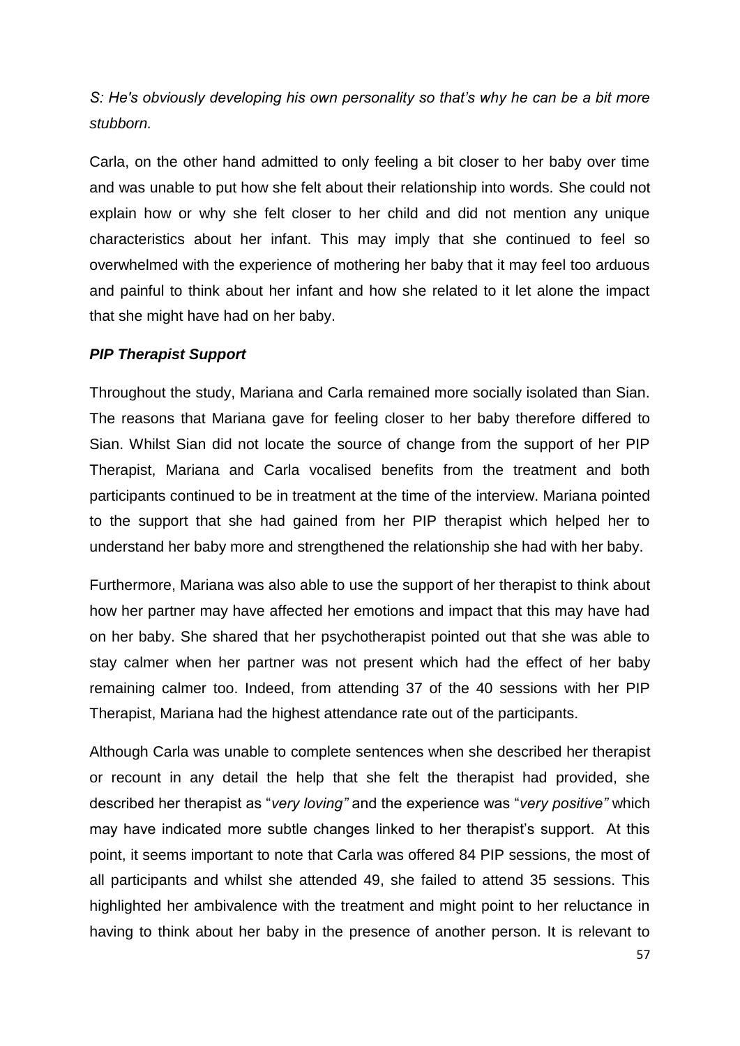*S: He's obviously developing his own personality so that's why he can be a bit more stubborn.*

Carla, on the other hand admitted to only feeling a bit closer to her baby over time and was unable to put how she felt about their relationship into words. She could not explain how or why she felt closer to her child and did not mention any unique characteristics about her infant. This may imply that she continued to feel so overwhelmed with the experience of mothering her baby that it may feel too arduous and painful to think about her infant and how she related to it let alone the impact that she might have had on her baby.

### *PIP Therapist Support*

Throughout the study, Mariana and Carla remained more socially isolated than Sian. The reasons that Mariana gave for feeling closer to her baby therefore differed to Sian. Whilst Sian did not locate the source of change from the support of her PIP Therapist, Mariana and Carla vocalised benefits from the treatment and both participants continued to be in treatment at the time of the interview. Mariana pointed to the support that she had gained from her PIP therapist which helped her to understand her baby more and strengthened the relationship she had with her baby.

Furthermore, Mariana was also able to use the support of her therapist to think about how her partner may have affected her emotions and impact that this may have had on her baby. She shared that her psychotherapist pointed out that she was able to stay calmer when her partner was not present which had the effect of her baby remaining calmer too. Indeed, from attending 37 of the 40 sessions with her PIP Therapist, Mariana had the highest attendance rate out of the participants.

Although Carla was unable to complete sentences when she described her therapist or recount in any detail the help that she felt the therapist had provided, she described her therapist as "*very loving"* and the experience was "*very positive"* which may have indicated more subtle changes linked to her therapist's support. At this point, it seems important to note that Carla was offered 84 PIP sessions, the most of all participants and whilst she attended 49, she failed to attend 35 sessions. This highlighted her ambivalence with the treatment and might point to her reluctance in having to think about her baby in the presence of another person. It is relevant to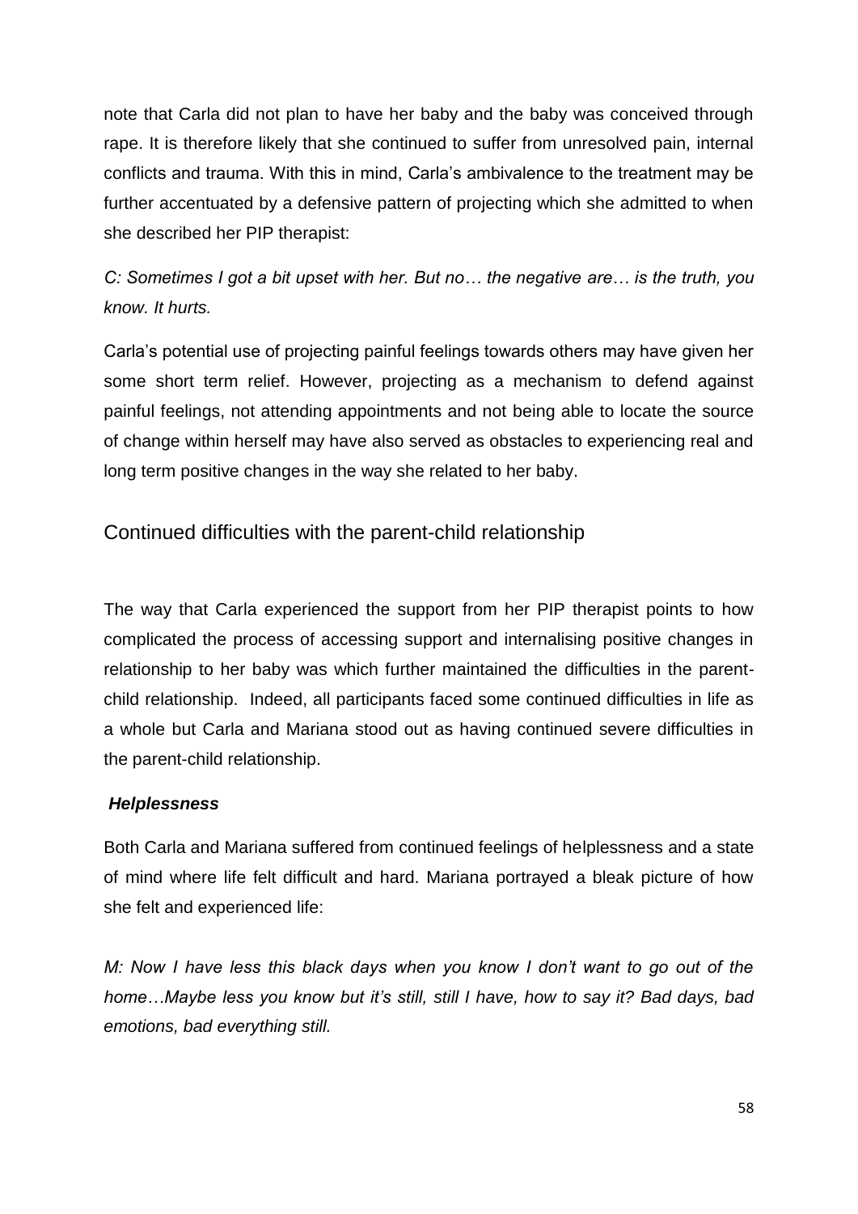note that Carla did not plan to have her baby and the baby was conceived through rape. It is therefore likely that she continued to suffer from unresolved pain, internal conflicts and trauma. With this in mind, Carla's ambivalence to the treatment may be further accentuated by a defensive pattern of projecting which she admitted to when she described her PIP therapist:

*C: Sometimes I got a bit upset with her. But no… the negative are… is the truth, you know. It hurts.*

Carla's potential use of projecting painful feelings towards others may have given her some short term relief. However, projecting as a mechanism to defend against painful feelings, not attending appointments and not being able to locate the source of change within herself may have also served as obstacles to experiencing real and long term positive changes in the way she related to her baby.

## Continued difficulties with the parent-child relationship

The way that Carla experienced the support from her PIP therapist points to how complicated the process of accessing support and internalising positive changes in relationship to her baby was which further maintained the difficulties in the parent-child relationship. Indeed, all participants faced some continued difficulties in life as a whole but Carla and Mariana stood out as having continued severe difficulties in the parent-child relationship.

### *Helplessness*

Both Carla and Mariana suffered from continued feelings of helplessness and a state of mind where life felt difficult and hard. Mariana portrayed a bleak picture of how she felt and experienced life:

*M: Now I have less this black days when you know I don't want to go out of the home…Maybe less you know but it's still, still I have, how to say it? Bad days, bad emotions, bad everything still.*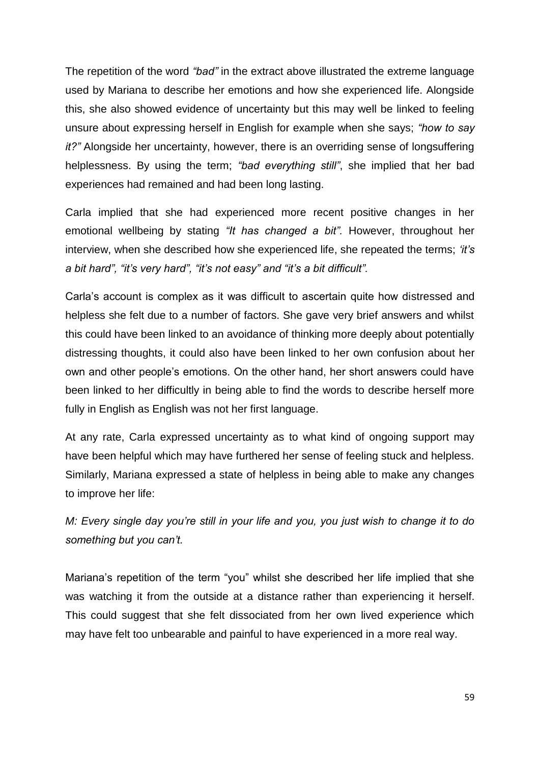The repetition of the word *"bad"* in the extract above illustrated the extreme language used by Mariana to describe her emotions and how she experienced life. Alongside this, she also showed evidence of uncertainty but this may well be linked to feeling unsure about expressing herself in English for example when she says; *"how to say it?"* Alongside her uncertainty, however, there is an overriding sense of longsuffering helplessness. By using the term; *"bad everything still"*, she implied that her bad experiences had remained and had been long lasting.

Carla implied that she had experienced more recent positive changes in her emotional wellbeing by stating *"It has changed a bit".* However, throughout her interview, when she described how she experienced life, she repeated the terms; *'it's a bit hard", "it's very hard", "it's not easy" and "it's a bit difficult".*

Carla's account is complex as it was difficult to ascertain quite how distressed and helpless she felt due to a number of factors. She gave very brief answers and whilst this could have been linked to an avoidance of thinking more deeply about potentially distressing thoughts, it could also have been linked to her own confusion about her own and other people's emotions. On the other hand, her short answers could have been linked to her difficultly in being able to find the words to describe herself more fully in English as English was not her first language.

At any rate, Carla expressed uncertainty as to what kind of ongoing support may have been helpful which may have furthered her sense of feeling stuck and helpless. Similarly, Mariana expressed a state of helpless in being able to make any changes to improve her life:

*M: Every single day you're still in your life and you, you just wish to change it to do something but you can't.*

Mariana's repetition of the term "you" whilst she described her life implied that she was watching it from the outside at a distance rather than experiencing it herself. This could suggest that she felt dissociated from her own lived experience which may have felt too unbearable and painful to have experienced in a more real way.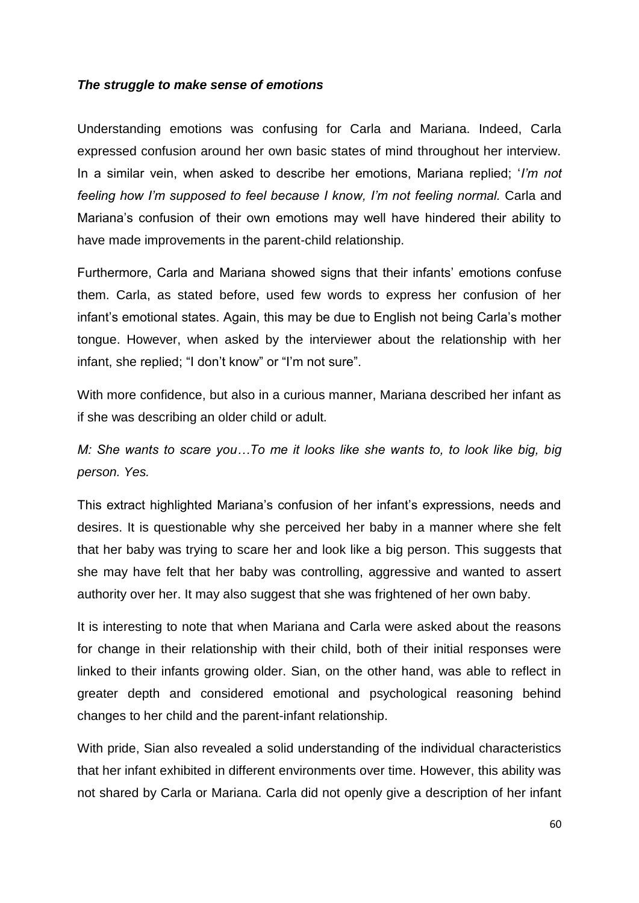***The struggle to make sense of emotions***

Understanding emotions was confusing for Carla and Mariana. Indeed, Carla expressed confusion around her own basic states of mind throughout her interview. In a similar vein, when asked to describe her emotions, Mariana replied; '*I'm not feeling how I'm supposed to feel because I know, I'm not feeling normal.* Carla and Mariana's confusion of their own emotions may well have hindered their ability to have made improvements in the parent-child relationship.

Furthermore, Carla and Mariana showed signs that their infants' emotions confuse them. Carla, as stated before, used few words to express her confusion of her infant's emotional states. Again, this may be due to English not being Carla's mother tongue. However, when asked by the interviewer about the relationship with her infant, she replied; "I don't know" or "I'm not sure".

With more confidence, but also in a curious manner, Mariana described her infant as if she was describing an older child or adult.

*M: She wants to scare you…To me it looks like she wants to, to look like big, big person. Yes.*

This extract highlighted Mariana's confusion of her infant's expressions, needs and desires. It is questionable why she perceived her baby in a manner where she felt that her baby was trying to scare her and look like a big person. This suggests that she may have felt that her baby was controlling, aggressive and wanted to assert authority over her. It may also suggest that she was frightened of her own baby.

It is interesting to note that when Mariana and Carla were asked about the reasons for change in their relationship with their child, both of their initial responses were linked to their infants growing older. Sian, on the other hand, was able to reflect in greater depth and considered emotional and psychological reasoning behind changes to her child and the parent-infant relationship.

With pride, Sian also revealed a solid understanding of the individual characteristics that her infant exhibited in different environments over time. However, this ability was not shared by Carla or Mariana. Carla did not openly give a description of her infant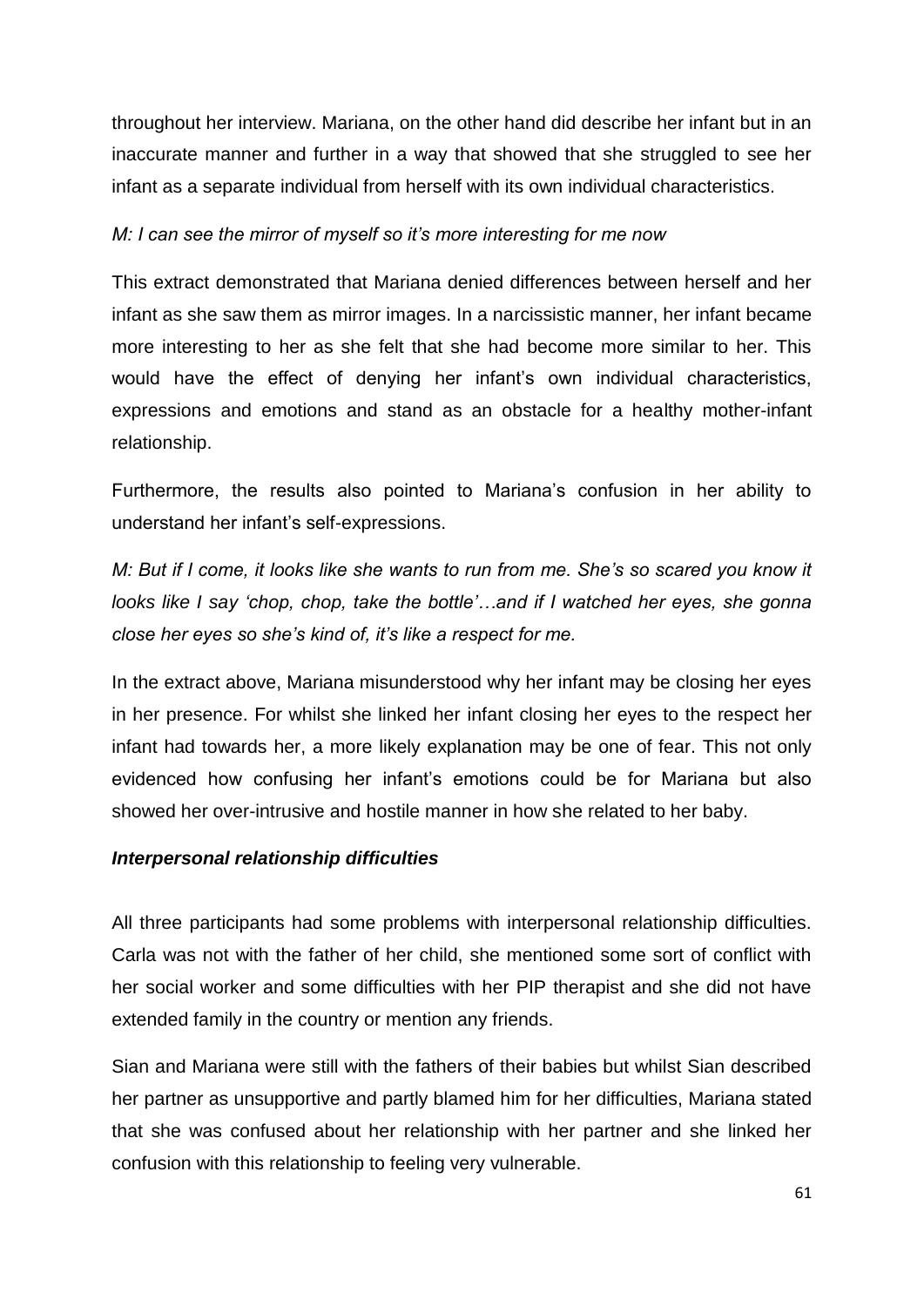throughout her interview. Mariana, on the other hand did describe her infant but in an inaccurate manner and further in a way that showed that she struggled to see her infant as a separate individual from herself with its own individual characteristics.

*M: I can see the mirror of myself so it's more interesting for me now*

This extract demonstrated that Mariana denied differences between herself and her infant as she saw them as mirror images. In a narcissistic manner, her infant became more interesting to her as she felt that she had become more similar to her. This would have the effect of denying her infant's own individual characteristics, expressions and emotions and stand as an obstacle for a healthy mother-infant relationship.

Furthermore, the results also pointed to Mariana's confusion in her ability to understand her infant's self-expressions.

*M: But if I come, it looks like she wants to run from me. She's so scared you know it looks like I say 'chop, chop, take the bottle'…and if I watched her eyes, she gonna close her eyes so she's kind of, it's like a respect for me.*

In the extract above, Mariana misunderstood why her infant may be closing her eyes in her presence. For whilst she linked her infant closing her eyes to the respect her infant had towards her, a more likely explanation may be one of fear. This not only evidenced how confusing her infant's emotions could be for Mariana but also showed her over-intrusive and hostile manner in how she related to her baby.

***Interpersonal relationship difficulties***

All three participants had some problems with interpersonal relationship difficulties. Carla was not with the father of her child, she mentioned some sort of conflict with her social worker and some difficulties with her PIP therapist and she did not have extended family in the country or mention any friends.

Sian and Mariana were still with the fathers of their babies but whilst Sian described her partner as unsupportive and partly blamed him for her difficulties, Mariana stated that she was confused about her relationship with her partner and she linked her confusion with this relationship to feeling very vulnerable.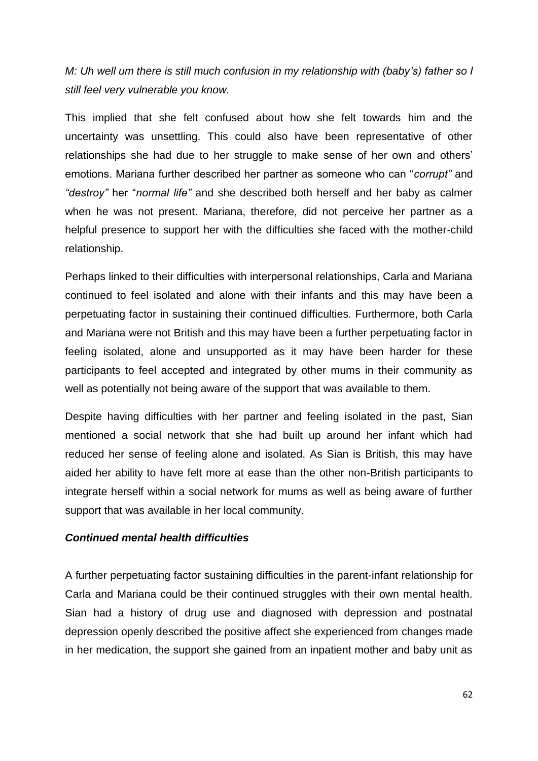*M: Uh well um there is still much confusion in my relationship with (baby's) father so I still feel very vulnerable you know.*

This implied that she felt confused about how she felt towards him and the uncertainty was unsettling. This could also have been representative of other relationships she had due to her struggle to make sense of her own and others' emotions. Mariana further described her partner as someone who can "*corrupt"* and *"destroy"* her "*normal life"* and she described both herself and her baby as calmer when he was not present. Mariana, therefore, did not perceive her partner as a helpful presence to support her with the difficulties she faced with the mother-child relationship.

Perhaps linked to their difficulties with interpersonal relationships, Carla and Mariana continued to feel isolated and alone with their infants and this may have been a perpetuating factor in sustaining their continued difficulties. Furthermore, both Carla and Mariana were not British and this may have been a further perpetuating factor in feeling isolated, alone and unsupported as it may have been harder for these participants to feel accepted and integrated by other mums in their community as well as potentially not being aware of the support that was available to them.

Despite having difficulties with her partner and feeling isolated in the past, Sian mentioned a social network that she had built up around her infant which had reduced her sense of feeling alone and isolated. As Sian is British, this may have aided her ability to have felt more at ease than the other non-British participants to integrate herself within a social network for mums as well as being aware of further support that was available in her local community.

***Continued mental health difficulties***

A further perpetuating factor sustaining difficulties in the parent-infant relationship for Carla and Mariana could be their continued struggles with their own mental health. Sian had a history of drug use and diagnosed with depression and postnatal depression openly described the positive affect she experienced from changes made in her medication, the support she gained from an inpatient mother and baby unit as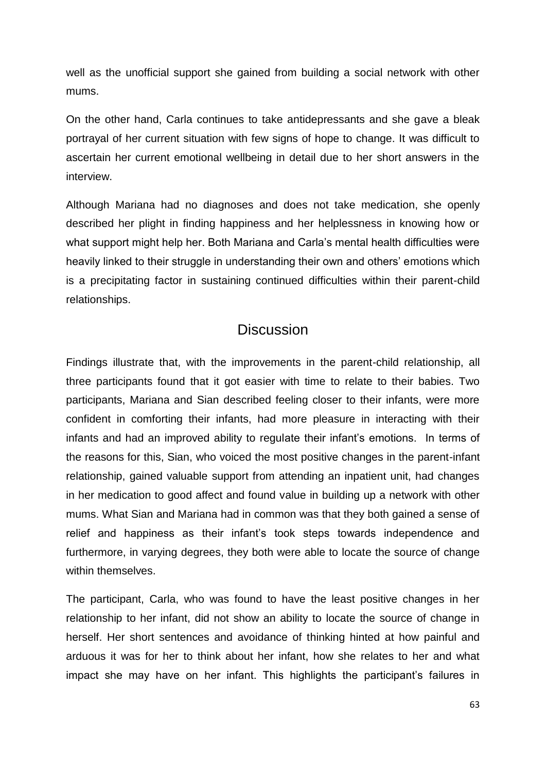well as the unofficial support she gained from building a social network with other mums.

On the other hand, Carla continues to take antidepressants and she gave a bleak portrayal of her current situation with few signs of hope to change. It was difficult to ascertain her current emotional wellbeing in detail due to her short answers in the interview.

Although Mariana had no diagnoses and does not take medication, she openly described her plight in finding happiness and her helplessness in knowing how or what support might help her. Both Mariana and Carla's mental health difficulties were heavily linked to their struggle in understanding their own and others' emotions which is a precipitating factor in sustaining continued difficulties within their parent-child relationships.

## Discussion

Findings illustrate that, with the improvements in the parent-child relationship, all three participants found that it got easier with time to relate to their babies. Two participants, Mariana and Sian described feeling closer to their infants, were more confident in comforting their infants, had more pleasure in interacting with their infants and had an improved ability to regulate their infant's emotions. In terms of the reasons for this, Sian, who voiced the most positive changes in the parent-infant relationship, gained valuable support from attending an inpatient unit, had changes in her medication to good affect and found value in building up a network with other mums. What Sian and Mariana had in common was that they both gained a sense of relief and happiness as their infant's took steps towards independence and furthermore, in varying degrees, they both were able to locate the source of change within themselves.

The participant, Carla, who was found to have the least positive changes in her relationship to her infant, did not show an ability to locate the source of change in herself. Her short sentences and avoidance of thinking hinted at how painful and arduous it was for her to think about her infant, how she relates to her and what impact she may have on her infant. This highlights the participant's failures in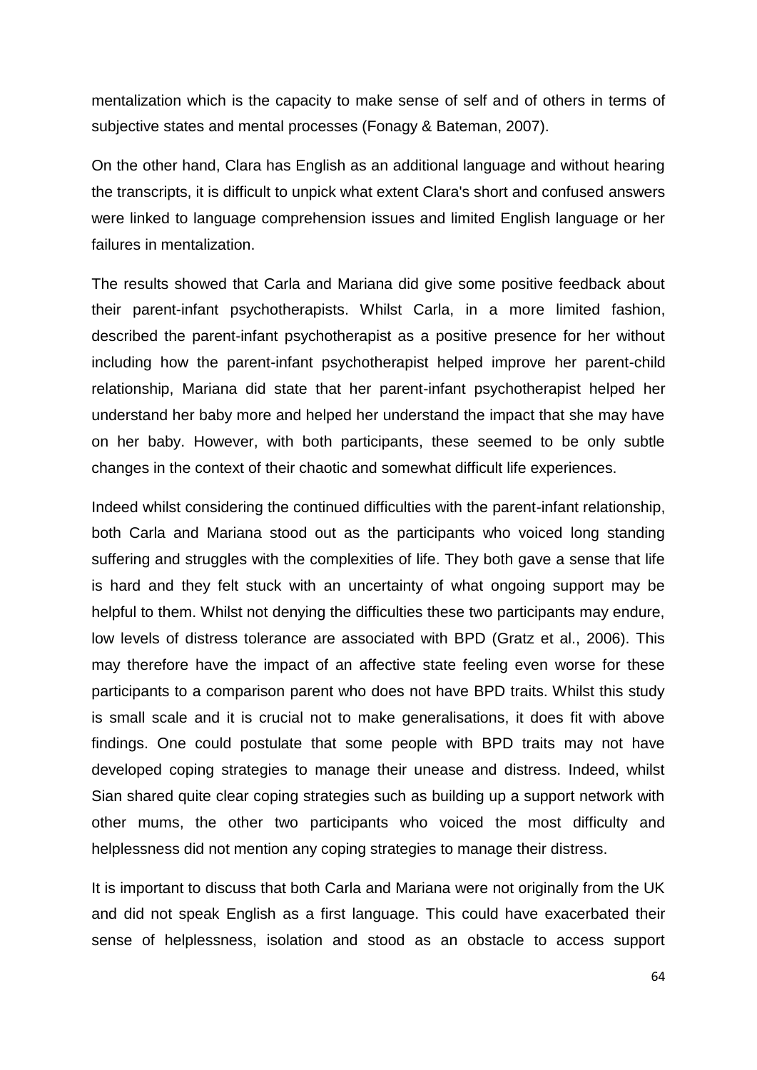mentalization which is the capacity to make sense of self and of others in terms of subjective states and mental processes (Fonagy & Bateman, 2007).

On the other hand, Clara has English as an additional language and without hearing the transcripts, it is difficult to unpick what extent Clara's short and confused answers were linked to language comprehension issues and limited English language or her failures in mentalization.

The results showed that Carla and Mariana did give some positive feedback about their parent-infant psychotherapists. Whilst Carla, in a more limited fashion, described the parent-infant psychotherapist as a positive presence for her without including how the parent-infant psychotherapist helped improve her parent-child relationship, Mariana did state that her parent-infant psychotherapist helped her understand her baby more and helped her understand the impact that she may have on her baby. However, with both participants, these seemed to be only subtle changes in the context of their chaotic and somewhat difficult life experiences.

Indeed whilst considering the continued difficulties with the parent-infant relationship, both Carla and Mariana stood out as the participants who voiced long standing suffering and struggles with the complexities of life. They both gave a sense that life is hard and they felt stuck with an uncertainty of what ongoing support may be helpful to them. Whilst not denying the difficulties these two participants may endure, low levels of distress tolerance are associated with BPD (Gratz et al., 2006). This may therefore have the impact of an affective state feeling even worse for these participants to a comparison parent who does not have BPD traits. Whilst this study is small scale and it is crucial not to make generalisations, it does fit with above findings. One could postulate that some people with BPD traits may not have developed coping strategies to manage their unease and distress. Indeed, whilst Sian shared quite clear coping strategies such as building up a support network with other mums, the other two participants who voiced the most difficulty and helplessness did not mention any coping strategies to manage their distress.

It is important to discuss that both Carla and Mariana were not originally from the UK and did not speak English as a first language. This could have exacerbated their sense of helplessness, isolation and stood as an obstacle to access support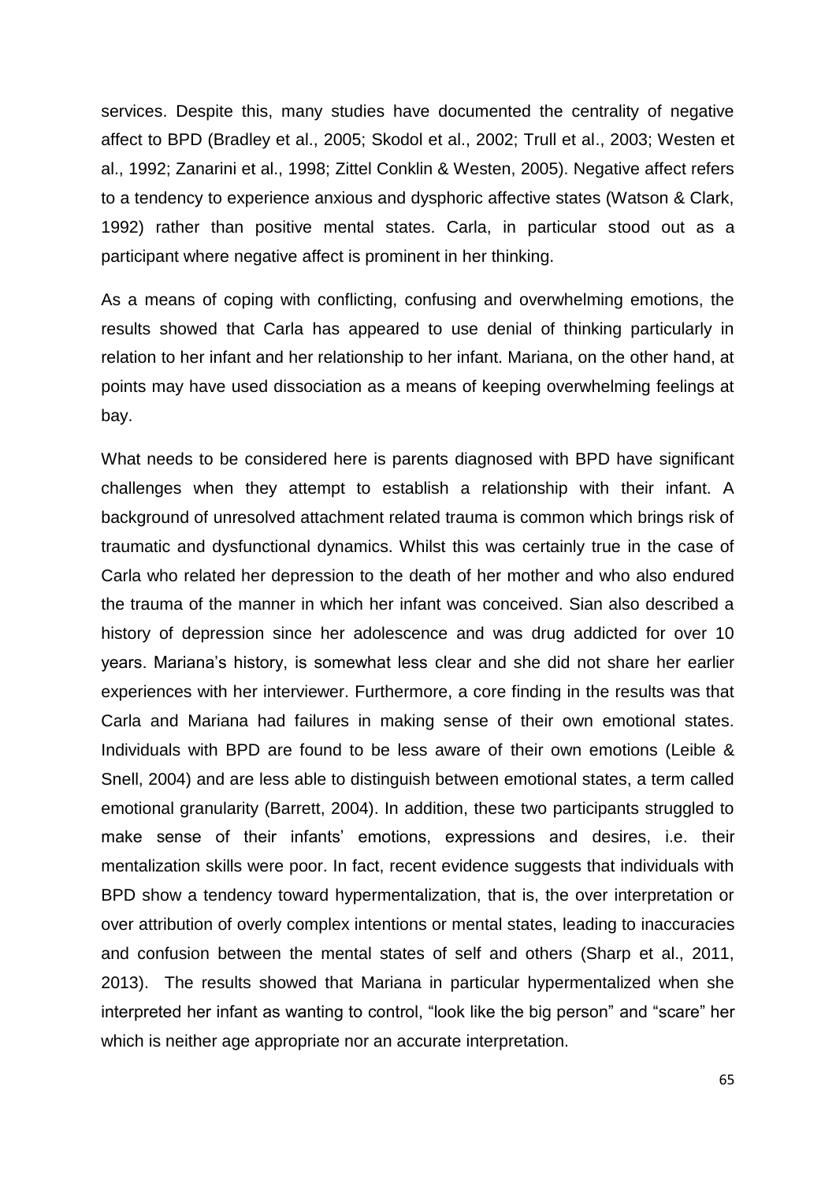services. Despite this, many studies have documented the centrality of negative affect to BPD (Bradley et al., 2005; Skodol et al., 2002; Trull et al., 2003; Westen et al., 1992; Zanarini et al., 1998; Zittel Conklin & Westen, 2005). Negative affect refers to a tendency to experience anxious and dysphoric affective states (Watson & Clark, 1992) rather than positive mental states. Carla, in particular stood out as a participant where negative affect is prominent in her thinking.

As a means of coping with conflicting, confusing and overwhelming emotions, the results showed that Carla has appeared to use denial of thinking particularly in relation to her infant and her relationship to her infant. Mariana, on the other hand, at points may have used dissociation as a means of keeping overwhelming feelings at bay.

What needs to be considered here is parents diagnosed with BPD have significant challenges when they attempt to establish a relationship with their infant. A background of unresolved attachment related trauma is common which brings risk of traumatic and dysfunctional dynamics. Whilst this was certainly true in the case of Carla who related her depression to the death of her mother and who also endured the trauma of the manner in which her infant was conceived. Sian also described a history of depression since her adolescence and was drug addicted for over 10 years. Mariana's history, is somewhat less clear and she did not share her earlier experiences with her interviewer. Furthermore, a core finding in the results was that Carla and Mariana had failures in making sense of their own emotional states. Individuals with BPD are found to be less aware of their own emotions (Leible & Snell, 2004) and are less able to distinguish between emotional states, a term called emotional granularity (Barrett, 2004). In addition, these two participants struggled to make sense of their infants' emotions, expressions and desires, i.e. their mentalization skills were poor. In fact, recent evidence suggests that individuals with BPD show a tendency toward hypermentalization, that is, the over interpretation or over attribution of overly complex intentions or mental states, leading to inaccuracies and confusion between the mental states of self and others (Sharp et al., 2011, 2013). The results showed that Mariana in particular hypermentalized when she interpreted her infant as wanting to control, "look like the big person" and "scare" her which is neither age appropriate nor an accurate interpretation.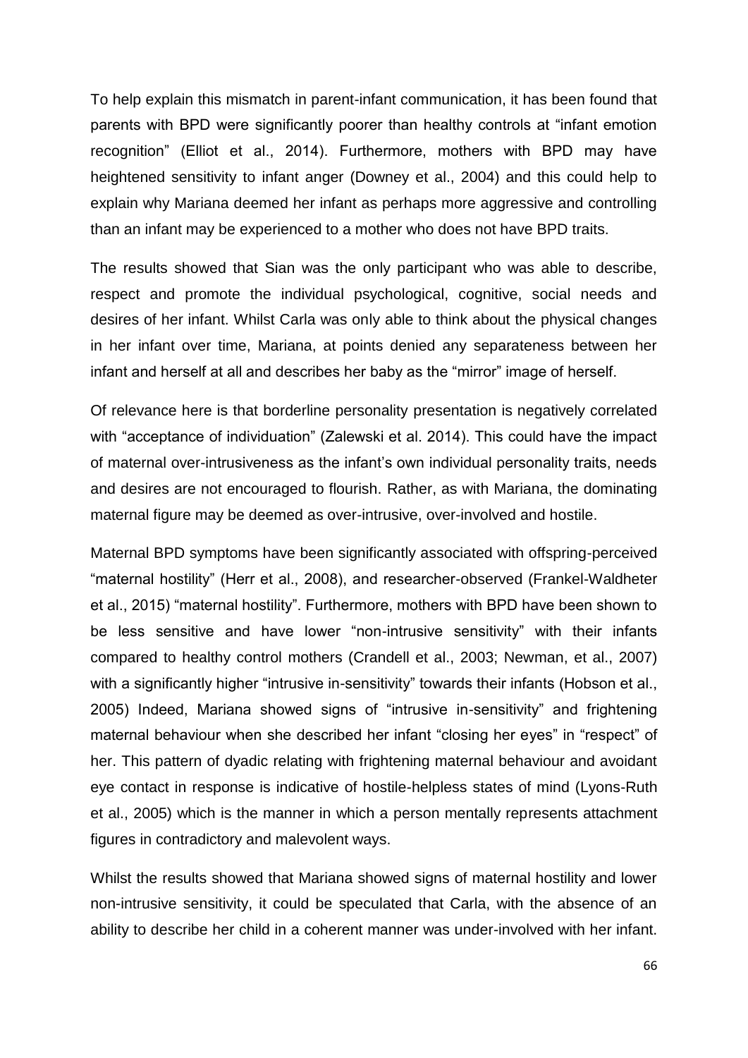To help explain this mismatch in parent-infant communication, it has been found that parents with BPD were significantly poorer than healthy controls at "infant emotion recognition" (Elliot et al., 2014). Furthermore, mothers with BPD may have heightened sensitivity to infant anger (Downey et al., 2004) and this could help to explain why Mariana deemed her infant as perhaps more aggressive and controlling than an infant may be experienced to a mother who does not have BPD traits.

The results showed that Sian was the only participant who was able to describe, respect and promote the individual psychological, cognitive, social needs and desires of her infant. Whilst Carla was only able to think about the physical changes in her infant over time, Mariana, at points denied any separateness between her infant and herself at all and describes her baby as the "mirror" image of herself.

Of relevance here is that borderline personality presentation is negatively correlated with "acceptance of individuation" (Zalewski et al. 2014). This could have the impact of maternal over-intrusiveness as the infant's own individual personality traits, needs and desires are not encouraged to flourish. Rather, as with Mariana, the dominating maternal figure may be deemed as over-intrusive, over-involved and hostile.

Maternal BPD symptoms have been significantly associated with offspring-perceived "maternal hostility" (Herr et al., 2008), and researcher-observed (Frankel-Waldheter et al., 2015) "maternal hostility". Furthermore, mothers with BPD have been shown to be less sensitive and have lower "non-intrusive sensitivity" with their infants compared to healthy control mothers (Crandell et al., 2003; Newman, et al., 2007) with a significantly higher "intrusive in-sensitivity" towards their infants (Hobson et al., 2005) Indeed, Mariana showed signs of "intrusive in-sensitivity" and frightening maternal behaviour when she described her infant "closing her eyes" in "respect" of her. This pattern of dyadic relating with frightening maternal behaviour and avoidant eye contact in response is indicative of hostile-helpless states of mind (Lyons-Ruth et al., 2005) which is the manner in which a person mentally represents attachment figures in contradictory and malevolent ways.

Whilst the results showed that Mariana showed signs of maternal hostility and lower non-intrusive sensitivity, it could be speculated that Carla, with the absence of an ability to describe her child in a coherent manner was under-involved with her infant.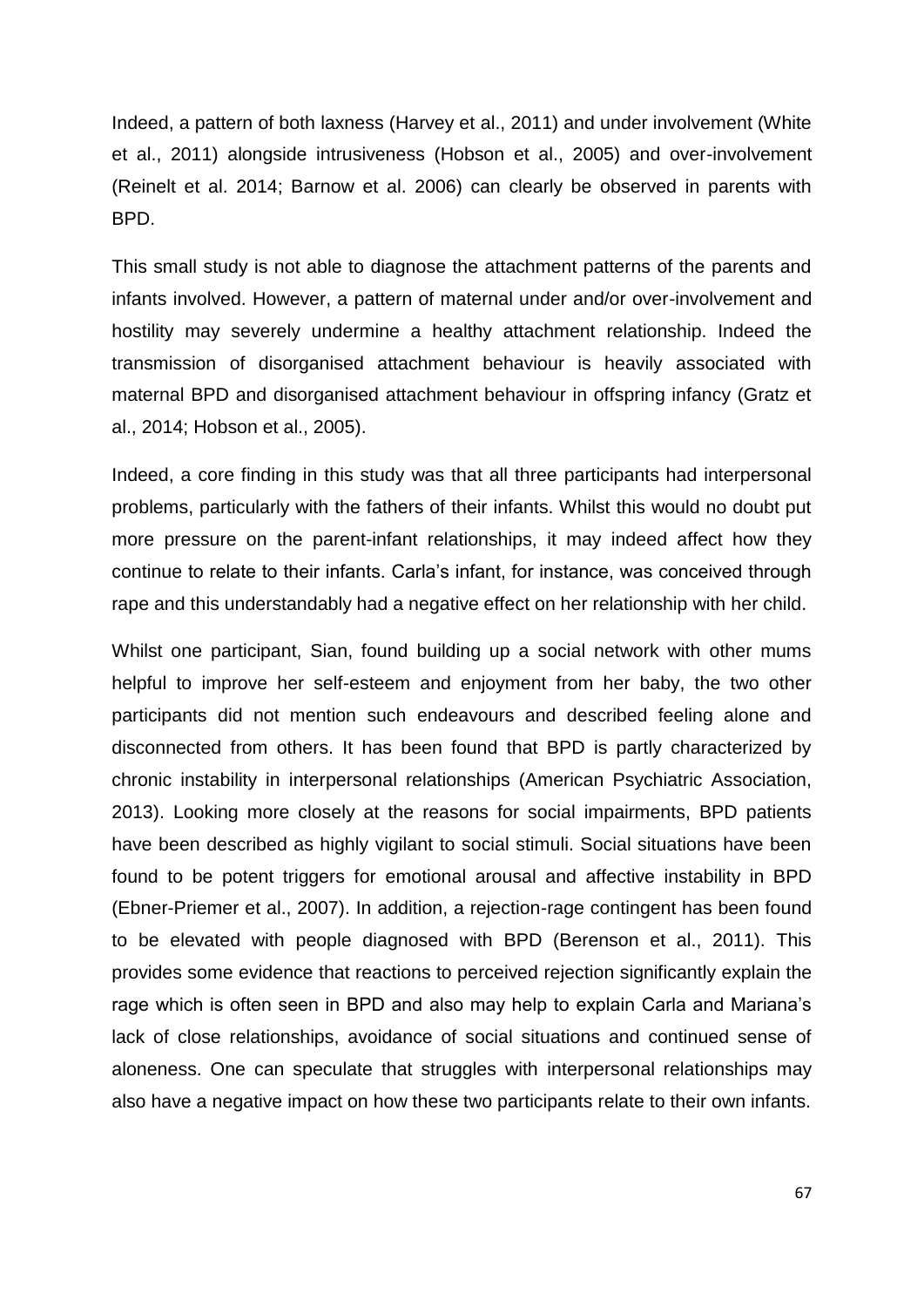Indeed, a pattern of both laxness (Harvey et al., 2011) and under involvement (White et al., 2011) alongside intrusiveness (Hobson et al., 2005) and over-involvement (Reinelt et al. 2014; Barnow et al. 2006) can clearly be observed in parents with BPD.

This small study is not able to diagnose the attachment patterns of the parents and infants involved. However, a pattern of maternal under and/or over-involvement and hostility may severely undermine a healthy attachment relationship. Indeed the transmission of disorganised attachment behaviour is heavily associated with maternal BPD and disorganised attachment behaviour in offspring infancy (Gratz et al., 2014; Hobson et al., 2005).

Indeed, a core finding in this study was that all three participants had interpersonal problems, particularly with the fathers of their infants. Whilst this would no doubt put more pressure on the parent-infant relationships, it may indeed affect how they continue to relate to their infants. Carla's infant, for instance, was conceived through rape and this understandably had a negative effect on her relationship with her child.

Whilst one participant, Sian, found building up a social network with other mums helpful to improve her self-esteem and enjoyment from her baby, the two other participants did not mention such endeavours and described feeling alone and disconnected from others. It has been found that BPD is partly characterized by chronic instability in interpersonal relationships (American Psychiatric Association, 2013). Looking more closely at the reasons for social impairments, BPD patients have been described as highly vigilant to social stimuli. Social situations have been found to be potent triggers for emotional arousal and affective instability in BPD (Ebner-Priemer et al., 2007). In addition, a rejection-rage contingent has been found to be elevated with people diagnosed with BPD (Berenson et al., 2011). This provides some evidence that reactions to perceived rejection significantly explain the rage which is often seen in BPD and also may help to explain Carla and Mariana's lack of close relationships, avoidance of social situations and continued sense of aloneness. One can speculate that struggles with interpersonal relationships may also have a negative impact on how these two participants relate to their own infants.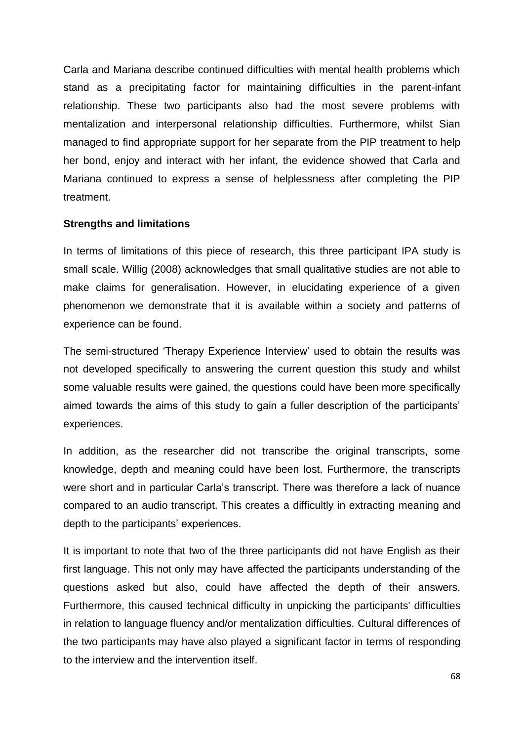Carla and Mariana describe continued difficulties with mental health problems which stand as a precipitating factor for maintaining difficulties in the parent-infant relationship. These two participants also had the most severe problems with mentalization and interpersonal relationship difficulties. Furthermore, whilst Sian managed to find appropriate support for her separate from the PIP treatment to help her bond, enjoy and interact with her infant, the evidence showed that Carla and Mariana continued to express a sense of helplessness after completing the PIP treatment.

**Strengths and limitations**

In terms of limitations of this piece of research, this three participant IPA study is small scale. Willig (2008) acknowledges that small qualitative studies are not able to make claims for generalisation. However, in elucidating experience of a given phenomenon we demonstrate that it is available within a society and patterns of experience can be found.

The semi-structured 'Therapy Experience Interview' used to obtain the results was not developed specifically to answering the current question this study and whilst some valuable results were gained, the questions could have been more specifically aimed towards the aims of this study to gain a fuller description of the participants' experiences.

In addition, as the researcher did not transcribe the original transcripts, some knowledge, depth and meaning could have been lost. Furthermore, the transcripts were short and in particular Carla's transcript. There was therefore a lack of nuance compared to an audio transcript. This creates a difficultly in extracting meaning and depth to the participants' experiences.

It is important to note that two of the three participants did not have English as their first language. This not only may have affected the participants understanding of the questions asked but also, could have affected the depth of their answers. Furthermore, this caused technical difficulty in unpicking the participants' difficulties in relation to language fluency and/or mentalization difficulties. Cultural differences of the two participants may have also played a significant factor in terms of responding to the interview and the intervention itself.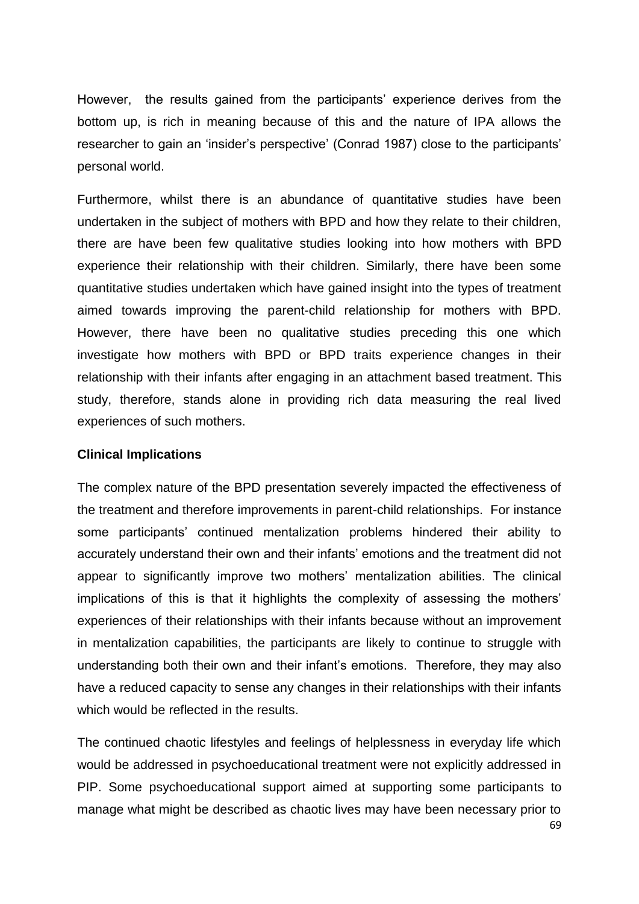However, the results gained from the participants' experience derives from the bottom up, is rich in meaning because of this and the nature of IPA allows the researcher to gain an 'insider's perspective' (Conrad 1987) close to the participants' personal world.

Furthermore, whilst there is an abundance of quantitative studies have been undertaken in the subject of mothers with BPD and how they relate to their children, there are have been few qualitative studies looking into how mothers with BPD experience their relationship with their children. Similarly, there have been some quantitative studies undertaken which have gained insight into the types of treatment aimed towards improving the parent-child relationship for mothers with BPD. However, there have been no qualitative studies preceding this one which investigate how mothers with BPD or BPD traits experience changes in their relationship with their infants after engaging in an attachment based treatment. This study, therefore, stands alone in providing rich data measuring the real lived experiences of such mothers.

**Clinical Implications**

The complex nature of the BPD presentation severely impacted the effectiveness of the treatment and therefore improvements in parent-child relationships. For instance some participants' continued mentalization problems hindered their ability to accurately understand their own and their infants' emotions and the treatment did not appear to significantly improve two mothers' mentalization abilities. The clinical implications of this is that it highlights the complexity of assessing the mothers' experiences of their relationships with their infants because without an improvement in mentalization capabilities, the participants are likely to continue to struggle with understanding both their own and their infant's emotions. Therefore, they may also have a reduced capacity to sense any changes in their relationships with their infants which would be reflected in the results.

The continued chaotic lifestyles and feelings of helplessness in everyday life which would be addressed in psychoeducational treatment were not explicitly addressed in PIP. Some psychoeducational support aimed at supporting some participants to manage what might be described as chaotic lives may have been necessary prior to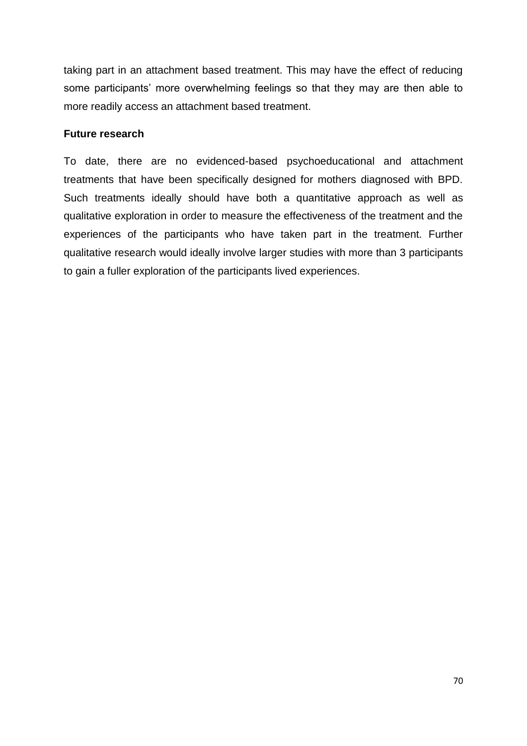taking part in an attachment based treatment. This may have the effect of reducing some participants' more overwhelming feelings so that they may are then able to more readily access an attachment based treatment.

**Future research**

To date, there are no evidenced-based psychoeducational and attachment treatments that have been specifically designed for mothers diagnosed with BPD. Such treatments ideally should have both a quantitative approach as well as qualitative exploration in order to measure the effectiveness of the treatment and the experiences of the participants who have taken part in the treatment. Further qualitative research would ideally involve larger studies with more than 3 participants to gain a fuller exploration of the participants lived experiences.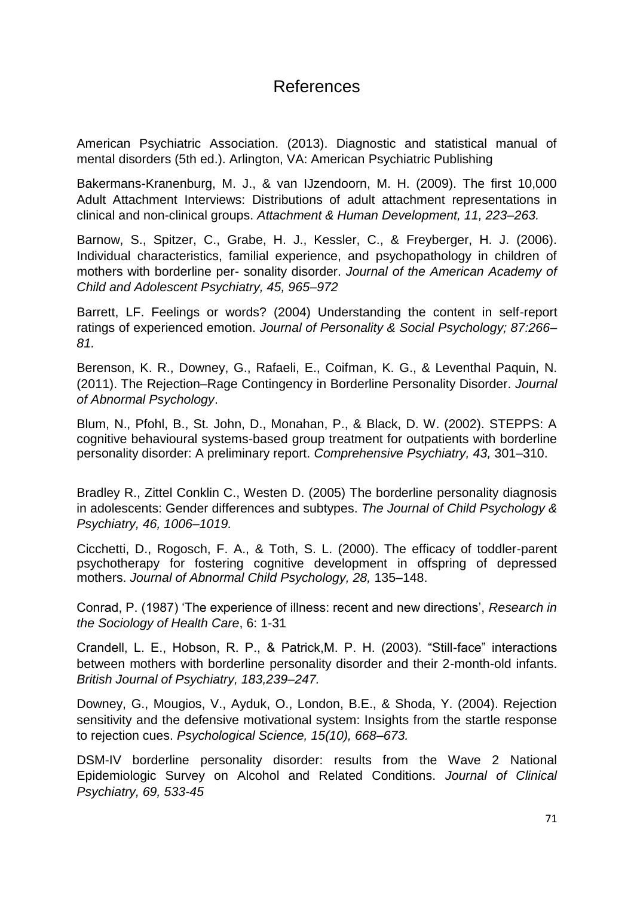# References

American Psychiatric Association. (2013). Diagnostic and statistical manual of mental disorders (5th ed.). Arlington, VA: American Psychiatric Publishing

Bakermans-Kranenburg, M. J., & van IJzendoorn, M. H. (2009). The first 10,000 Adult Attachment Interviews: Distributions of adult attachment representations in clinical and non-clinical groups. *Attachment & Human Development, 11, 223–263.*

Barnow, S., Spitzer, C., Grabe, H. J., Kessler, C., & Freyberger, H. J. (2006). Individual characteristics, familial experience, and psychopathology in children of mothers with borderline per- sonality disorder. *Journal of the American Academy of Child and Adolescent Psychiatry, 45, 965–972*

Barrett, LF. Feelings or words? (2004) Understanding the content in self-report ratings of experienced emotion. *Journal of Personality & Social Psychology; 87:266–81.*

Berenson, K. R., Downey, G., Rafaeli, E., Coifman, K. G., & Leventhal Paquin, N. (2011). The Rejection–Rage Contingency in Borderline Personality Disorder. *Journal of Abnormal Psychology*.

Blum, N., Pfohl, B., St. John, D., Monahan, P., & Black, D. W. (2002). STEPPS: A cognitive behavioural systems-based group treatment for outpatients with borderline personality disorder: A preliminary report. *Comprehensive Psychiatry, 43,* 301–310.

Bradley R., Zittel Conklin C., Westen D. (2005) The borderline personality diagnosis in adolescents: Gender differences and subtypes. *The Journal of Child Psychology & Psychiatry, 46, 1006–1019.*

Cicchetti, D., Rogosch, F. A., & Toth, S. L. (2000). The efficacy of toddler-parent psychotherapy for fostering cognitive development in offspring of depressed mothers. *Journal of Abnormal Child Psychology, 28,* 135–148.

Conrad, P. (1987) 'The experience of illness: recent and new directions', *Research in the Sociology of Health Care*, 6: 1-31

Crandell, L. E., Hobson, R. P., & Patrick,M. P. H. (2003). "Still-face" interactions between mothers with borderline personality disorder and their 2-month-old infants. *British Journal of Psychiatry, 183,239–247.*

Downey, G., Mougios, V., Ayduk, O., London, B.E., & Shoda, Y. (2004). Rejection sensitivity and the defensive motivational system: Insights from the startle response to rejection cues. *Psychological Science, 15(10), 668–673.*

DSM-IV borderline personality disorder: results from the Wave 2 National Epidemiologic Survey on Alcohol and Related Conditions. *Journal of Clinical Psychiatry, 69, 533-45*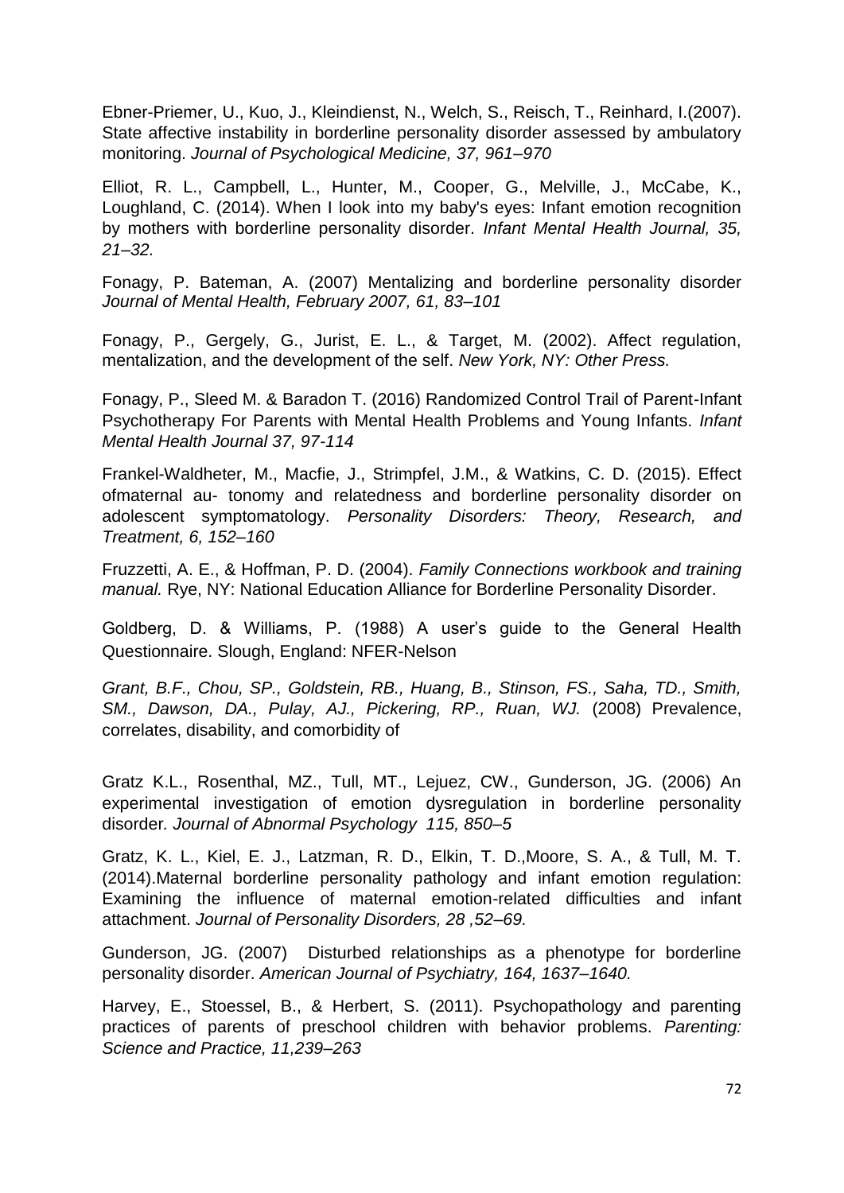Ebner-Priemer, U., Kuo, J., Kleindienst, N., Welch, S., Reisch, T., Reinhard, I.(2007). State affective instability in borderline personality disorder assessed by ambulatory monitoring. *Journal of Psychological Medicine, 37, 961–970*

Elliot, R. L., Campbell, L., Hunter, M., Cooper, G., Melville, J., McCabe, K., Loughland, C. (2014). When I look into my baby's eyes: Infant emotion recognition by mothers with borderline personality disorder. *Infant Mental Health Journal, 35, 21–32.*

Fonagy, P. Bateman, A. (2007) Mentalizing and borderline personality disorder *Journal of Mental Health, February 2007, 61, 83–101*

Fonagy, P., Gergely, G., Jurist, E. L., & Target, M. (2002). Affect regulation, mentalization, and the development of the self. *New York, NY: Other Press.*

Fonagy, P., Sleed M. & Baradon T. (2016) Randomized Control Trail of Parent-Infant Psychotherapy For Parents with Mental Health Problems and Young Infants. *Infant Mental Health Journal 37, 97-114*

Frankel-Waldheter, M., Macfie, J., Strimpfel, J.M., & Watkins, C. D. (2015). Effect ofmaternal au- tonomy and relatedness and borderline personality disorder on adolescent symptomatology. *Personality Disorders: Theory, Research, and Treatment, 6, 152–160*

Fruzzetti, A. E., & Hoffman, P. D. (2004). *Family Connections workbook and training manual.* Rye, NY: National Education Alliance for Borderline Personality Disorder.

Goldberg, D. & Williams, P. (1988) A user's guide to the General Health Questionnaire. Slough, England: NFER-Nelson

*Grant, B.F., Chou, SP., Goldstein, RB., Huang, B., Stinson, FS., Saha, TD., Smith, SM., Dawson, DA., Pulay, AJ., Pickering, RP., Ruan, WJ.* (2008) Prevalence, correlates, disability, and comorbidity of

Gratz K.L., Rosenthal, MZ., Tull, MT., Lejuez, CW., Gunderson, JG. (2006) An experimental investigation of emotion dysregulation in borderline personality disorder. *Journal of Abnormal Psychology 115, 850–5*

Gratz, K. L., Kiel, E. J., Latzman, R. D., Elkin, T. D.,Moore, S. A., & Tull, M. T. (2014).Maternal borderline personality pathology and infant emotion regulation: Examining the influence of maternal emotion-related difficulties and infant attachment. *Journal of Personality Disorders, 28 ,52–69.*

Gunderson, JG. (2007) Disturbed relationships as a phenotype for borderline personality disorder. *American Journal of Psychiatry, 164, 1637–1640.*

Harvey, E., Stoessel, B., & Herbert, S. (2011). Psychopathology and parenting practices of parents of preschool children with behavior problems. *Parenting: Science and Practice, 11,239–263*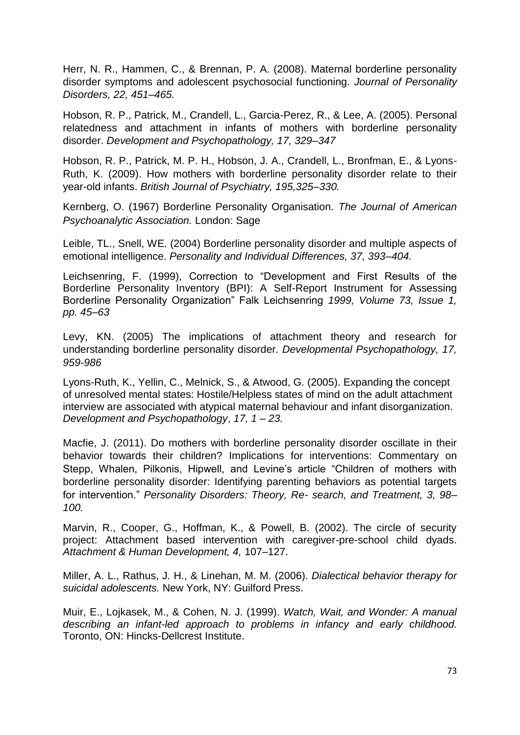Herr, N. R., Hammen, C., & Brennan, P. A. (2008). Maternal borderline personality disorder symptoms and adolescent psychosocial functioning. *Journal of Personality Disorders, 22, 451–465.*

Hobson, R. P., Patrick, M., Crandell, L., Garcia-Perez, R., & Lee, A. (2005). Personal relatedness and attachment in infants of mothers with borderline personality disorder. *Development and Psychopathology, 17, 329–347*

Hobson, R. P., Patrick, M. P. H., Hobson, J. A., Crandell, L., Bronfman, E., & Lyons-Ruth, K. (2009). How mothers with borderline personality disorder relate to their year-old infants. *British Journal of Psychiatry, 195,325–330.*

Kernberg, O. (1967) Borderline Personality Organisation. *The Journal of American Psychoanalytic Association.* London: Sage

Leible, TL., Snell, WE. (2004) Borderline personality disorder and multiple aspects of emotional intelligence. *Personality and Individual Differences, 37, 393–404.*

Leichsenring, F. (1999), Correction to "Development and First Results of the Borderline Personality Inventory (BPI): A Self-Report Instrument for Assessing Borderline Personality Organization" Falk Leichsenring *1999, Volume 73, Issue 1, pp. 45–63*

Levy, KN. (2005) The implications of attachment theory and research for understanding borderline personality disorder. *Developmental Psychopathology, 17, 959-986*

Lyons-Ruth, K., Yellin, C., Melnick, S., & Atwood, G. (2005). Expanding the concept of unresolved mental states: Hostile/Helpless states of mind on the adult attachment interview are associated with atypical maternal behaviour and infant disorganization. *Development and Psychopathology*, *17, 1 – 23.*

Macfie, J. (2011). Do mothers with borderline personality disorder oscillate in their behavior towards their children? Implications for interventions: Commentary on Stepp, Whalen, Pilkonis, Hipwell, and Levine's article "Children of mothers with borderline personality disorder: Identifying parenting behaviors as potential targets for intervention." *Personality Disorders: Theory, Re- search, and Treatment, 3, 98–100.*

Marvin, R., Cooper, G., Hoffman, K., & Powell, B. (2002). The circle of security project: Attachment based intervention with caregiver-pre-school child dyads. *Attachment & Human Development, 4,* 107–127.

Miller, A. L., Rathus, J. H., & Linehan, M. M. (2006). *Dialectical behavior therapy for suicidal adolescents.* New York, NY: Guilford Press.

Muir, E., Lojkasek, M., & Cohen, N. J. (1999). *Watch, Wait, and Wonder: A manual describing an infant-led approach to problems in infancy and early childhood.* Toronto, ON: Hincks-Dellcrest Institute.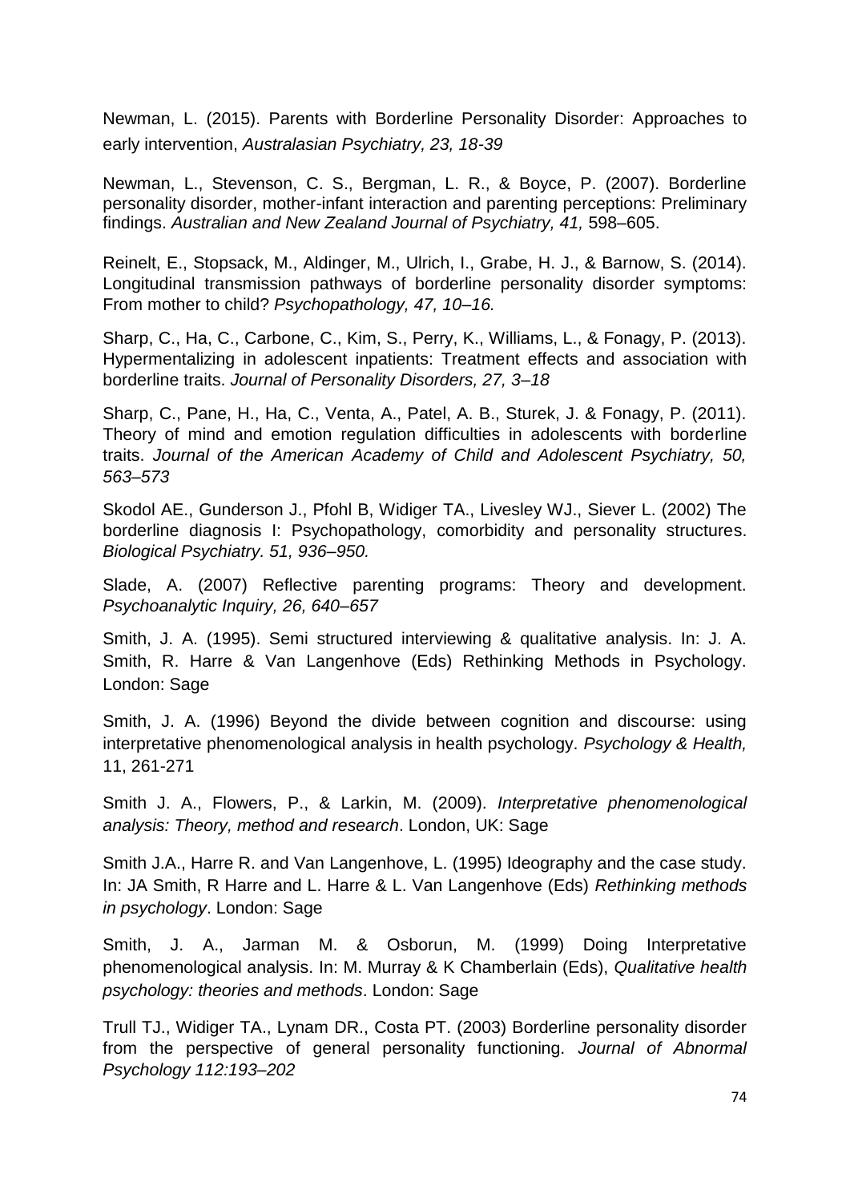Newman, L. (2015). Parents with Borderline Personality Disorder: Approaches to early intervention, *Australasian Psychiatry, 23, 18-39*

Newman, L., Stevenson, C. S., Bergman, L. R., & Boyce, P. (2007). Borderline personality disorder, mother-infant interaction and parenting perceptions: Preliminary findings. *Australian and New Zealand Journal of Psychiatry, 41,* 598–605.

Reinelt, E., Stopsack, M., Aldinger, M., Ulrich, I., Grabe, H. J., & Barnow, S. (2014). Longitudinal transmission pathways of borderline personality disorder symptoms: From mother to child? *Psychopathology, 47, 10–16.*

Sharp, C., Ha, C., Carbone, C., Kim, S., Perry, K., Williams, L., & Fonagy, P. (2013). Hypermentalizing in adolescent inpatients: Treatment effects and association with borderline traits. *Journal of Personality Disorders, 27, 3–18*

Sharp, C., Pane, H., Ha, C., Venta, A., Patel, A. B., Sturek, J. & Fonagy, P. (2011). Theory of mind and emotion regulation difficulties in adolescents with borderline traits. *Journal of the American Academy of Child and Adolescent Psychiatry, 50, 563–573*

Skodol AE., Gunderson J., Pfohl B, Widiger TA., Livesley WJ., Siever L. (2002) The borderline diagnosis I: Psychopathology, comorbidity and personality structures. *Biological Psychiatry. 51, 936–950.*

Slade, A. (2007) Reflective parenting programs: Theory and development. *Psychoanalytic Inquiry, 26, 640–657*

Smith, J. A. (1995). Semi structured interviewing & qualitative analysis. In: J. A. Smith, R. Harre & Van Langenhove (Eds) Rethinking Methods in Psychology. London: Sage

Smith, J. A. (1996) Beyond the divide between cognition and discourse: using interpretative phenomenological analysis in health psychology. *Psychology & Health,* 11, 261-271

Smith J. A., Flowers, P., & Larkin, M. (2009). *Interpretative phenomenological analysis: Theory, method and research*. London, UK: Sage

Smith J.A., Harre R. and Van Langenhove, L. (1995) Ideography and the case study. In: JA Smith, R Harre and L. Harre & L. Van Langenhove (Eds) *Rethinking methods in psychology*. London: Sage

Smith, J. A., Jarman M. & Osborun, M. (1999) Doing Interpretative phenomenological analysis. In: M. Murray & K Chamberlain (Eds), *Qualitative health psychology: theories and methods*. London: Sage

Trull TJ., Widiger TA., Lynam DR., Costa PT. (2003) Borderline personality disorder from the perspective of general personality functioning. *Journal of Abnormal Psychology 112:193–202*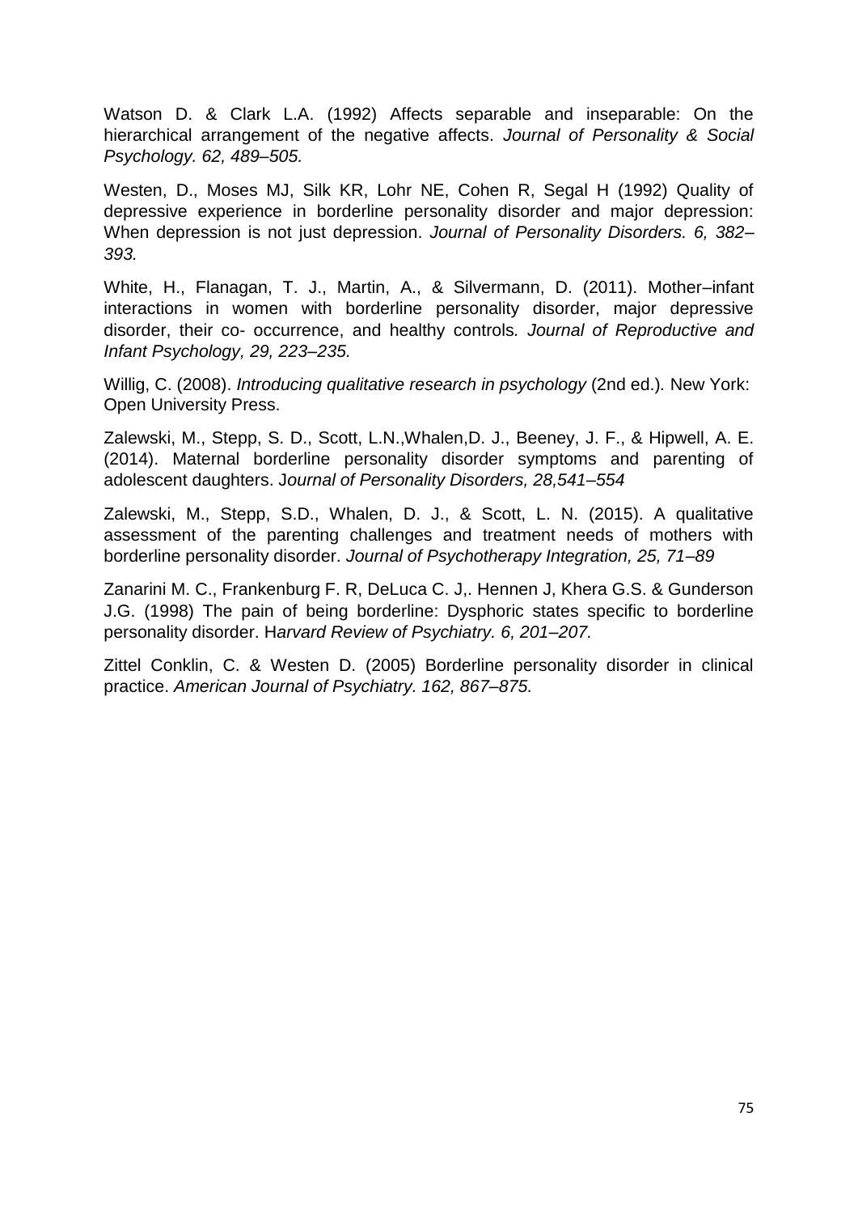Watson D. & Clark L.A. (1992) Affects separable and inseparable: On the hierarchical arrangement of the negative affects. *Journal of Personality & Social Psychology. 62, 489–505.*

Westen, D., Moses MJ, Silk KR, Lohr NE, Cohen R, Segal H (1992) Quality of depressive experience in borderline personality disorder and major depression: When depression is not just depression. *Journal of Personality Disorders. 6, 382–393.*

White, H., Flanagan, T. J., Martin, A., & Silvermann, D. (2011). Mother–infant interactions in women with borderline personality disorder, major depressive disorder, their co- occurrence, and healthy controls. *Journal of Reproductive and Infant Psychology, 29, 223–235.*

Willig, C. (2008). *Introducing qualitative research in psychology* (2nd ed.). New York: Open University Press.

Zalewski, M., Stepp, S. D., Scott, L.N.,Whalen,D. J., Beeney, J. F., & Hipwell, A. E. (2014). Maternal borderline personality disorder symptoms and parenting of adolescent daughters. J*ournal of Personality Disorders, 28,541–554*

Zalewski, M., Stepp, S.D., Whalen, D. J., & Scott, L. N. (2015). A qualitative assessment of the parenting challenges and treatment needs of mothers with borderline personality disorder. *Journal of Psychotherapy Integration, 25, 71–89*

Zanarini M. C., Frankenburg F. R, DeLuca C. J,. Hennen J, Khera G.S. & Gunderson J.G. (1998) The pain of being borderline: Dysphoric states specific to borderline personality disorder. H*arvard Review of Psychiatry. 6, 201–207.*

Zittel Conklin, C. & Westen D. (2005) Borderline personality disorder in clinical practice. *American Journal of Psychiatry. 162, 867–875.*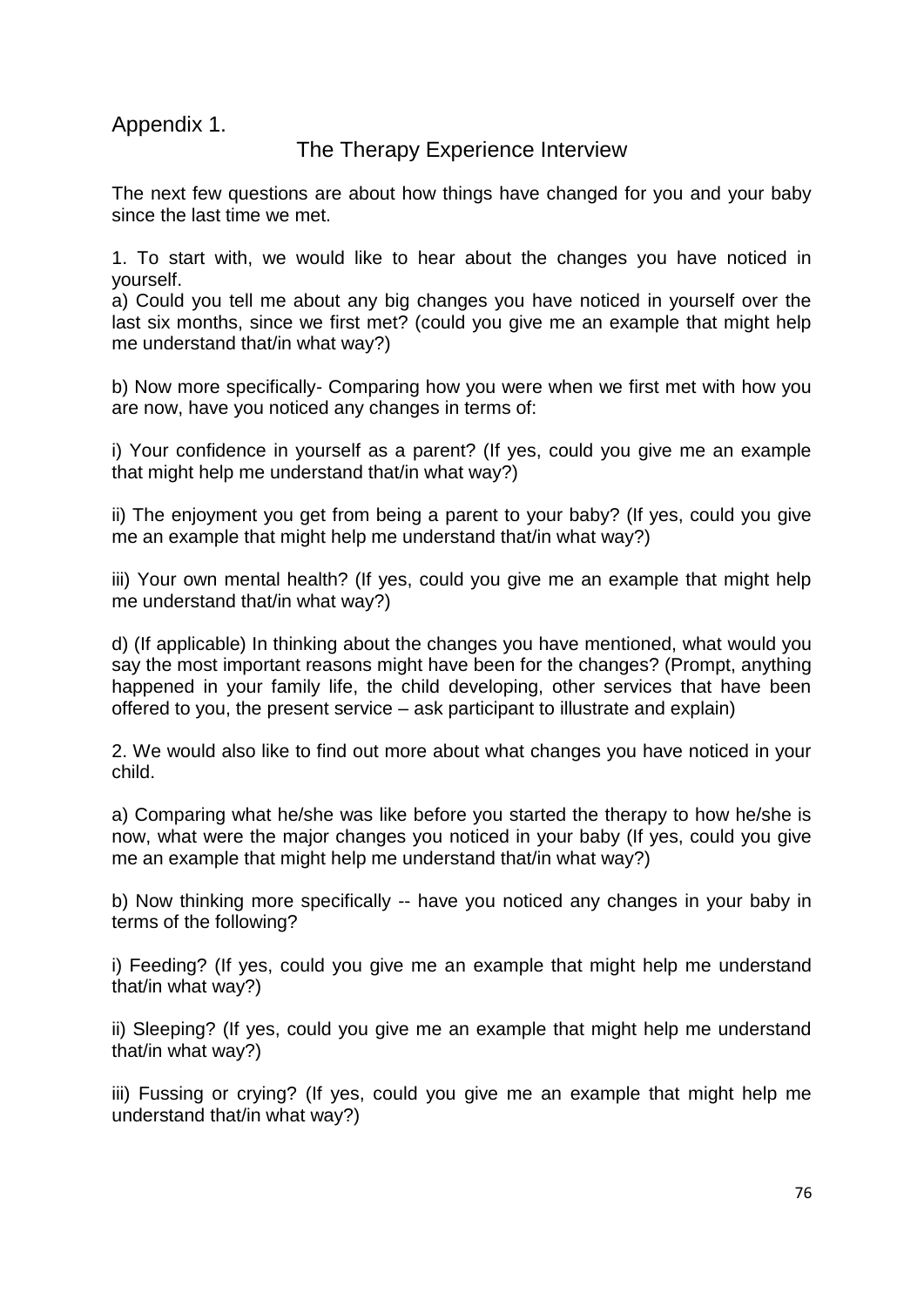Appendix 1.

## The Therapy Experience Interview

The next few questions are about how things have changed for you and your baby since the last time we met.

1. To start with, we would like to hear about the changes you have noticed in yourself.

a) Could you tell me about any big changes you have noticed in yourself over the last six months, since we first met? (could you give me an example that might help me understand that/in what way?)

b) Now more specifically- Comparing how you were when we first met with how you are now, have you noticed any changes in terms of:

i) Your confidence in yourself as a parent? (If yes, could you give me an example that might help me understand that/in what way?)

ii) The enjoyment you get from being a parent to your baby? (If yes, could you give me an example that might help me understand that/in what way?)

iii) Your own mental health? (If yes, could you give me an example that might help me understand that/in what way?)

d) (If applicable) In thinking about the changes you have mentioned, what would you say the most important reasons might have been for the changes? (Prompt, anything happened in your family life, the child developing, other services that have been offered to you, the present service – ask participant to illustrate and explain)

2. We would also like to find out more about what changes you have noticed in your child.

a) Comparing what he/she was like before you started the therapy to how he/she is now, what were the major changes you noticed in your baby (If yes, could you give me an example that might help me understand that/in what way?)

b) Now thinking more specifically -- have you noticed any changes in your baby in terms of the following?

i) Feeding? (If yes, could you give me an example that might help me understand that/in what way?)

ii) Sleeping? (If yes, could you give me an example that might help me understand that/in what way?)

iii) Fussing or crying? (If yes, could you give me an example that might help me understand that/in what way?)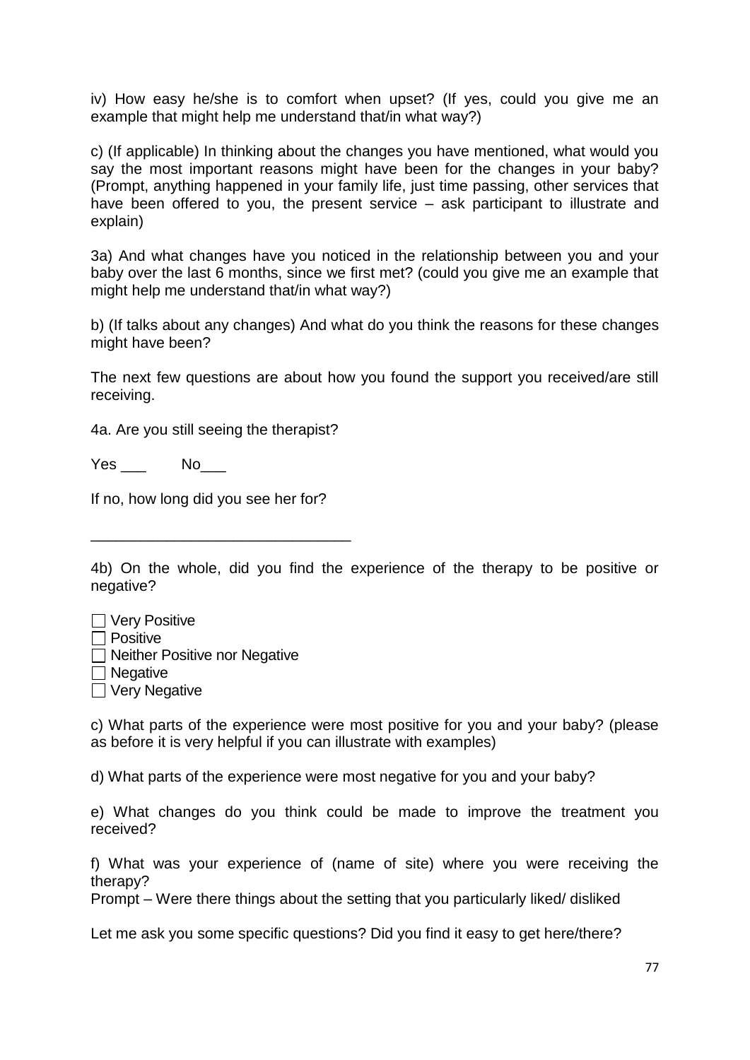iv) How easy he/she is to comfort when upset? (If yes, could you give me an example that might help me understand that/in what way?)

c) (If applicable) In thinking about the changes you have mentioned, what would you say the most important reasons might have been for the changes in your baby? (Prompt, anything happened in your family life, just time passing, other services that have been offered to you, the present service – ask participant to illustrate and explain)

3a) And what changes have you noticed in the relationship between you and your baby over the last 6 months, since we first met? (could you give me an example that might help me understand that/in what way?)

b) (If talks about any changes) And what do you think the reasons for these changes might have been?

The next few questions are about how you found the support you received/are still receiving.

4a. Are you still seeing the therapist?

Yes ___ No___

If no, how long did you see her for?

_______________________________

4b) On the whole, did you find the experience of the therapy to be positive or negative?

- ☐ Very Positive
- ☐ Positive
- ☐ Neither Positive nor Negative
- ☐ Negative
- ☐ Very Negative

c) What parts of the experience were most positive for you and your baby? (please as before it is very helpful if you can illustrate with examples)

d) What parts of the experience were most negative for you and your baby?

e) What changes do you think could be made to improve the treatment you received?

f) What was your experience of (name of site) where you were receiving the therapy?
Prompt – Were there things about the setting that you particularly liked/ disliked

Let me ask you some specific questions? Did you find it easy to get here/there?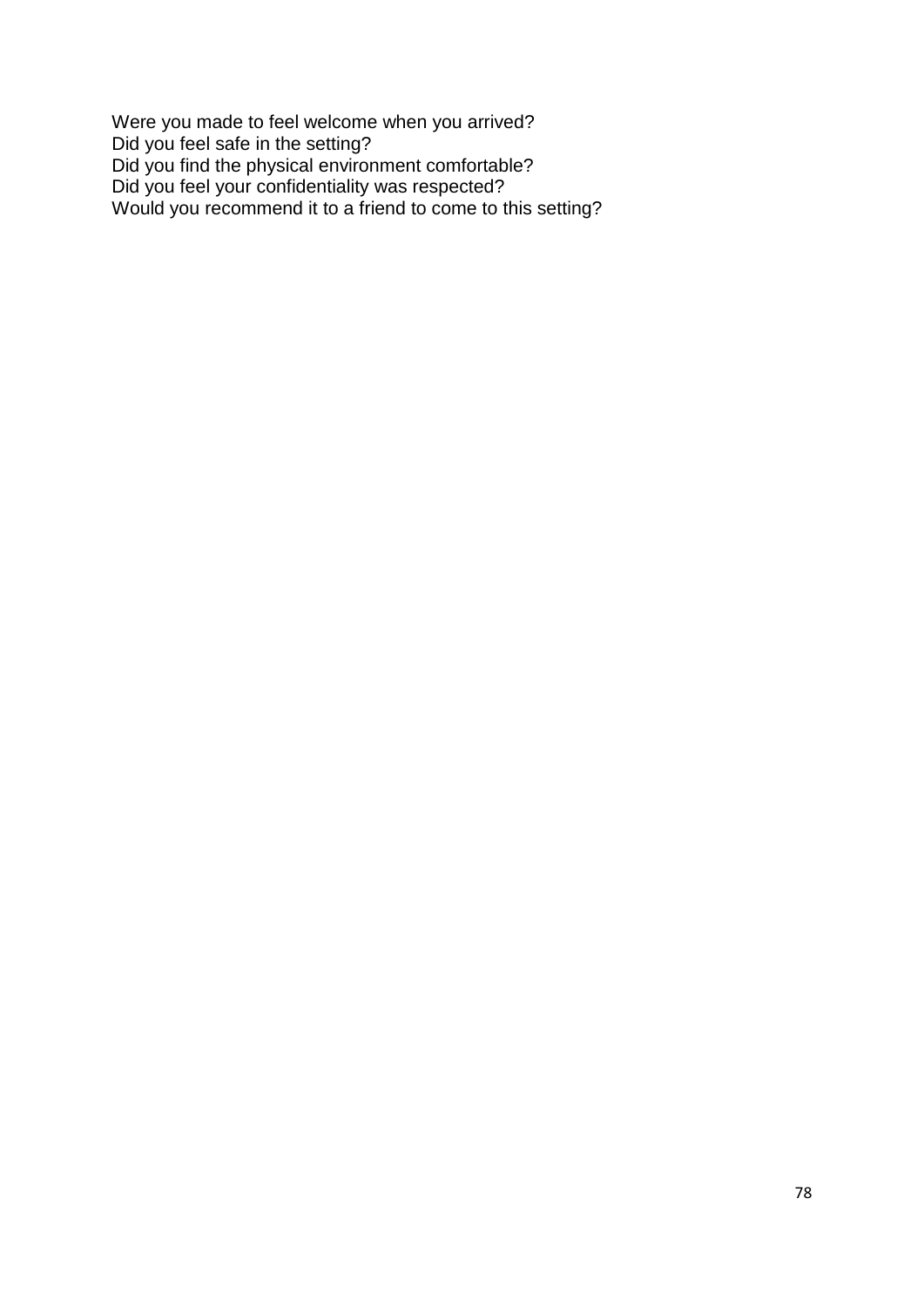Were you made to feel welcome when you arrived?
Did you feel safe in the setting?
Did you find the physical environment comfortable?
Did you feel your confidentiality was respected?
Would you recommend it to a friend to come to this setting?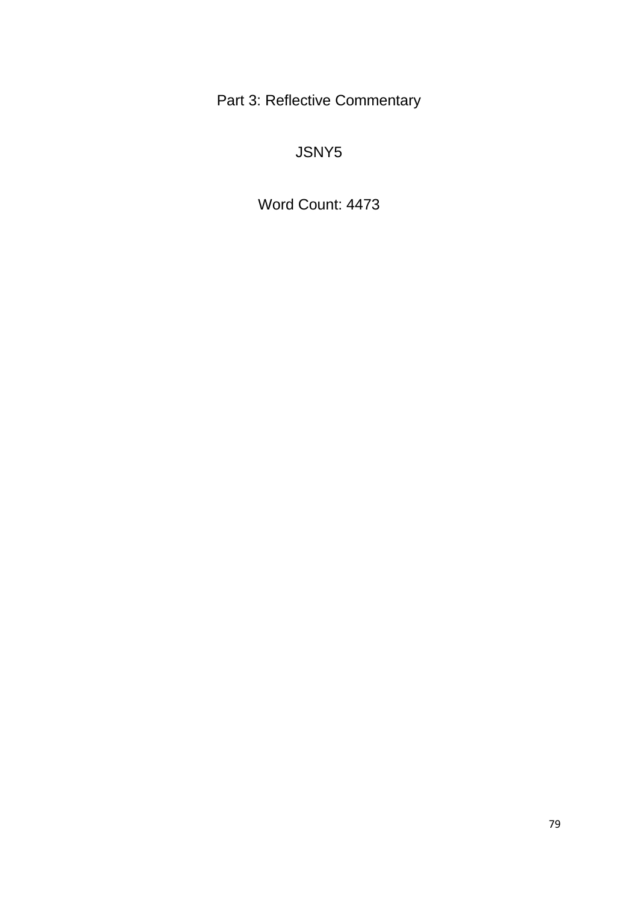# Part 3: Reflective Commentary

JSNY5

Word Count: 4473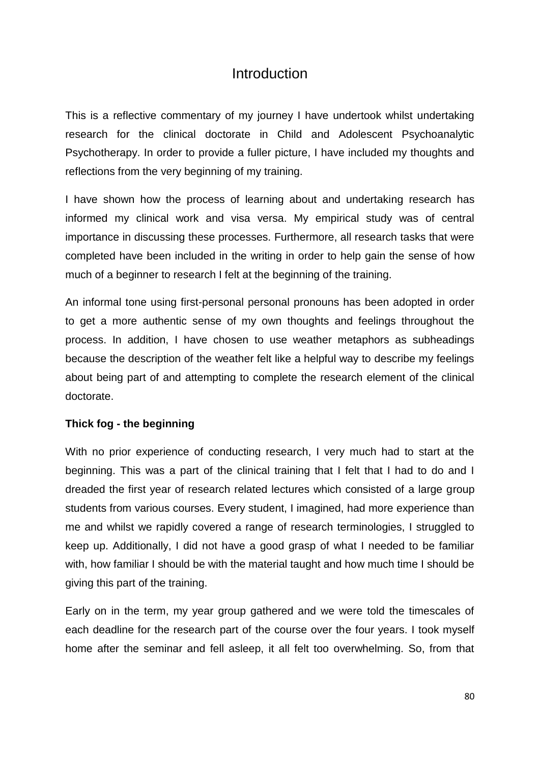# Introduction

This is a reflective commentary of my journey I have undertook whilst undertaking research for the clinical doctorate in Child and Adolescent Psychoanalytic Psychotherapy. In order to provide a fuller picture, I have included my thoughts and reflections from the very beginning of my training.

I have shown how the process of learning about and undertaking research has informed my clinical work and visa versa. My empirical study was of central importance in discussing these processes. Furthermore, all research tasks that were completed have been included in the writing in order to help gain the sense of how much of a beginner to research I felt at the beginning of the training.

An informal tone using first-personal personal pronouns has been adopted in order to get a more authentic sense of my own thoughts and feelings throughout the process. In addition, I have chosen to use weather metaphors as subheadings because the description of the weather felt like a helpful way to describe my feelings about being part of and attempting to complete the research element of the clinical doctorate.

**Thick fog - the beginning**

With no prior experience of conducting research, I very much had to start at the beginning. This was a part of the clinical training that I felt that I had to do and I dreaded the first year of research related lectures which consisted of a large group students from various courses. Every student, I imagined, had more experience than me and whilst we rapidly covered a range of research terminologies, I struggled to keep up. Additionally, I did not have a good grasp of what I needed to be familiar with, how familiar I should be with the material taught and how much time I should be giving this part of the training.

Early on in the term, my year group gathered and we were told the timescales of each deadline for the research part of the course over the four years. I took myself home after the seminar and fell asleep, it all felt too overwhelming. So, from that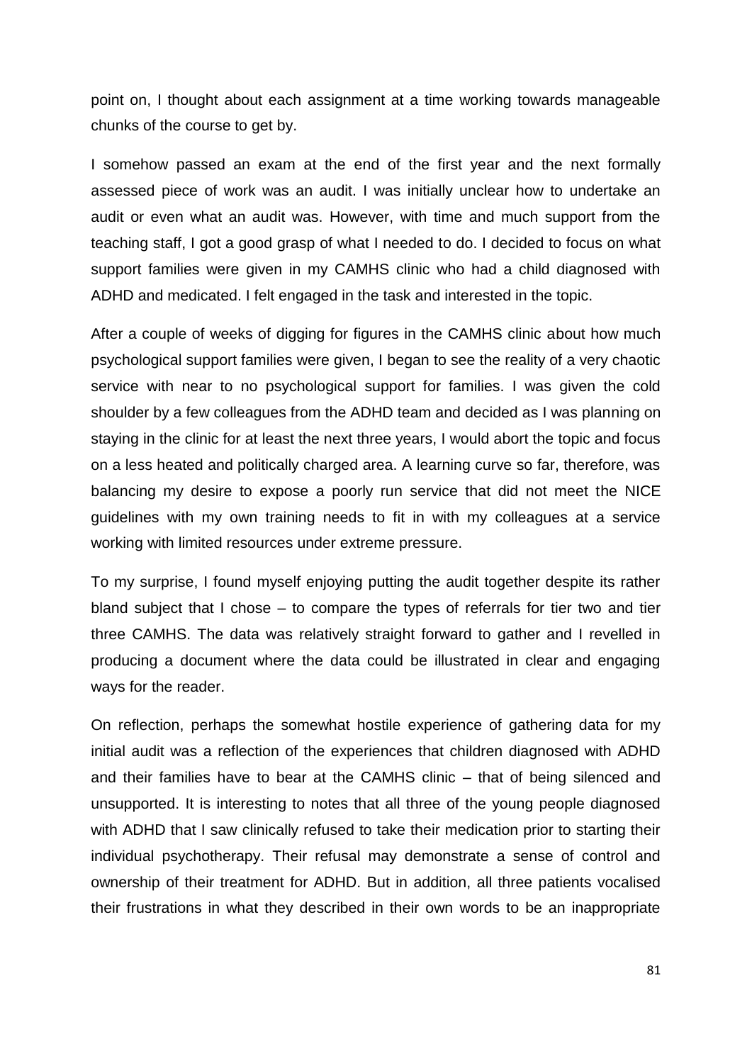point on, I thought about each assignment at a time working towards manageable chunks of the course to get by.

I somehow passed an exam at the end of the first year and the next formally assessed piece of work was an audit. I was initially unclear how to undertake an audit or even what an audit was. However, with time and much support from the teaching staff, I got a good grasp of what I needed to do. I decided to focus on what support families were given in my CAMHS clinic who had a child diagnosed with ADHD and medicated. I felt engaged in the task and interested in the topic.

After a couple of weeks of digging for figures in the CAMHS clinic about how much psychological support families were given, I began to see the reality of a very chaotic service with near to no psychological support for families. I was given the cold shoulder by a few colleagues from the ADHD team and decided as I was planning on staying in the clinic for at least the next three years, I would abort the topic and focus on a less heated and politically charged area. A learning curve so far, therefore, was balancing my desire to expose a poorly run service that did not meet the NICE guidelines with my own training needs to fit in with my colleagues at a service working with limited resources under extreme pressure.

To my surprise, I found myself enjoying putting the audit together despite its rather bland subject that I chose – to compare the types of referrals for tier two and tier three CAMHS. The data was relatively straight forward to gather and I revelled in producing a document where the data could be illustrated in clear and engaging ways for the reader.

On reflection, perhaps the somewhat hostile experience of gathering data for my initial audit was a reflection of the experiences that children diagnosed with ADHD and their families have to bear at the CAMHS clinic – that of being silenced and unsupported. It is interesting to notes that all three of the young people diagnosed with ADHD that I saw clinically refused to take their medication prior to starting their individual psychotherapy. Their refusal may demonstrate a sense of control and ownership of their treatment for ADHD. But in addition, all three patients vocalised their frustrations in what they described in their own words to be an inappropriate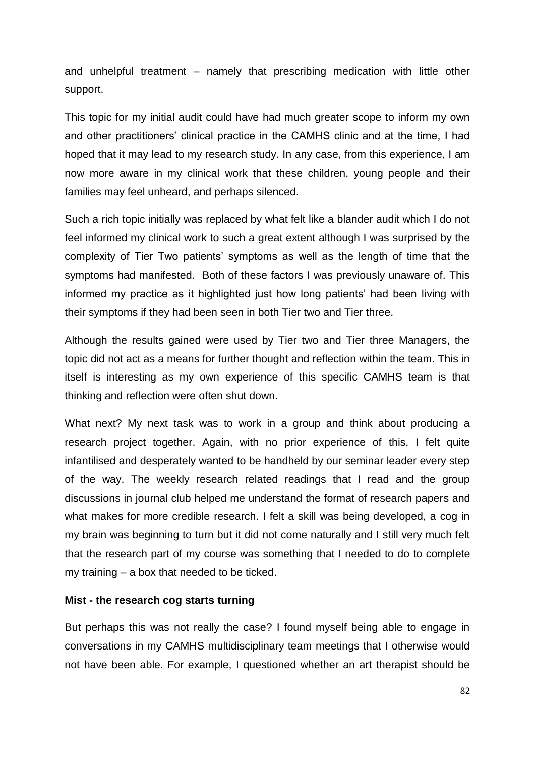and unhelpful treatment – namely that prescribing medication with little other support.

This topic for my initial audit could have had much greater scope to inform my own and other practitioners' clinical practice in the CAMHS clinic and at the time, I had hoped that it may lead to my research study. In any case, from this experience, I am now more aware in my clinical work that these children, young people and their families may feel unheard, and perhaps silenced.

Such a rich topic initially was replaced by what felt like a blander audit which I do not feel informed my clinical work to such a great extent although I was surprised by the complexity of Tier Two patients' symptoms as well as the length of time that the symptoms had manifested. Both of these factors I was previously unaware of. This informed my practice as it highlighted just how long patients' had been living with their symptoms if they had been seen in both Tier two and Tier three.

Although the results gained were used by Tier two and Tier three Managers, the topic did not act as a means for further thought and reflection within the team. This in itself is interesting as my own experience of this specific CAMHS team is that thinking and reflection were often shut down.

What next? My next task was to work in a group and think about producing a research project together. Again, with no prior experience of this, I felt quite infantilised and desperately wanted to be handheld by our seminar leader every step of the way. The weekly research related readings that I read and the group discussions in journal club helped me understand the format of research papers and what makes for more credible research. I felt a skill was being developed, a cog in my brain was beginning to turn but it did not come naturally and I still very much felt that the research part of my course was something that I needed to do to complete my training – a box that needed to be ticked.

**Mist - the research cog starts turning**

But perhaps this was not really the case? I found myself being able to engage in conversations in my CAMHS multidisciplinary team meetings that I otherwise would not have been able. For example, I questioned whether an art therapist should be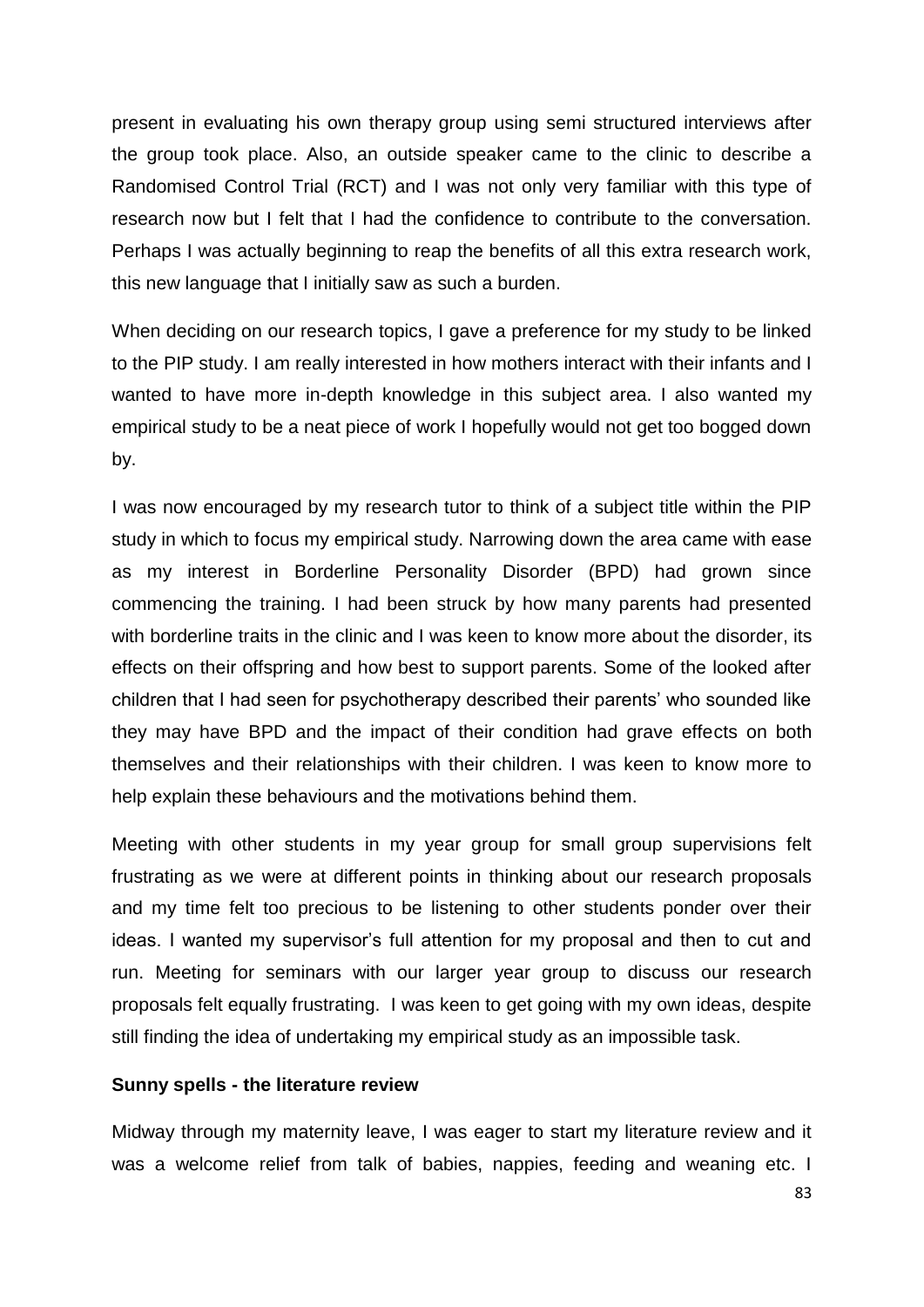present in evaluating his own therapy group using semi structured interviews after the group took place. Also, an outside speaker came to the clinic to describe a Randomised Control Trial (RCT) and I was not only very familiar with this type of research now but I felt that I had the confidence to contribute to the conversation. Perhaps I was actually beginning to reap the benefits of all this extra research work, this new language that I initially saw as such a burden.

When deciding on our research topics, I gave a preference for my study to be linked to the PIP study. I am really interested in how mothers interact with their infants and I wanted to have more in-depth knowledge in this subject area. I also wanted my empirical study to be a neat piece of work I hopefully would not get too bogged down by.

I was now encouraged by my research tutor to think of a subject title within the PIP study in which to focus my empirical study. Narrowing down the area came with ease as my interest in Borderline Personality Disorder (BPD) had grown since commencing the training. I had been struck by how many parents had presented with borderline traits in the clinic and I was keen to know more about the disorder, its effects on their offspring and how best to support parents. Some of the looked after children that I had seen for psychotherapy described their parents' who sounded like they may have BPD and the impact of their condition had grave effects on both themselves and their relationships with their children. I was keen to know more to help explain these behaviours and the motivations behind them.

Meeting with other students in my year group for small group supervisions felt frustrating as we were at different points in thinking about our research proposals and my time felt too precious to be listening to other students ponder over their ideas. I wanted my supervisor's full attention for my proposal and then to cut and run. Meeting for seminars with our larger year group to discuss our research proposals felt equally frustrating. I was keen to get going with my own ideas, despite still finding the idea of undertaking my empirical study as an impossible task.

**Sunny spells - the literature review**

Midway through my maternity leave, I was eager to start my literature review and it was a welcome relief from talk of babies, nappies, feeding and weaning etc. I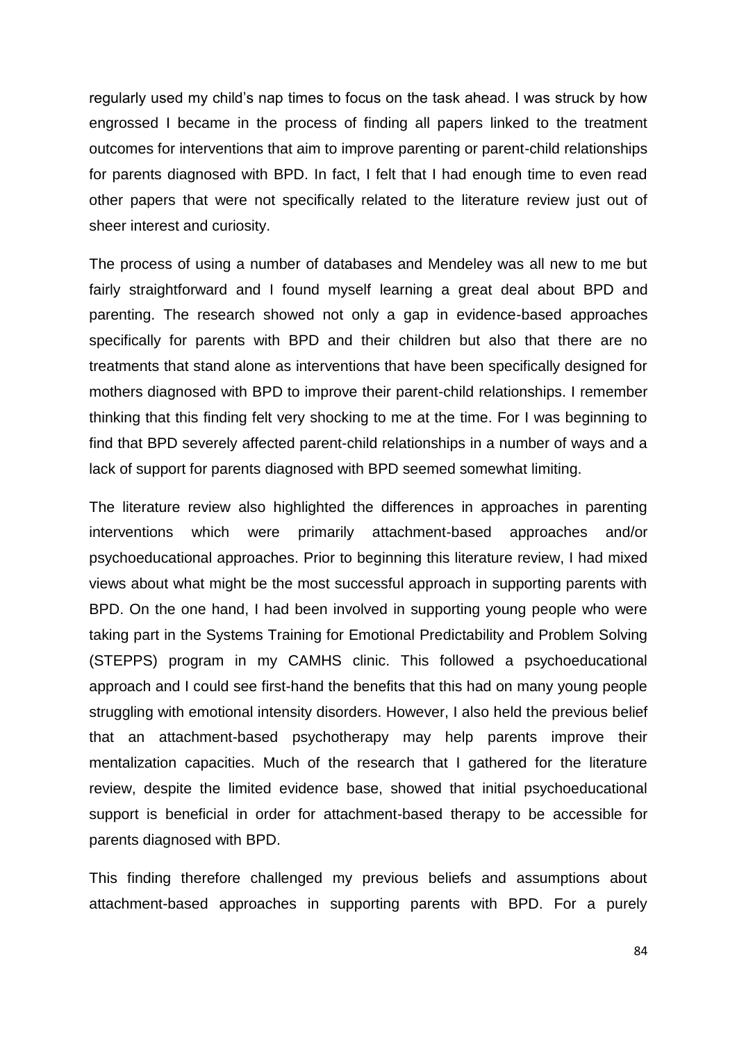regularly used my child's nap times to focus on the task ahead. I was struck by how engrossed I became in the process of finding all papers linked to the treatment outcomes for interventions that aim to improve parenting or parent-child relationships for parents diagnosed with BPD. In fact, I felt that I had enough time to even read other papers that were not specifically related to the literature review just out of sheer interest and curiosity.

The process of using a number of databases and Mendeley was all new to me but fairly straightforward and I found myself learning a great deal about BPD and parenting. The research showed not only a gap in evidence-based approaches specifically for parents with BPD and their children but also that there are no treatments that stand alone as interventions that have been specifically designed for mothers diagnosed with BPD to improve their parent-child relationships. I remember thinking that this finding felt very shocking to me at the time. For I was beginning to find that BPD severely affected parent-child relationships in a number of ways and a lack of support for parents diagnosed with BPD seemed somewhat limiting.

The literature review also highlighted the differences in approaches in parenting interventions which were primarily attachment-based approaches and/or psychoeducational approaches. Prior to beginning this literature review, I had mixed views about what might be the most successful approach in supporting parents with BPD. On the one hand, I had been involved in supporting young people who were taking part in the Systems Training for Emotional Predictability and Problem Solving (STEPPS) program in my CAMHS clinic. This followed a psychoeducational approach and I could see first-hand the benefits that this had on many young people struggling with emotional intensity disorders. However, I also held the previous belief that an attachment-based psychotherapy may help parents improve their mentalization capacities. Much of the research that I gathered for the literature review, despite the limited evidence base, showed that initial psychoeducational support is beneficial in order for attachment-based therapy to be accessible for parents diagnosed with BPD.

This finding therefore challenged my previous beliefs and assumptions about attachment-based approaches in supporting parents with BPD. For a purely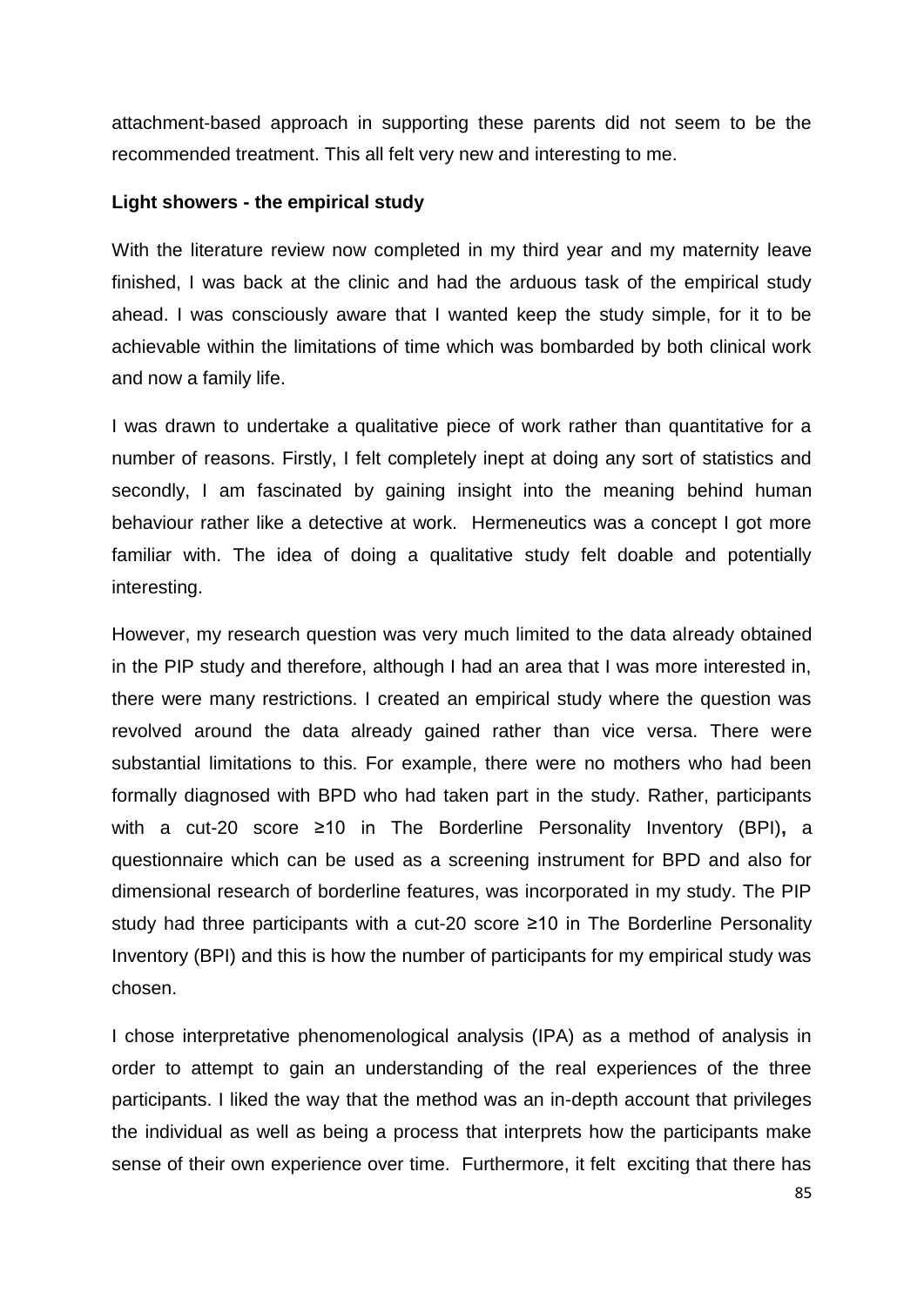attachment-based approach in supporting these parents did not seem to be the recommended treatment. This all felt very new and interesting to me.

**Light showers - the empirical study**

With the literature review now completed in my third year and my maternity leave finished, I was back at the clinic and had the arduous task of the empirical study ahead. I was consciously aware that I wanted keep the study simple, for it to be achievable within the limitations of time which was bombarded by both clinical work and now a family life.

I was drawn to undertake a qualitative piece of work rather than quantitative for a number of reasons. Firstly, I felt completely inept at doing any sort of statistics and secondly, I am fascinated by gaining insight into the meaning behind human behaviour rather like a detective at work. Hermeneutics was a concept I got more familiar with. The idea of doing a qualitative study felt doable and potentially interesting.

However, my research question was very much limited to the data already obtained in the PIP study and therefore, although I had an area that I was more interested in, there were many restrictions. I created an empirical study where the question was revolved around the data already gained rather than vice versa. There were substantial limitations to this. For example, there were no mothers who had been formally diagnosed with BPD who had taken part in the study. Rather, participants with a cut-20 score ≥10 in The Borderline Personality Inventory (BPI)**,** a questionnaire which can be used as a screening instrument for BPD and also for dimensional research of borderline features, was incorporated in my study. The PIP study had three participants with a cut-20 score ≥10 in The Borderline Personality Inventory (BPI) and this is how the number of participants for my empirical study was chosen.

I chose interpretative phenomenological analysis (IPA) as a method of analysis in order to attempt to gain an understanding of the real experiences of the three participants. I liked the way that the method was an in-depth account that privileges the individual as well as being a process that interprets how the participants make sense of their own experience over time. Furthermore, it felt exciting that there has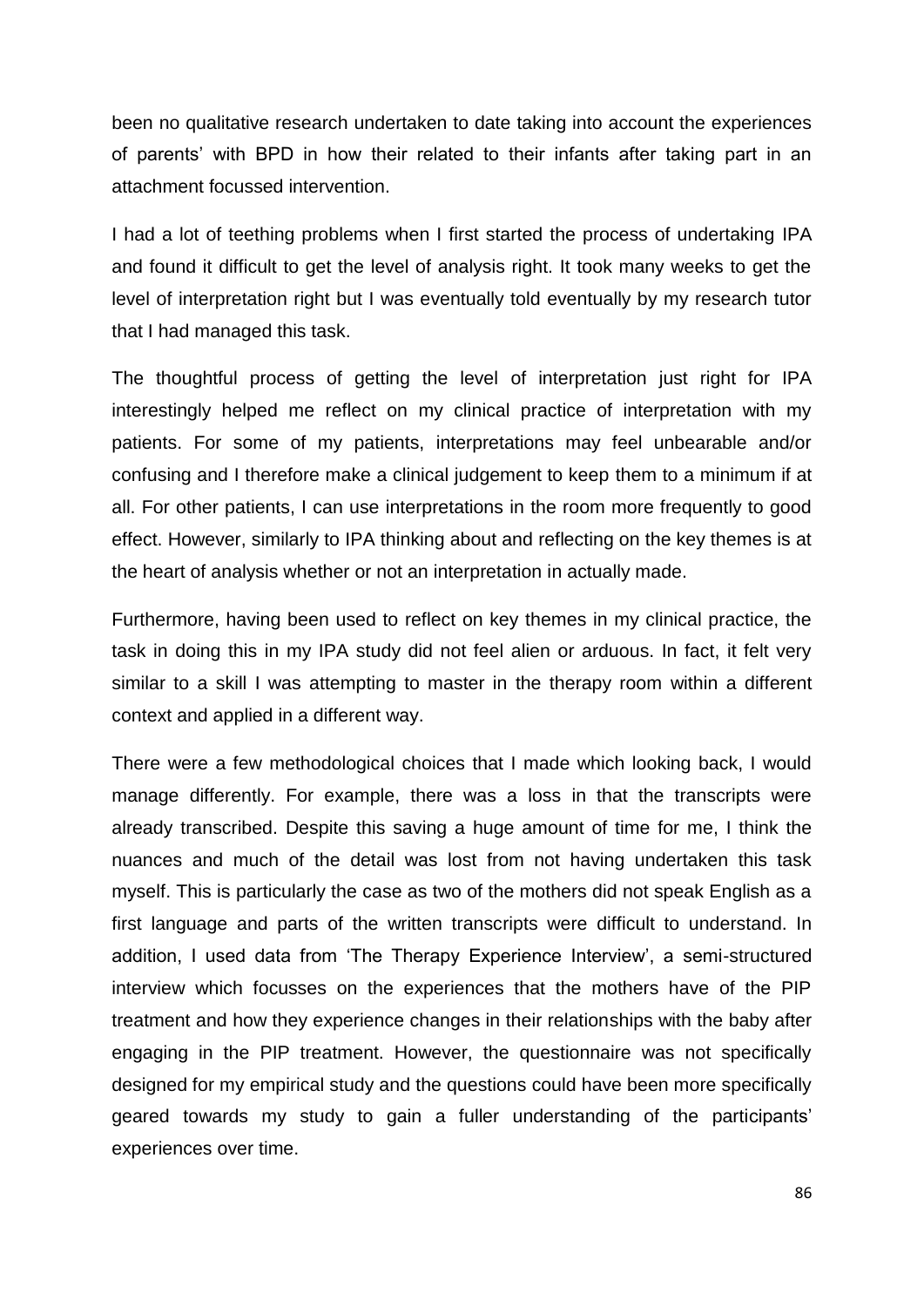been no qualitative research undertaken to date taking into account the experiences of parents' with BPD in how their related to their infants after taking part in an attachment focussed intervention.

I had a lot of teething problems when I first started the process of undertaking IPA and found it difficult to get the level of analysis right. It took many weeks to get the level of interpretation right but I was eventually told eventually by my research tutor that I had managed this task.

The thoughtful process of getting the level of interpretation just right for IPA interestingly helped me reflect on my clinical practice of interpretation with my patients. For some of my patients, interpretations may feel unbearable and/or confusing and I therefore make a clinical judgement to keep them to a minimum if at all. For other patients, I can use interpretations in the room more frequently to good effect. However, similarly to IPA thinking about and reflecting on the key themes is at the heart of analysis whether or not an interpretation in actually made.

Furthermore, having been used to reflect on key themes in my clinical practice, the task in doing this in my IPA study did not feel alien or arduous. In fact, it felt very similar to a skill I was attempting to master in the therapy room within a different context and applied in a different way.

There were a few methodological choices that I made which looking back, I would manage differently. For example, there was a loss in that the transcripts were already transcribed. Despite this saving a huge amount of time for me, I think the nuances and much of the detail was lost from not having undertaken this task myself. This is particularly the case as two of the mothers did not speak English as a first language and parts of the written transcripts were difficult to understand. In addition, I used data from 'The Therapy Experience Interview', a semi-structured interview which focusses on the experiences that the mothers have of the PIP treatment and how they experience changes in their relationships with the baby after engaging in the PIP treatment. However, the questionnaire was not specifically designed for my empirical study and the questions could have been more specifically geared towards my study to gain a fuller understanding of the participants' experiences over time.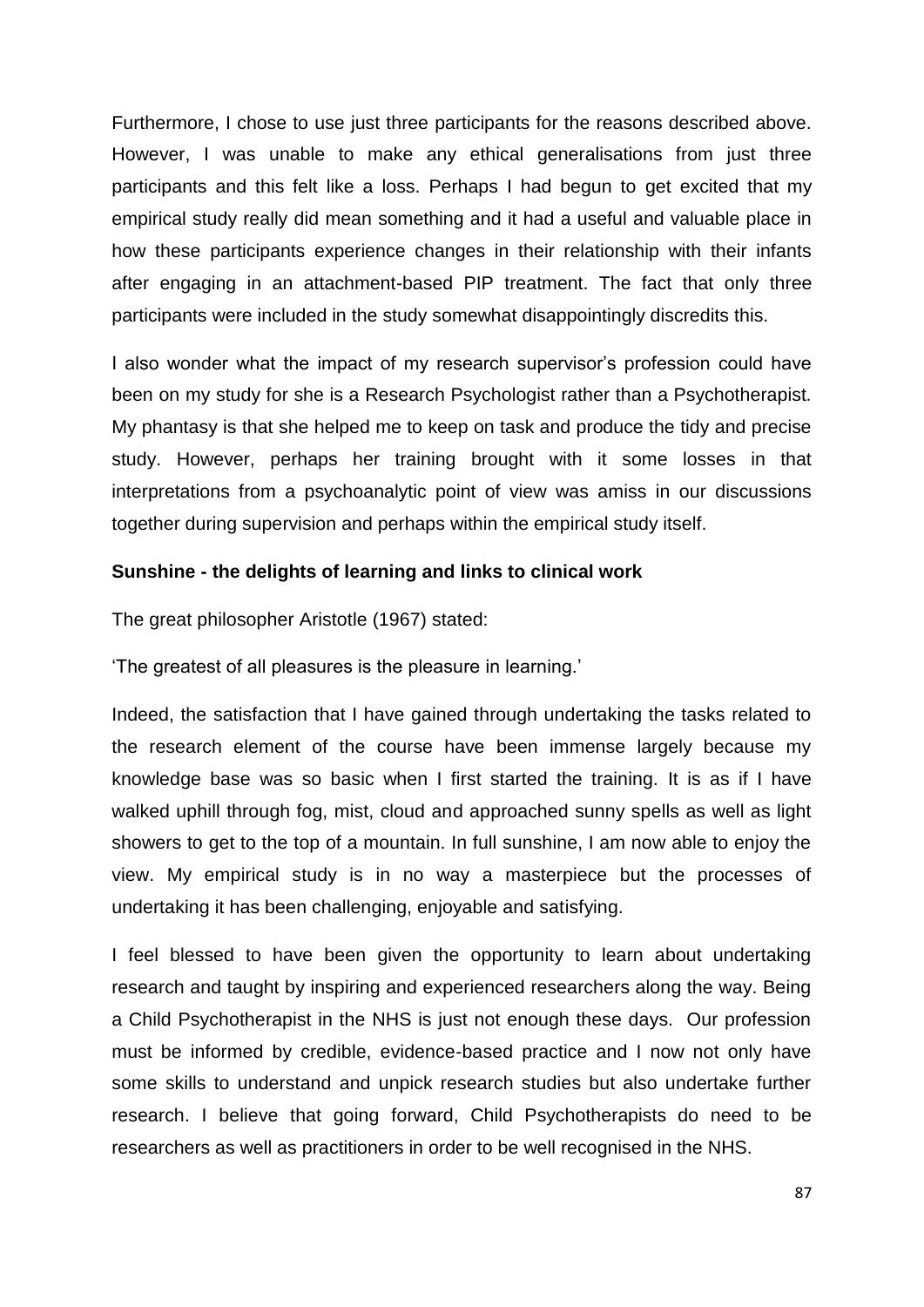Furthermore, I chose to use just three participants for the reasons described above. However, I was unable to make any ethical generalisations from just three participants and this felt like a loss. Perhaps I had begun to get excited that my empirical study really did mean something and it had a useful and valuable place in how these participants experience changes in their relationship with their infants after engaging in an attachment-based PIP treatment. The fact that only three participants were included in the study somewhat disappointingly discredits this.

I also wonder what the impact of my research supervisor's profession could have been on my study for she is a Research Psychologist rather than a Psychotherapist. My phantasy is that she helped me to keep on task and produce the tidy and precise study. However, perhaps her training brought with it some losses in that interpretations from a psychoanalytic point of view was amiss in our discussions together during supervision and perhaps within the empirical study itself.

**Sunshine - the delights of learning and links to clinical work**

The great philosopher Aristotle (1967) stated:

'The greatest of all pleasures is the pleasure in learning.'

Indeed, the satisfaction that I have gained through undertaking the tasks related to the research element of the course have been immense largely because my knowledge base was so basic when I first started the training. It is as if I have walked uphill through fog, mist, cloud and approached sunny spells as well as light showers to get to the top of a mountain. In full sunshine, I am now able to enjoy the view. My empirical study is in no way a masterpiece but the processes of undertaking it has been challenging, enjoyable and satisfying.

I feel blessed to have been given the opportunity to learn about undertaking research and taught by inspiring and experienced researchers along the way. Being a Child Psychotherapist in the NHS is just not enough these days. Our profession must be informed by credible, evidence-based practice and I now not only have some skills to understand and unpick research studies but also undertake further research. I believe that going forward, Child Psychotherapists do need to be researchers as well as practitioners in order to be well recognised in the NHS.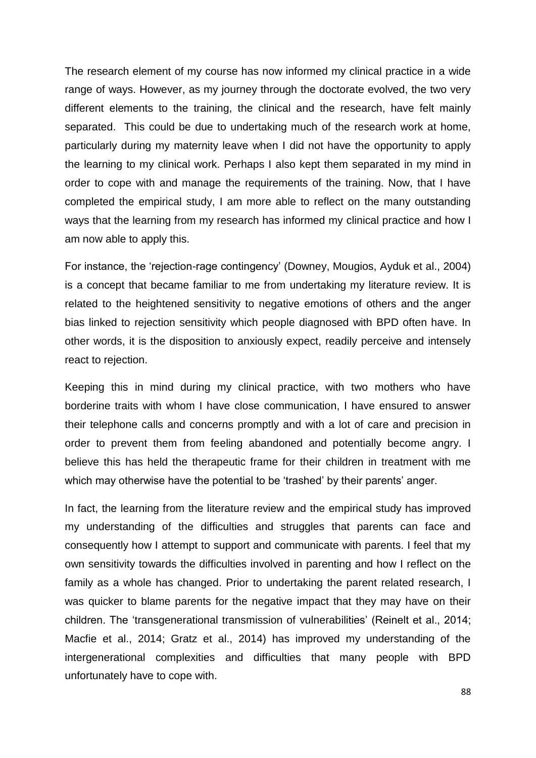The research element of my course has now informed my clinical practice in a wide range of ways. However, as my journey through the doctorate evolved, the two very different elements to the training, the clinical and the research, have felt mainly separated.  This could be due to undertaking much of the research work at home, particularly during my maternity leave when I did not have the opportunity to apply the learning to my clinical work. Perhaps I also kept them separated in my mind in order to cope with and manage the requirements of the training. Now, that I have completed the empirical study, I am more able to reflect on the many outstanding ways that the learning from my research has informed my clinical practice and how I am now able to apply this.

For instance, the 'rejection-rage contingency' (Downey, Mougios, Ayduk et al., 2004) is a concept that became familiar to me from undertaking my literature review. It is related to the heightened sensitivity to negative emotions of others and the anger bias linked to rejection sensitivity which people diagnosed with BPD often have. In other words, it is the disposition to anxiously expect, readily perceive and intensely react to rejection.

Keeping this in mind during my clinical practice, with two mothers who have borderine traits with whom I have close communication, I have ensured to answer their telephone calls and concerns promptly and with a lot of care and precision in order to prevent them from feeling abandoned and potentially become angry. I believe this has held the therapeutic frame for their children in treatment with me which may otherwise have the potential to be 'trashed' by their parents' anger.

In fact, the learning from the literature review and the empirical study has improved my understanding of the difficulties and struggles that parents can face and consequently how I attempt to support and communicate with parents. I feel that my own sensitivity towards the difficulties involved in parenting and how I reflect on the family as a whole has changed. Prior to undertaking the parent related research, I was quicker to blame parents for the negative impact that they may have on their children. The 'transgenerational transmission of vulnerabilities' (Reinelt et al., 2014; Macfie et al., 2014; Gratz et al., 2014) has improved my understanding of the intergenerational complexities and difficulties that many people with BPD unfortunately have to cope with.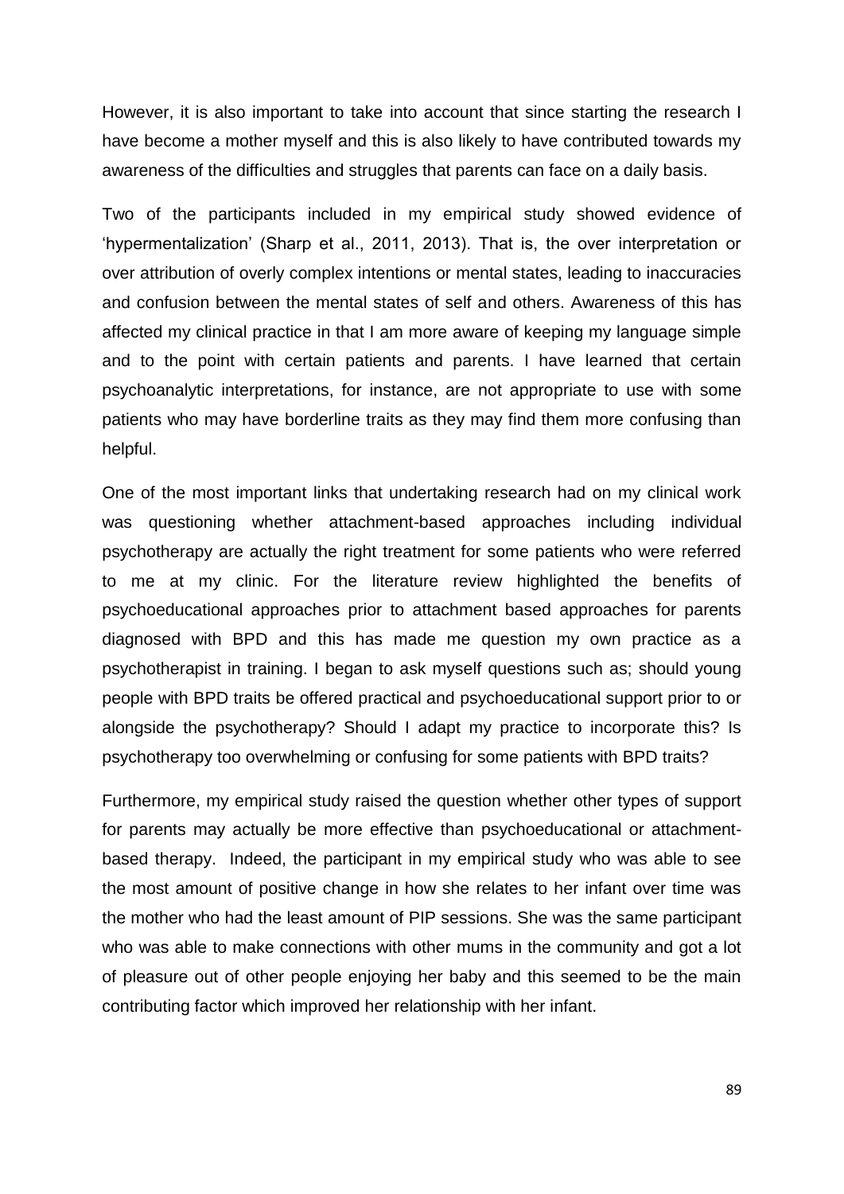However, it is also important to take into account that since starting the research I have become a mother myself and this is also likely to have contributed towards my awareness of the difficulties and struggles that parents can face on a daily basis.

Two of the participants included in my empirical study showed evidence of 'hypermentalization' (Sharp et al., 2011, 2013). That is, the over interpretation or over attribution of overly complex intentions or mental states, leading to inaccuracies and confusion between the mental states of self and others. Awareness of this has affected my clinical practice in that I am more aware of keeping my language simple and to the point with certain patients and parents. I have learned that certain psychoanalytic interpretations, for instance, are not appropriate to use with some patients who may have borderline traits as they may find them more confusing than helpful.

One of the most important links that undertaking research had on my clinical work was questioning whether attachment-based approaches including individual psychotherapy are actually the right treatment for some patients who were referred to me at my clinic. For the literature review highlighted the benefits of psychoeducational approaches prior to attachment based approaches for parents diagnosed with BPD and this has made me question my own practice as a psychotherapist in training. I began to ask myself questions such as; should young people with BPD traits be offered practical and psychoeducational support prior to or alongside the psychotherapy? Should I adapt my practice to incorporate this? Is psychotherapy too overwhelming or confusing for some patients with BPD traits?

Furthermore, my empirical study raised the question whether other types of support for parents may actually be more effective than psychoeducational or attachment-based therapy. Indeed, the participant in my empirical study who was able to see the most amount of positive change in how she relates to her infant over time was the mother who had the least amount of PIP sessions. She was the same participant who was able to make connections with other mums in the community and got a lot of pleasure out of other people enjoying her baby and this seemed to be the main contributing factor which improved her relationship with her infant.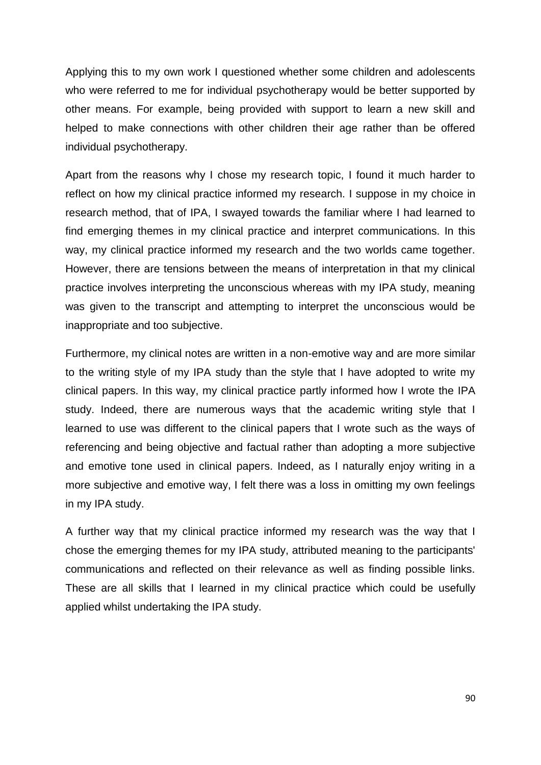Applying this to my own work I questioned whether some children and adolescents who were referred to me for individual psychotherapy would be better supported by other means. For example, being provided with support to learn a new skill and helped to make connections with other children their age rather than be offered individual psychotherapy.

Apart from the reasons why I chose my research topic, I found it much harder to reflect on how my clinical practice informed my research. I suppose in my choice in research method, that of IPA, I swayed towards the familiar where I had learned to find emerging themes in my clinical practice and interpret communications. In this way, my clinical practice informed my research and the two worlds came together. However, there are tensions between the means of interpretation in that my clinical practice involves interpreting the unconscious whereas with my IPA study, meaning was given to the transcript and attempting to interpret the unconscious would be inappropriate and too subjective.

Furthermore, my clinical notes are written in a non-emotive way and are more similar to the writing style of my IPA study than the style that I have adopted to write my clinical papers. In this way, my clinical practice partly informed how I wrote the IPA study. Indeed, there are numerous ways that the academic writing style that I learned to use was different to the clinical papers that I wrote such as the ways of referencing and being objective and factual rather than adopting a more subjective and emotive tone used in clinical papers. Indeed, as I naturally enjoy writing in a more subjective and emotive way, I felt there was a loss in omitting my own feelings in my IPA study.

A further way that my clinical practice informed my research was the way that I chose the emerging themes for my IPA study, attributed meaning to the participants' communications and reflected on their relevance as well as finding possible links. These are all skills that I learned in my clinical practice which could be usefully applied whilst undertaking the IPA study.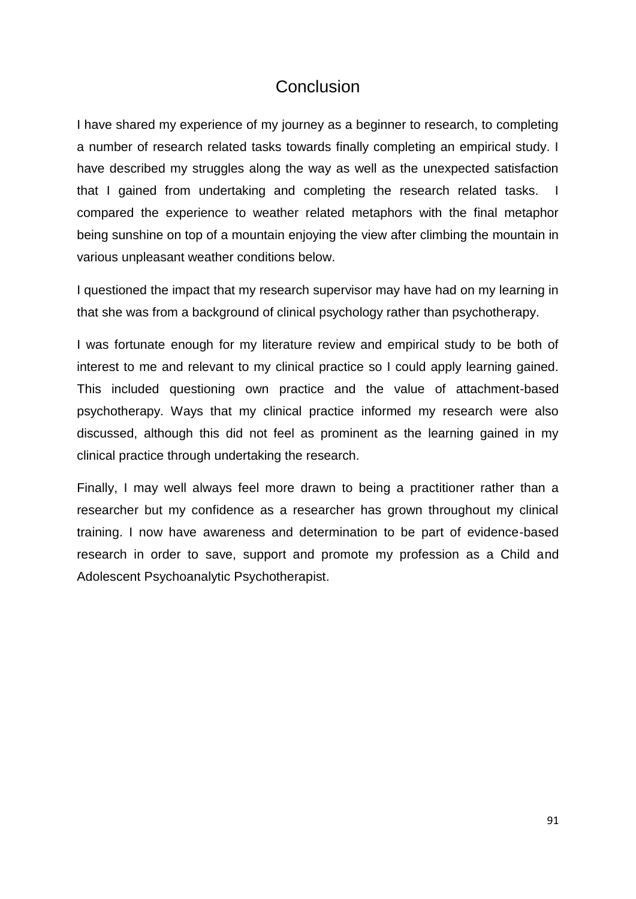# Conclusion

I have shared my experience of my journey as a beginner to research, to completing a number of research related tasks towards finally completing an empirical study. I have described my struggles along the way as well as the unexpected satisfaction that I gained from undertaking and completing the research related tasks. I compared the experience to weather related metaphors with the final metaphor being sunshine on top of a mountain enjoying the view after climbing the mountain in various unpleasant weather conditions below.

I questioned the impact that my research supervisor may have had on my learning in that she was from a background of clinical psychology rather than psychotherapy.

I was fortunate enough for my literature review and empirical study to be both of interest to me and relevant to my clinical practice so I could apply learning gained. This included questioning own practice and the value of attachment-based psychotherapy. Ways that my clinical practice informed my research were also discussed, although this did not feel as prominent as the learning gained in my clinical practice through undertaking the research.

Finally, I may well always feel more drawn to being a practitioner rather than a researcher but my confidence as a researcher has grown throughout my clinical training. I now have awareness and determination to be part of evidence-based research in order to save, support and promote my profession as a Child and Adolescent Psychoanalytic Psychotherapist.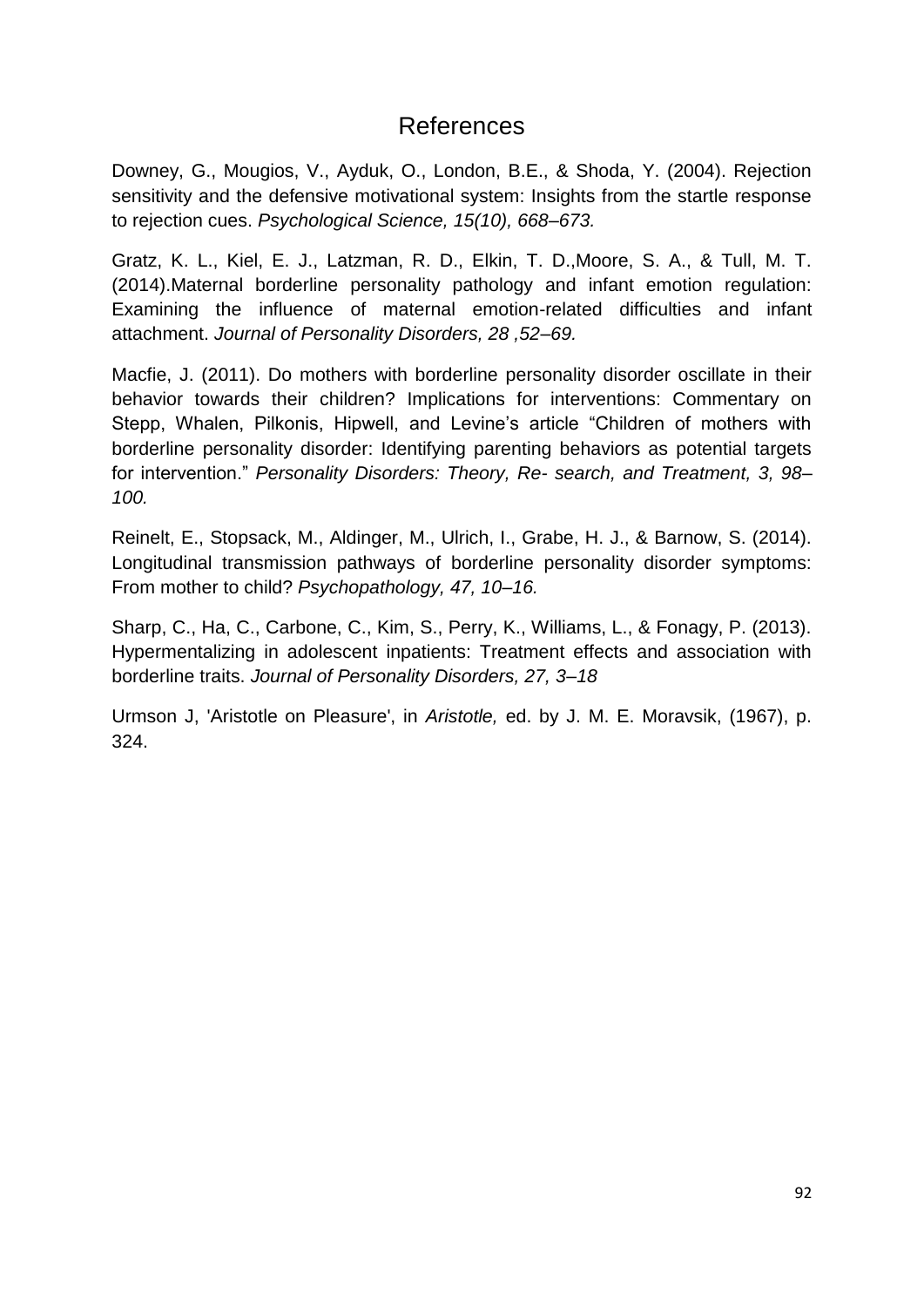# References

Downey, G., Mougios, V., Ayduk, O., London, B.E., & Shoda, Y. (2004). Rejection sensitivity and the defensive motivational system: Insights from the startle response to rejection cues. *Psychological Science, 15(10), 668–673.*

Gratz, K. L., Kiel, E. J., Latzman, R. D., Elkin, T. D.,Moore, S. A., & Tull, M. T. (2014).Maternal borderline personality pathology and infant emotion regulation: Examining the influence of maternal emotion-related difficulties and infant attachment. *Journal of Personality Disorders, 28 ,52–69.*

Macfie, J. (2011). Do mothers with borderline personality disorder oscillate in their behavior towards their children? Implications for interventions: Commentary on Stepp, Whalen, Pilkonis, Hipwell, and Levine's article "Children of mothers with borderline personality disorder: Identifying parenting behaviors as potential targets for intervention." *Personality Disorders: Theory, Re- search, and Treatment, 3, 98–100.*

Reinelt, E., Stopsack, M., Aldinger, M., Ulrich, I., Grabe, H. J., & Barnow, S. (2014). Longitudinal transmission pathways of borderline personality disorder symptoms: From mother to child? *Psychopathology, 47, 10–16.*

Sharp, C., Ha, C., Carbone, C., Kim, S., Perry, K., Williams, L., & Fonagy, P. (2013). Hypermentalizing in adolescent inpatients: Treatment effects and association with borderline traits. *Journal of Personality Disorders, 27, 3–18*

Urmson J, 'Aristotle on Pleasure', in *Aristotle,* ed. by J. M. E. Moravsik, (1967), p. 324.